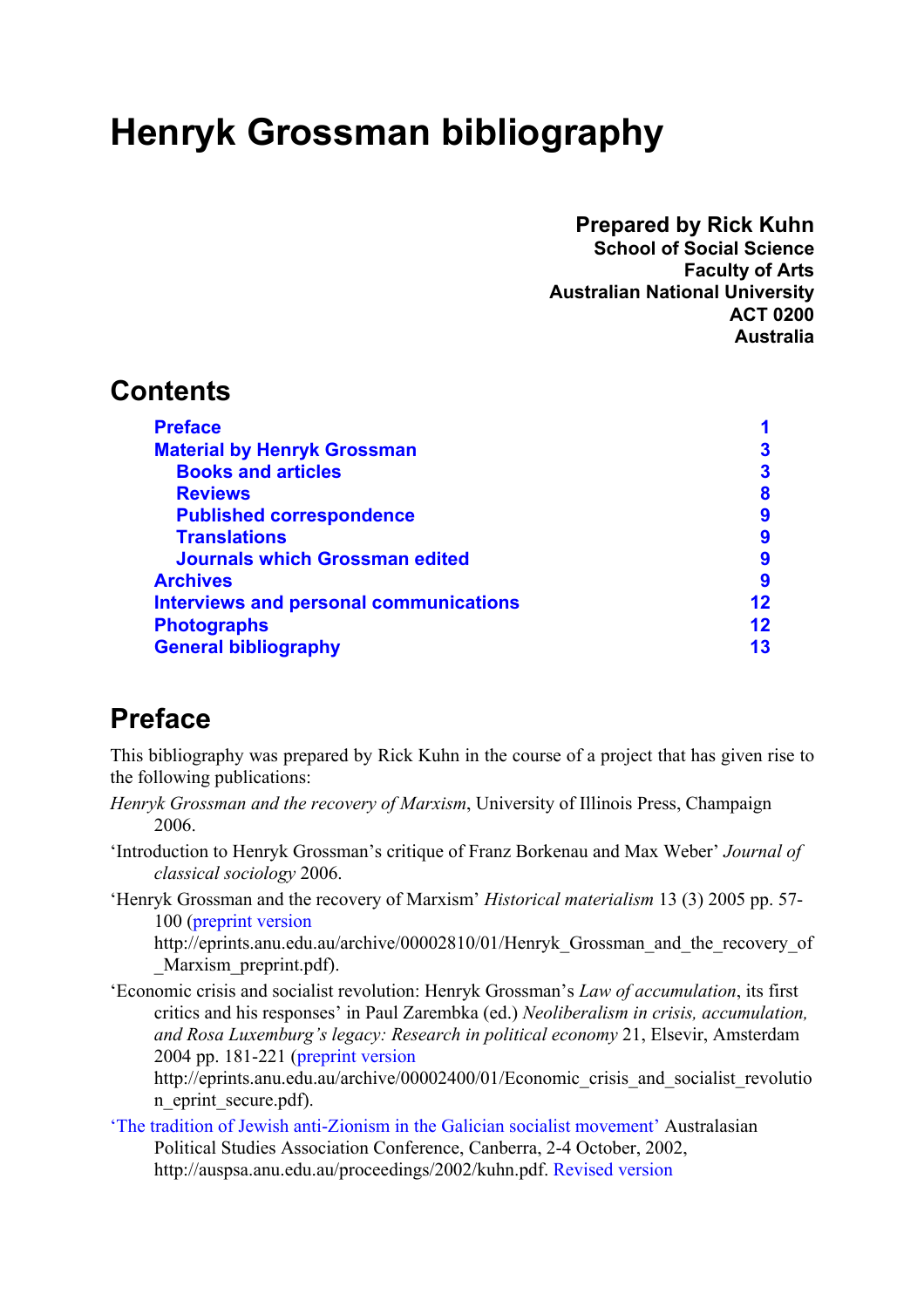# Henryk Grossman bibliography

**Prepared by Rick Kuhn**
**School of Social Science**
**Faculty of Arts**
**Australian National University**
**ACT 0200**
**Australia**

## Contents

| | |
|---|---|
| **Preface** | **1** |
| **Material by Henryk Grossman** | **3** |
| **Books and articles** | **3** |
| **Reviews** | **8** |
| **Published correspondence** | **9** |
| **Translations** | **9** |
| **Journals which Grossman edited** | **9** |
| **Archives** | **9** |
| **Interviews and personal communications** | **12** |
| **Photographs** | **12** |
| **General bibliography** | **13** |

## Preface

This bibliography was prepared by Rick Kuhn in the course of a project that has given rise to the following publications:

*Henryk Grossman and the recovery of Marxism*, University of Illinois Press, Champaign 2006.

'Introduction to Henryk Grossman's critique of Franz Borkenau and Max Weber' *Journal of classical sociology* 2006.

'Henryk Grossman and the recovery of Marxism' *Historical materialism* 13 (3) 2005 pp. 57-100 (preprint version http://eprints.anu.edu.au/archive/00002810/01/Henryk_Grossman_and_the_recovery_of_Marxism_preprint.pdf).

'Economic crisis and socialist revolution: Henryk Grossman's *Law of accumulation*, its first critics and his responses' in Paul Zarembka (ed.) *Neoliberalism in crisis, accumulation, and Rosa Luxemburg's legacy: Research in political economy* 21, Elsevir, Amsterdam 2004 pp. 181-221 (preprint version http://eprints.anu.edu.au/archive/00002400/01/Economic_crisis_and_socialist_revolution_eprint_secure.pdf).

'The tradition of Jewish anti-Zionism in the Galician socialist movement' Australasian Political Studies Association Conference, Canberra, 2-4 October, 2002, http://auspsa.anu.edu.au/proceedings/2002/kuhn.pdf. Revised version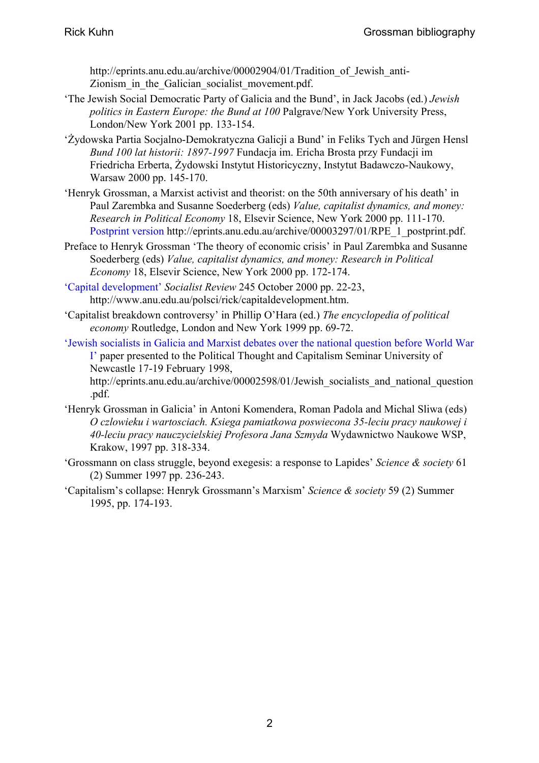http://eprints.anu.edu.au/archive/00002904/01/Tradition_of_Jewish_anti-Zionism_in_the_Galician_socialist_movement.pdf.

‘The Jewish Social Democratic Party of Galicia and the Bund’, in Jack Jacobs (ed.) *Jewish politics in Eastern Europe: the Bund at 100* Palgrave/New York University Press, London/New York 2001 pp. 133-154.

‘Żydowska Partia Socjalno-Demokratyczna Galicji a Bund’ in Feliks Tych and Jürgen Hensl *Bund 100 lat historii: 1897-1997* Fundacja im. Ericha Brosta przy Fundacji im Friedricha Erberta, Żydowski Instytut Historicyczny, Instytut Badawczo-Naukowy, Warsaw 2000 pp. 145-170.

‘Henryk Grossman, a Marxist activist and theorist: on the 50th anniversary of his death’ in Paul Zarembka and Susanne Soederberg (eds) *Value, capitalist dynamics, and money: Research in Political Economy* 18, Elsevir Science, New York 2000 pp. 111-170. Postprint version http://eprints.anu.edu.au/archive/00003297/01/RPE_1_postprint.pdf.

Preface to Henryk Grossman ‘The theory of economic crisis’ in Paul Zarembka and Susanne Soederberg (eds) *Value, capitalist dynamics, and money: Research in Political Economy* 18, Elsevir Science, New York 2000 pp. 172-174.

‘Capital development’ *Socialist Review* 245 October 2000 pp. 22-23, http://www.anu.edu.au/polsci/rick/capitaldevelopment.htm.

‘Capitalist breakdown controversy’ in Phillip O’Hara (ed.) *The encyclopedia of political economy* Routledge, London and New York 1999 pp. 69-72.

‘Jewish socialists in Galicia and Marxist debates over the national question before World War I’ paper presented to the Political Thought and Capitalism Seminar University of Newcastle 17-19 February 1998, http://eprints.anu.edu.au/archive/00002598/01/Jewish_socialists_and_national_question.pdf.

‘Henryk Grossman in Galicia’ in Antoni Komendera, Roman Padola and Michal Sliwa (eds) *O czlowieku i wartosciach. Ksiega pamiatkowa poswiecona 35-leciu pracy naukowej i 40-leciu pracy nauczycielskiej Profesora Jana Szmyda* Wydawnictwo Naukowe WSP, Krakow, 1997 pp. 318-334.

‘Grossmann on class struggle, beyond exegesis: a response to Lapides’ *Science & society* 61 (2) Summer 1997 pp. 236-243.

‘Capitalism’s collapse: Henryk Grossmann’s Marxism’ *Science & society* 59 (2) Summer 1995, pp. 174-193.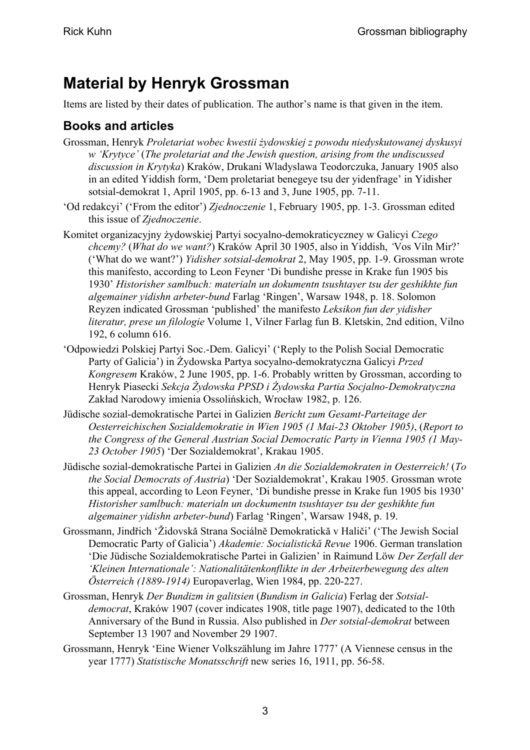# Material by Henryk Grossman

Items are listed by their dates of publication. The author's name is that given in the item.

## Books and articles

Grossman, Henryk *Proletariat wobec kwestii żydowskiej z powodu niedyskutowanej dyskusyi w 'Krytyce'* (*The proletariat and the Jewish question, arising from the undiscussed discussion in Krytyka*) Kraków, Drukani Wladyslawa Teodorczuka, January 1905 also in an edited Yiddish form, 'Dem proletariat benegeye tsu der yidenfrage' in Yidisher sotsial-demokrat 1, April 1905, pp. 6-13 and 3, June 1905, pp. 7-11.

'Od redakcyi' ('From the editor') *Zjednoczenie* 1, February 1905, pp. 1-3. Grossman edited this issue of *Zjednoczenie*.

Komitet organizacyjny żydowskiej Partyi socyalno-demokraticyczney w Galicyi *Czego chcemy?* (*What do we want?*) Kraków April 30 1905, also in Yiddish, 'Vos Viln Mir?' ('What do we want?') *Yidisher sotsial-demokrat* 2, May 1905, pp. 1-9. Grossman wrote this manifesto, according to Leon Feyner 'Di bundishe presse in Krake fun 1905 bis 1930' *Historisher samlbuch: materialn un dokumentn tsushtayer tsu der geshikhte fun algemainer yidishn arbeter-bund* Farlag 'Ringen', Warsaw 1948, p. 18. Solomon Reyzen indicated Grossman 'published' the manifesto *Leksikon fun der yidisher literatur, prese un filologie* Volume 1, Vilner Farlag fun B. Kletskin, 2nd edition, Vilno 192, 6 column 616.

'Odpowiedzi Polskiej Partyi Soc.-Dem. Galicyi' ('Reply to the Polish Social Democratic Party of Galicia') in Żydowska Partya socyalno-demokratyczna Galicyi *Przed Kongresem* Kraków, 2 June 1905, pp. 1-6. Probably written by Grossman, according to Henryk Piasecki *Sekcja Żydowska PPSD i Żydowska Partia Socjalno-Demokratyczna* Zakład Narodowy imienia Ossolińskich, Wrocław 1982, p. 126.

Jüdische sozial-demokratische Partei in Galizien *Bericht zum Gesamt-Parteitage der Oesterreichischen Sozialdemokratie in Wien 1905 (1 Mai-23 Oktober 1905)*, (*Report to the Congress of the General Austrian Social Democratic Party in Vienna 1905 (1 May-23 October 1905)*) 'Der Sozialdemokrat', Krakau 1905.

Jüdische sozial-demokratische Partei in Galizien *An die Sozialdemokraten in Oesterreich!* (*To the Social Democrats of Austria*) 'Der Sozialdemokrat', Krakau 1905. Grossman wrote this appeal, according to Leon Feyner, 'Di bundishe presse in Krake fun 1905 bis 1930' *Historisher samlbuch: materialn un dockumentn tsushtayer tsu der geshikhte fun algemainer yidishn arbeter-bund*) Farlag 'Ringen', Warsaw 1948, p. 19.

Grossmann, Jindřich 'Židovskă Strana Sociálně Demokratickă v Haliči' ('The Jewish Social Democratic Party of Galicia') *Akademie: Socialistickă Revue* 1906. German translation 'Die Jüdische Sozialdemokratische Partei in Galizien' in Raimund Löw *Der Zerfall der 'Kleinen Internationale': Nationalitätenkonflikte in der Arbeiterbewegung des alten Österreich (1889-1914)* Europaverlag, Wien 1984, pp. 220-227.

Grossman, Henryk *Der Bundizm in galitsien* (*Bundism in Galicia*) Ferlag der *Sotsial-democrat*, Kraków 1907 (cover indicates 1908, title page 1907), dedicated to the 10th Anniversary of the Bund in Russia. Also published in *Der sotsial-demokrat* between September 13 1907 and November 29 1907.

Grossmann, Henryk 'Eine Wiener Volkszählung im Jahre 1777' (A Viennese census in the year 1777) *Statistische Monatsschrift* new series 16, 1911, pp. 56-58.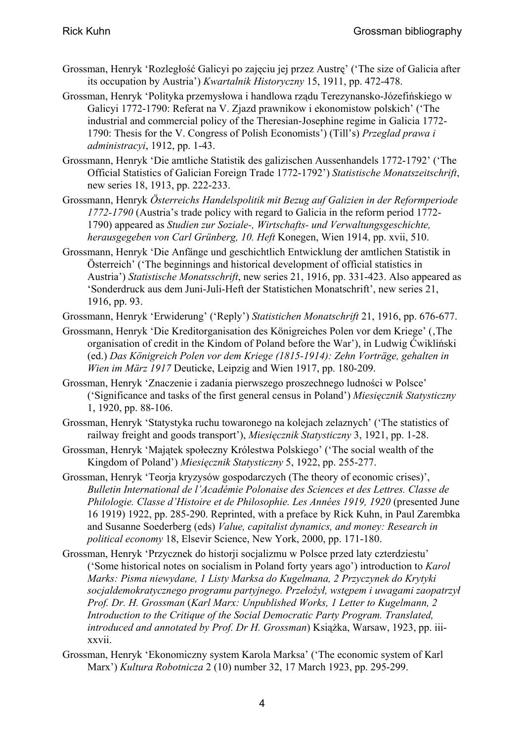Grossman, Henryk 'Rozległość Galicyi po zajęciu jej przez Austrę' ('The size of Galicia after its occupation by Austria') *Kwartalnik Historyczny* 15, 1911, pp. 472-478.

Grossman, Henryk 'Polityka przemysłowa i handlowa rządu Terezynansko-Józefińskiego w Galicyi 1772-1790: Referat na V. Zjazd prawnikow i ekonomistow polskich' ('The industrial and commercial policy of the Theresian-Josephine regime in Galicia 1772-1790: Thesis for the V. Congress of Polish Economists') (Till's) *Przeglad prawa i administracyi*, 1912, pp. 1-43.

Grossmann, Henryk 'Die amtliche Statistik des galizischen Aussenhandels 1772-1792' ('The Official Statistics of Galician Foreign Trade 1772-1792') *Statistische Monatszeitschrift*, new series 18, 1913, pp. 222-233.

Grossmann, Henryk *Österreichs Handelspolitik mit Bezug auf Galizien in der Reformperiode 1772-1790* (Austria's trade policy with regard to Galicia in the reform period 1772-1790) appeared as *Studien zur Soziale-, Wirtschafts- und Verwaltungsgeschichte, herausgegeben von Carl Grünberg, 10. Heft* Konegen, Wien 1914, pp. xvii, 510.

Grossmann, Henryk 'Die Anfänge und geschichtlich Entwicklung der amtlichen Statistik in Österreich' ('The beginnings and historical development of official statistics in Austria') *Statistische Monatsschrift*, new series 21, 1916, pp. 331-423. Also appeared as 'Sonderdruck aus dem Juni-Juli-Heft der Statistichen Monatschrift', new series 21, 1916, pp. 93.

Grossmann, Henryk 'Erwiderung' ('Reply') *Statistichen Monatschrift* 21, 1916, pp. 676-677.

Grossmann, Henryk 'Die Kreditorganisation des Königreiches Polen vor dem Kriege' (‚The organisation of credit in the Kindom of Poland before the War'), in Ludwig Ćwikliński (ed.) *Das Königreich Polen vor dem Kriege (1815-1914): Zehn Vorträge, gehalten in Wien im März 1917* Deuticke, Leipzig and Wien 1917, pp. 180-209.

Grossman, Henryk 'Znaczenie i zadania pierwszego proszechnego ludności w Polsce' ('Significance and tasks of the first general census in Poland') *Miesięcznik Statystyczny* 1, 1920, pp. 88-106.

Grossman, Henryk 'Statystyka ruchu towaronego na kolejach zelaznych' ('The statistics of railway freight and goods transport'), *Miesięcznik Statystyczny* 3, 1921, pp. 1-28.

Grossman, Henryk 'Majątek społeczny Królestwa Polskiego' ('The social wealth of the Kingdom of Poland') *Miesięcznik Statystyczny* 5, 1922, pp. 255-277.

Grossman, Henryk 'Teorja kryzysów gospodarczych (The theory of economic crises)', *Bulletin International de l'Académie Polonaise des Sciences et des Lettres. Classe de Philologie. Classe d'Histoire et de Philosophie. Les Années 1919, 1920* (presented June 16 1919) 1922, pp. 285-290. Reprinted, with a preface by Rick Kuhn, in Paul Zarembka and Susanne Soederberg (eds) *Value, capitalist dynamics, and money: Research in political economy* 18, Elsevir Science, New York, 2000, pp. 171-180.

Grossman, Henryk 'Przycznek do historji socjalizmu w Polsce przed laty czterdziestu' ('Some historical notes on socialism in Poland forty years ago') introduction to *Karol Marks: Pisma niewydane, 1 Listy Marksa do Kugelmana, 2 Przyczynek do Krytyki socjaldemokratycznego programu partyjnego. Przełożył, wstępem i uwagami zaopatrzył Prof. Dr. H. Grossman* (*Karl Marx: Unpublished Works, 1 Letter to Kugelmann, 2 Introduction to the Critique of the Social Democratic Party Program. Translated, introduced and annotated by Prof. Dr H. Grossman*) Książka, Warsaw, 1923, pp. iii-xxvii.

Grossman, Henryk 'Ekonomiczny system Karola Marksa' ('The economic system of Karl Marx') *Kultura Robotnicza* 2 (10) number 32, 17 March 1923, pp. 295-299.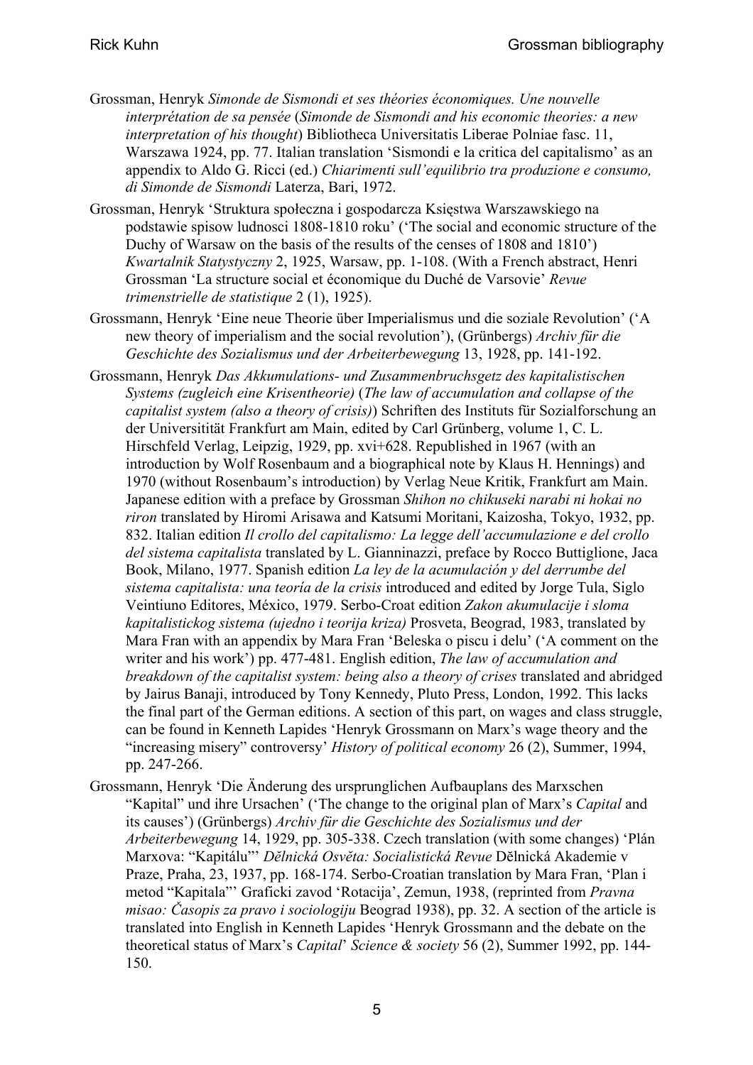Grossman, Henryk *Simonde de Sismondi et ses théories économiques. Une nouvelle interprétation de sa pensée* (*Simonde de Sismondi and his economic theories: a new interpretation of his thought*) Bibliotheca Universitatis Liberae Polniae fasc. 11, Warszawa 1924, pp. 77. Italian translation 'Sismondi e la critica del capitalismo' as an appendix to Aldo G. Ricci (ed.) *Chiarimenti sull'equilibrio tra produzione e consumo, di Simonde de Sismondi* Laterza, Bari, 1972.

Grossman, Henryk 'Struktura społeczna i gospodarcza Księstwa Warszawskiego na podstawie spisow ludnosci 1808-1810 roku' ('The social and economic structure of the Duchy of Warsaw on the basis of the results of the censes of 1808 and 1810') *Kwartalnik Statystyczny* 2, 1925, Warsaw, pp. 1-108. (With a French abstract, Henri Grossman 'La structure social et économique du Duché de Varsovie' *Revue trimenstrielle de statistique* 2 (1), 1925).

Grossmann, Henryk 'Eine neue Theorie über Imperialismus und die soziale Revolution' ('A new theory of imperialism and the social revolution'), (Grünbergs) *Archiv für die Geschichte des Sozialismus und der Arbeiterbewegung* 13, 1928, pp. 141-192.

Grossmann, Henryk *Das Akkumulations- und Zusammenbruchsgetz des kapitalistischen Systems (zugleich eine Krisentheorie)* (*The law of accumulation and collapse of the capitalist system (also a theory of crisis)*) Schriften des Instituts für Sozialforschung an der Universitität Frankfurt am Main, edited by Carl Grünberg, volume 1, C. L. Hirschfeld Verlag, Leipzig, 1929, pp. xvi+628. Republished in 1967 (with an introduction by Wolf Rosenbaum and a biographical note by Klaus H. Hennings) and 1970 (without Rosenbaum's introduction) by Verlag Neue Kritik, Frankfurt am Main. Japanese edition with a preface by Grossman *Shihon no chikuseki narabi ni hokai no riron* translated by Hiromi Arisawa and Katsumi Moritani, Kaizosha, Tokyo, 1932, pp. 832. Italian edition *Il crollo del capitalismo: La legge dell'accumulazione e del crollo del sistema capitalista* translated by L. Gianninazzi, preface by Rocco Buttiglione, Jaca Book, Milano, 1977. Spanish edition *La ley de la acumulación y del derrumbe del sistema capitalista: una teoría de la crisis* introduced and edited by Jorge Tula, Siglo Veintiuno Editores, México, 1979. Serbo-Croat edition *Zakon akumulacije i sloma kapitalistickog sistema (ujedno i teorija kriza)* Prosveta, Beograd, 1983, translated by Mara Fran with an appendix by Mara Fran 'Beleska o piscu i delu' ('A comment on the writer and his work') pp. 477-481. English edition, *The law of accumulation and breakdown of the capitalist system: being also a theory of crises* translated and abridged by Jairus Banaji, introduced by Tony Kennedy, Pluto Press, London, 1992. This lacks the final part of the German editions. A section of this part, on wages and class struggle, can be found in Kenneth Lapides 'Henryk Grossmann on Marx's wage theory and the "increasing misery" controversy' *History of political economy* 26 (2), Summer, 1994, pp. 247-266.

Grossmann, Henryk 'Die Änderung des ursprunglichen Aufbauplans des Marxschen "Kapital" und ihre Ursachen' ('The change to the original plan of Marx's *Capital* and its causes') (Grünbergs) *Archiv für die Geschichte des Sozialismus und der Arbeiterbewegung* 14, 1929, pp. 305-338. Czech translation (with some changes) 'Plán Marxova: "Kapitálu"' *Dělnická Osvěta: Socialistická Revue* Dělnická Akademie v Praze, Praha, 23, 1937, pp. 168-174. Serbo-Croatian translation by Mara Fran, 'Plan i metod "Kapitala"' Graficki zavod 'Rotacija', Zemun, 1938, (reprinted from *Pravna misao: Časopis za pravo i sociologiju* Beograd 1938), pp. 32. A section of the article is translated into English in Kenneth Lapides 'Henryk Grossmann and the debate on the theoretical status of Marx's *Capital*' *Science & society* 56 (2), Summer 1992, pp. 144-150.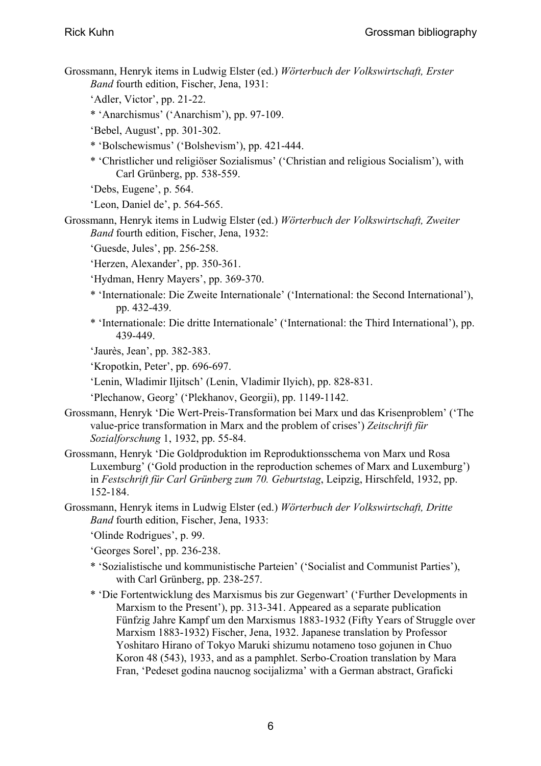Grossmann, Henryk items in Ludwig Elster (ed.) *Wörterbuch der Volkswirtschaft, Erster Band* fourth edition, Fischer, Jena, 1931:

'Adler, Victor', pp. 21-22.

* 'Anarchismus' ('Anarchism'), pp. 97-109.

'Bebel, August', pp. 301-302.

* 'Bolschewismus' ('Bolshevism'), pp. 421-444.

* 'Christlicher und religiöser Sozialismus' ('Christian and religious Socialism'), with Carl Grünberg, pp. 538-559.

'Debs, Eugene', p. 564.

'Leon, Daniel de', p. 564-565.

Grossmann, Henryk items in Ludwig Elster (ed.) *Wörterbuch der Volkswirtschaft, Zweiter Band* fourth edition, Fischer, Jena, 1932:

'Guesde, Jules', pp. 256-258.

'Herzen, Alexander', pp. 350-361.

'Hydman, Henry Mayers', pp. 369-370.

* 'Internationale: Die Zweite Internationale' ('International: the Second International'), pp. 432-439.

* 'Internationale: Die dritte Internationale' ('International: the Third International'), pp. 439-449.

'Jaurès, Jean', pp. 382-383.

'Kropotkin, Peter', pp. 696-697.

'Lenin, Wladimir Iljitsch' (Lenin, Vladimir Ilyich), pp. 828-831.

'Plechanow, Georg' ('Plekhanov, Georgii), pp. 1149-1142.

Grossmann, Henryk 'Die Wert-Preis-Transformation bei Marx und das Krisenproblem' ('The value-price transformation in Marx and the problem of crises') *Zeitschrift für Sozialforschung* 1, 1932, pp. 55-84.

Grossmann, Henryk 'Die Goldproduktion im Reproduktionsschema von Marx und Rosa Luxemburg' ('Gold production in the reproduction schemes of Marx and Luxemburg') in *Festschrift für Carl Grünberg zum 70. Geburtstag*, Leipzig, Hirschfeld, 1932, pp. 152-184.

Grossmann, Henryk items in Ludwig Elster (ed.) *Wörterbuch der Volkswirtschaft, Dritte Band* fourth edition, Fischer, Jena, 1933:

'Olinde Rodrigues', p. 99.

'Georges Sorel', pp. 236-238.

* 'Sozialistische und kommunistische Parteien' ('Socialist and Communist Parties'), with Carl Grünberg, pp. 238-257.

* 'Die Fortentwicklung des Marxismus bis zur Gegenwart' ('Further Developments in Marxism to the Present'), pp. 313-341. Appeared as a separate publication Fünfzig Jahre Kampf um den Marxismus 1883-1932 (Fifty Years of Struggle over Marxism 1883-1932) Fischer, Jena, 1932. Japanese translation by Professor Yoshitaro Hirano of Tokyo Maruki shizumu notameno toso gojunen in Chuo Koron 48 (543), 1933, and as a pamphlet. Serbo-Croation translation by Mara Fran, 'Pedeset godina naucnog socijalizma' with a German abstract, Graficki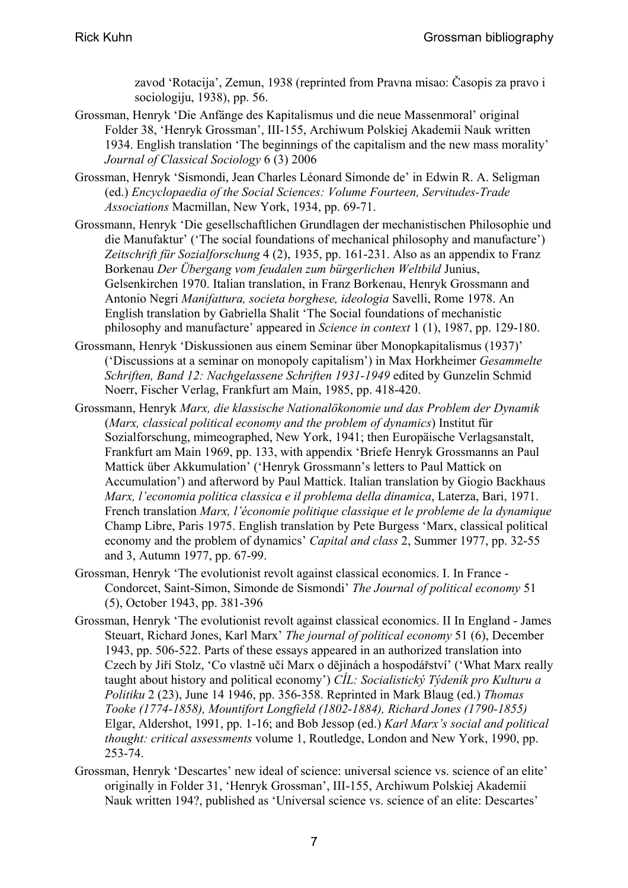zavod 'Rotacija', Zemun, 1938 (reprinted from Pravna misao: Časopis za pravo i sociologiju, 1938), pp. 56.

Grossman, Henryk 'Die Anfänge des Kapitalismus und die neue Massenmoral' original Folder 38, 'Henryk Grossman', III-155, Archiwum Polskiej Akademii Nauk written 1934. English translation 'The beginnings of the capitalism and the new mass morality' *Journal of Classical Sociology* 6 (3) 2006

Grossman, Henryk 'Sismondi, Jean Charles Léonard Simonde de' in Edwin R. A. Seligman (ed.) *Encyclopaedia of the Social Sciences: Volume Fourteen, Servitudes-Trade Associations* Macmillan, New York, 1934, pp. 69-71.

Grossmann, Henryk 'Die gesellschaftlichen Grundlagen der mechanistischen Philosophie und die Manufaktur' ('The social foundations of mechanical philosophy and manufacture') *Zeitschrift für Sozialforschung* 4 (2), 1935, pp. 161-231. Also as an appendix to Franz Borkenau *Der Übergang vom feudalen zum bürgerlichen Weltbild* Junius, Gelsenkirchen 1970. Italian translation, in Franz Borkenau, Henryk Grossmann and Antonio Negri *Manifattura, societa borghese, ideologia* Savelli, Rome 1978. An English translation by Gabriella Shalit 'The Social foundations of mechanistic philosophy and manufacture' appeared in *Science in context* 1 (1), 1987, pp. 129-180.

Grossmann, Henryk 'Diskussionen aus einem Seminar über Monopkapitalismus (1937)' ('Discussions at a seminar on monopoly capitalism') in Max Horkheimer *Gesammelte Schriften, Band 12: Nachgelassene Schriften 1931-1949* edited by Gunzelin Schmid Noerr, Fischer Verlag, Frankfurt am Main, 1985, pp. 418-420.

Grossmann, Henryk *Marx, die klassische Nationalökonomie und das Problem der Dynamik* (*Marx, classical political economy and the problem of dynamics*) Institut für Sozialforschung, mimeographed, New York, 1941; then Europäische Verlagsanstalt, Frankfurt am Main 1969, pp. 133, with appendix 'Briefe Henryk Grossmanns an Paul Mattick über Akkumulation' ('Henryk Grossmann's letters to Paul Mattick on Accumulation') and afterword by Paul Mattick. Italian translation by Giogio Backhaus *Marx, l'economia politica classica e il problema della dinamica*, Laterza, Bari, 1971. French translation *Marx, l'économie politique classique et le probleme de la dynamique* Champ Libre, Paris 1975. English translation by Pete Burgess 'Marx, classical political economy and the problem of dynamics' *Capital and class* 2, Summer 1977, pp. 32-55 and 3, Autumn 1977, pp. 67-99.

Grossman, Henryk 'The evolutionist revolt against classical economics. I. In France - Condorcet, Saint-Simon, Simonde de Sismondi' *The Journal of political economy* 51 (5), October 1943, pp. 381-396

Grossman, Henryk 'The evolutionist revolt against classical economics. II In England - James Steuart, Richard Jones, Karl Marx' *The journal of political economy* 51 (6), December 1943, pp. 506-522. Parts of these essays appeared in an authorized translation into Czech by Jiří Stolz, 'Co vlastně učí Marx o dějinách a hospodářství' ('What Marx really taught about history and political economy') *CÍL: Socialistický Týdeník pro Kulturu a Politiku* 2 (23), June 14 1946, pp. 356-358. Reprinted in Mark Blaug (ed.) *Thomas Tooke (1774-1858), Mountifort Longfield (1802-1884), Richard Jones (1790-1855)* Elgar, Aldershot, 1991, pp. 1-16; and Bob Jessop (ed.) *Karl Marx's social and political thought: critical assessments* volume 1, Routledge, London and New York, 1990, pp. 253-74.

Grossman, Henryk 'Descartes' new ideal of science: universal science vs. science of an elite' originally in Folder 31, 'Henryk Grossman', III-155, Archiwum Polskiej Akademii Nauk written 194?, published as 'Universal science vs. science of an elite: Descartes'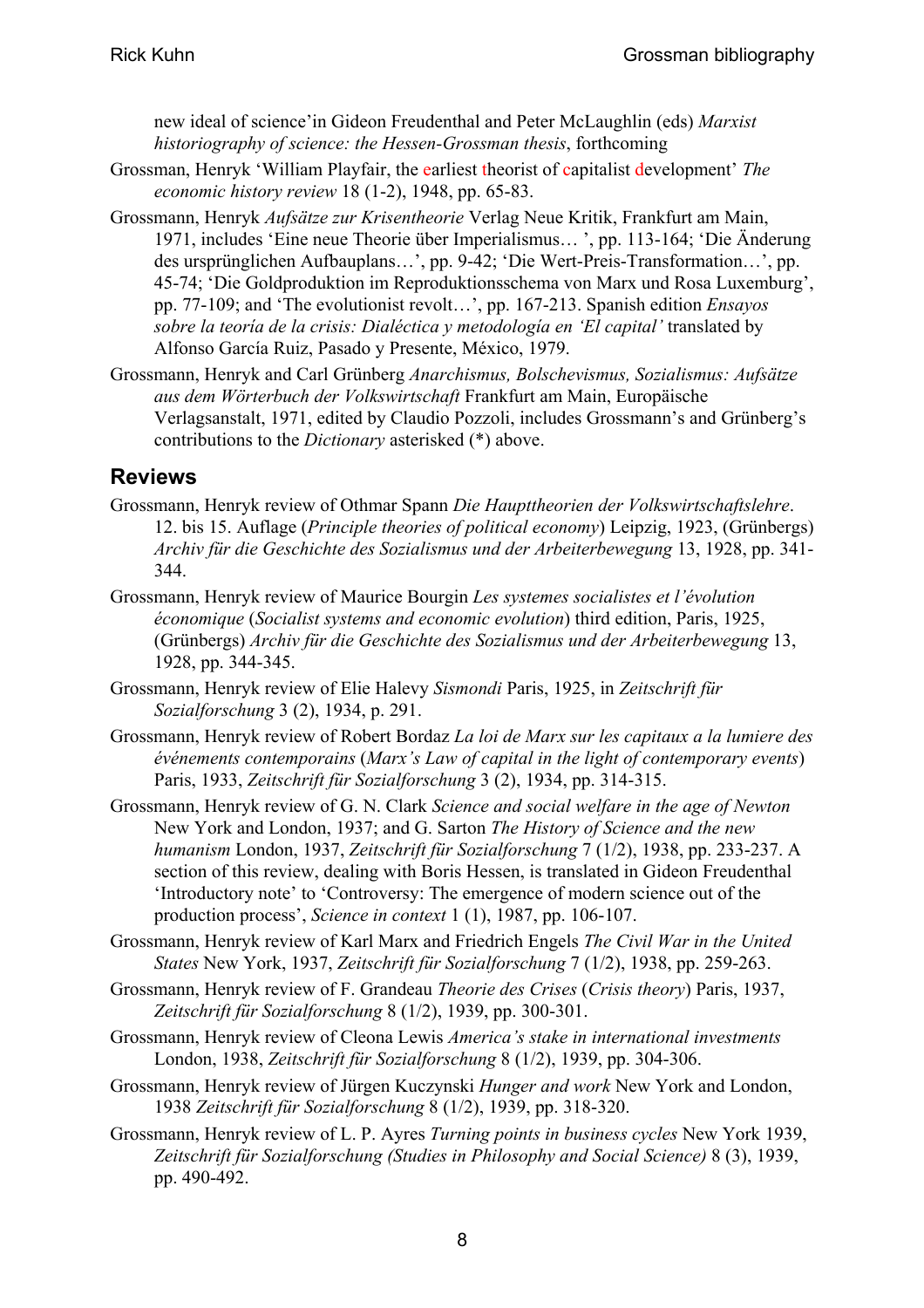new ideal of science'in Gideon Freudenthal and Peter McLaughlin (eds) *Marxist historiography of science: the Hessen-Grossman thesis*, forthcoming

Grossman, Henryk 'William Playfair, the earliest theorist of capitalist development' *The economic history review* 18 (1-2), 1948, pp. 65-83.

Grossmann, Henryk *Aufsätze zur Krisentheorie* Verlag Neue Kritik, Frankfurt am Main, 1971, includes 'Eine neue Theorie über Imperialismus… ', pp. 113-164; 'Die Änderung des ursprünglichen Aufbauplans…', pp. 9-42; 'Die Wert-Preis-Transformation…', pp. 45-74; 'Die Goldproduktion im Reproduktionsschema von Marx und Rosa Luxemburg', pp. 77-109; and 'The evolutionist revolt…', pp. 167-213. Spanish edition *Ensayos sobre la teoría de la crisis: Dialéctica y metodología en 'El capital'* translated by Alfonso García Ruiz, Pasado y Presente, México, 1979.

Grossmann, Henryk and Carl Grünberg *Anarchismus, Bolschevismus, Sozialismus: Aufsätze aus dem Wörterbuch der Volkswirtschaft* Frankfurt am Main, Europäische Verlagsanstalt, 1971, edited by Claudio Pozzoli, includes Grossmann's and Grünberg's contributions to the *Dictionary* asterisked (*) above.

## Reviews

Grossmann, Henryk review of Othmar Spann *Die Haupttheorien der Volkswirtschaftslehre*. 12. bis 15. Auflage (*Principle theories of political economy*) Leipzig, 1923, (Grünbergs) *Archiv für die Geschichte des Sozialismus und der Arbeiterbewegung* 13, 1928, pp. 341-344.

Grossmann, Henryk review of Maurice Bourgin *Les systemes socialistes et l'évolution économique* (*Socialist systems and economic evolution*) third edition, Paris, 1925, (Grünbergs) *Archiv für die Geschichte des Sozialismus und der Arbeiterbewegung* 13, 1928, pp. 344-345.

Grossmann, Henryk review of Elie Halevy *Sismondi* Paris, 1925, in *Zeitschrift für Sozialforschung* 3 (2), 1934, p. 291.

Grossmann, Henryk review of Robert Bordaz *La loi de Marx sur les capitaux a la lumiere des événements contemporains* (*Marx's Law of capital in the light of contemporary events*) Paris, 1933, *Zeitschrift für Sozialforschung* 3 (2), 1934, pp. 314-315.

Grossmann, Henryk review of G. N. Clark *Science and social welfare in the age of Newton* New York and London, 1937; and G. Sarton *The History of Science and the new humanism* London, 1937, *Zeitschrift für Sozialforschung* 7 (1/2), 1938, pp. 233-237. A section of this review, dealing with Boris Hessen, is translated in Gideon Freudenthal 'Introductory note' to 'Controversy: The emergence of modern science out of the production process', *Science in context* 1 (1), 1987, pp. 106-107.

Grossmann, Henryk review of Karl Marx and Friedrich Engels *The Civil War in the United States* New York, 1937, *Zeitschrift für Sozialforschung* 7 (1/2), 1938, pp. 259-263.

Grossmann, Henryk review of F. Grandeau *Theorie des Crises* (*Crisis theory*) Paris, 1937, *Zeitschrift für Sozialforschung* 8 (1/2), 1939, pp. 300-301.

Grossmann, Henryk review of Cleona Lewis *America's stake in international investments* London, 1938, *Zeitschrift für Sozialforschung* 8 (1/2), 1939, pp. 304-306.

Grossmann, Henryk review of Jürgen Kuczynski *Hunger and work* New York and London, 1938 *Zeitschrift für Sozialforschung* 8 (1/2), 1939, pp. 318-320.

Grossmann, Henryk review of L. P. Ayres *Turning points in business cycles* New York 1939, *Zeitschrift für Sozialforschung (Studies in Philosophy and Social Science)* 8 (3), 1939, pp. 490-492.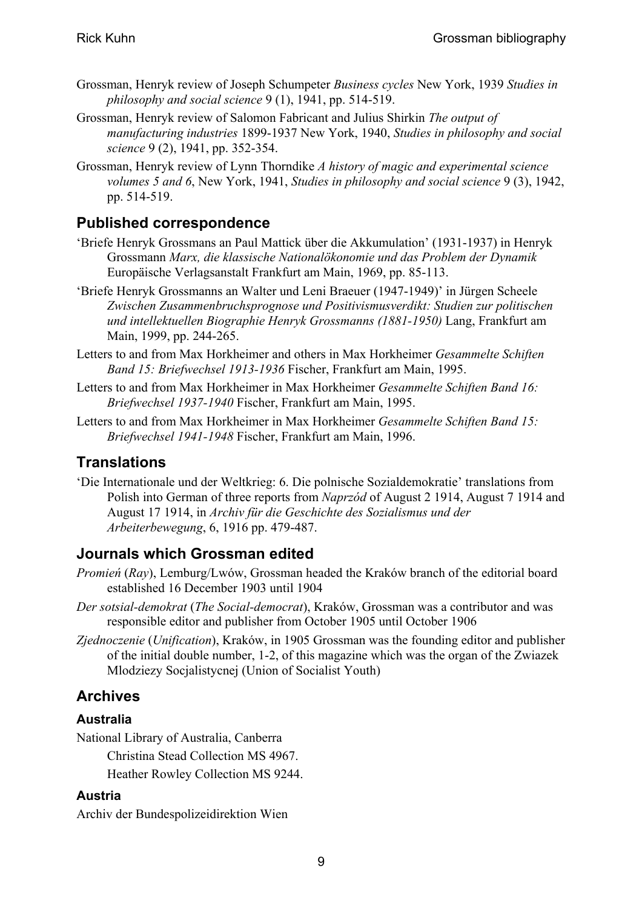Grossman, Henryk review of Joseph Schumpeter *Business cycles* New York, 1939 *Studies in philosophy and social science* 9 (1), 1941, pp. 514-519.

Grossman, Henryk review of Salomon Fabricant and Julius Shirkin *The output of manufacturing industries* 1899-1937 New York, 1940, *Studies in philosophy and social science* 9 (2), 1941, pp. 352-354.

Grossman, Henryk review of Lynn Thorndike *A history of magic and experimental science volumes 5 and 6*, New York, 1941, *Studies in philosophy and social science* 9 (3), 1942, pp. 514-519.

## Published correspondence

'Briefe Henryk Grossmans an Paul Mattick über die Akkumulation' (1931-1937) in Henryk Grossmann *Marx, die klassische Nationalökonomie und das Problem der Dynamik* Europäische Verlagsanstalt Frankfurt am Main, 1969, pp. 85-113.

'Briefe Henryk Grossmanns an Walter und Leni Braeuer (1947-1949)' in Jürgen Scheele *Zwischen Zusammenbruchsprognose und Positivismusverdikt: Studien zur politischen und intellektuellen Biographie Henryk Grossmanns (1881-1950)* Lang, Frankfurt am Main, 1999, pp. 244-265.

Letters to and from Max Horkheimer and others in Max Horkheimer *Gesammelte Schiften Band 15: Briefwechsel 1913-1936* Fischer, Frankfurt am Main, 1995.

Letters to and from Max Horkheimer in Max Horkheimer *Gesammelte Schiften Band 16: Briefwechsel 1937-1940* Fischer, Frankfurt am Main, 1995.

Letters to and from Max Horkheimer in Max Horkheimer *Gesammelte Schiften Band 15: Briefwechsel 1941-1948* Fischer, Frankfurt am Main, 1996.

## Translations

'Die Internationale und der Weltkrieg: 6. Die polnische Sozialdemokratie' translations from Polish into German of three reports from *Naprzód* of August 2 1914, August 7 1914 and August 17 1914, in *Archiv für die Geschichte des Sozialismus und der Arbeiterbewegung*, 6, 1916 pp. 479-487.

## Journals which Grossman edited

*Promień* (*Ray*), Lemburg/Lwów, Grossman headed the Kraków branch of the editorial board established 16 December 1903 until 1904

*Der sotsial-demokrat* (*The Social-democrat*), Kraków, Grossman was a contributor and was responsible editor and publisher from October 1905 until October 1906

*Zjednoczenie* (*Unification*), Kraków, in 1905 Grossman was the founding editor and publisher of the initial double number, 1-2, of this magazine which was the organ of the Zwiazek Mlodziezy Socjalistycnej (Union of Socialist Youth)

## Archives

### Australia

National Library of Australia, Canberra

Christina Stead Collection MS 4967.

Heather Rowley Collection MS 9244.

### Austria

Archiv der Bundespolizeidirektion Wien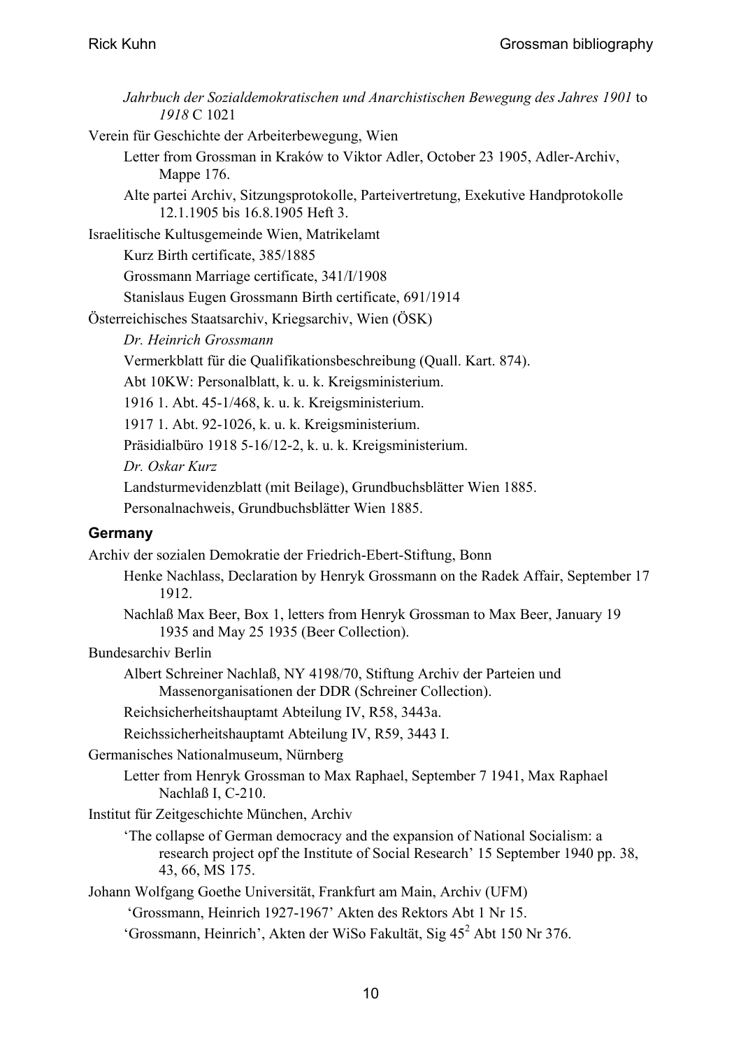*Jahrbuch der Sozialdemokratischen und Anarchistischen Bewegung des Jahres 1901* to *1918* C 1021

Verein für Geschichte der Arbeiterbewegung, Wien

- Letter from Grossman in Kraków to Viktor Adler, October 23 1905, Adler-Archiv, Mappe 176.
- Alte partei Archiv, Sitzungsprotokolle, Parteivertretung, Exekutive Handprotokolle 12.1.1905 bis 16.8.1905 Heft 3.

Israelitische Kultusgemeinde Wien, Matrikelamt

- Kurz Birth certificate, 385/1885
- Grossmann Marriage certificate, 341/I/1908
- Stanislaus Eugen Grossmann Birth certificate, 691/1914

Österreichisches Staatsarchiv, Kriegsarchiv, Wien (ÖSK)

- *Dr. Heinrich Grossmann*
- Vermerkblatt für die Qualifikationsbeschreibung (Quall. Kart. 874).
- Abt 10KW: Personalblatt, k. u. k. Kreigsministerium.
- 1916 1. Abt. 45-1/468, k. u. k. Kreigsministerium.
- 1917 1. Abt. 92-1026, k. u. k. Kreigsministerium.
- Präsidialbüro 1918 5-16/12-2, k. u. k. Kreigsministerium.
- *Dr. Oskar Kurz*
- Landsturmevidenzblatt (mit Beilage), Grundbuchsblätter Wien 1885.
- Personalnachweis, Grundbuchsblätter Wien 1885.

### Germany

Archiv der sozialen Demokratie der Friedrich-Ebert-Stiftung, Bonn

- Henke Nachlass, Declaration by Henryk Grossmann on the Radek Affair, September 17 1912.
- Nachlaß Max Beer, Box 1, letters from Henryk Grossman to Max Beer, January 19 1935 and May 25 1935 (Beer Collection).

Bundesarchiv Berlin

- Albert Schreiner Nachlaß, NY 4198/70, Stiftung Archiv der Parteien und Massenorganisationen der DDR (Schreiner Collection).
- Reichsicherheitshauptamt Abteilung IV, R58, 3443a.
- Reichssicherheitshauptamt Abteilung IV, R59, 3443 I.

Germanisches Nationalmuseum, Nürnberg

- Letter from Henryk Grossman to Max Raphael, September 7 1941, Max Raphael Nachlaß I, C-210.

Institut für Zeitgeschichte München, Archiv

- 'The collapse of German democracy and the expansion of National Socialism: a research project opf the Institute of Social Research' 15 September 1940 pp. 38, 43, 66, MS 175.

Johann Wolfgang Goethe Universität, Frankfurt am Main, Archiv (UFM)

- 'Grossmann, Heinrich 1927-1967' Akten des Rektors Abt 1 Nr 15.
- 'Grossmann, Heinrich', Akten der WiSo Fakultät, Sig 45[2] Abt 150 Nr 376.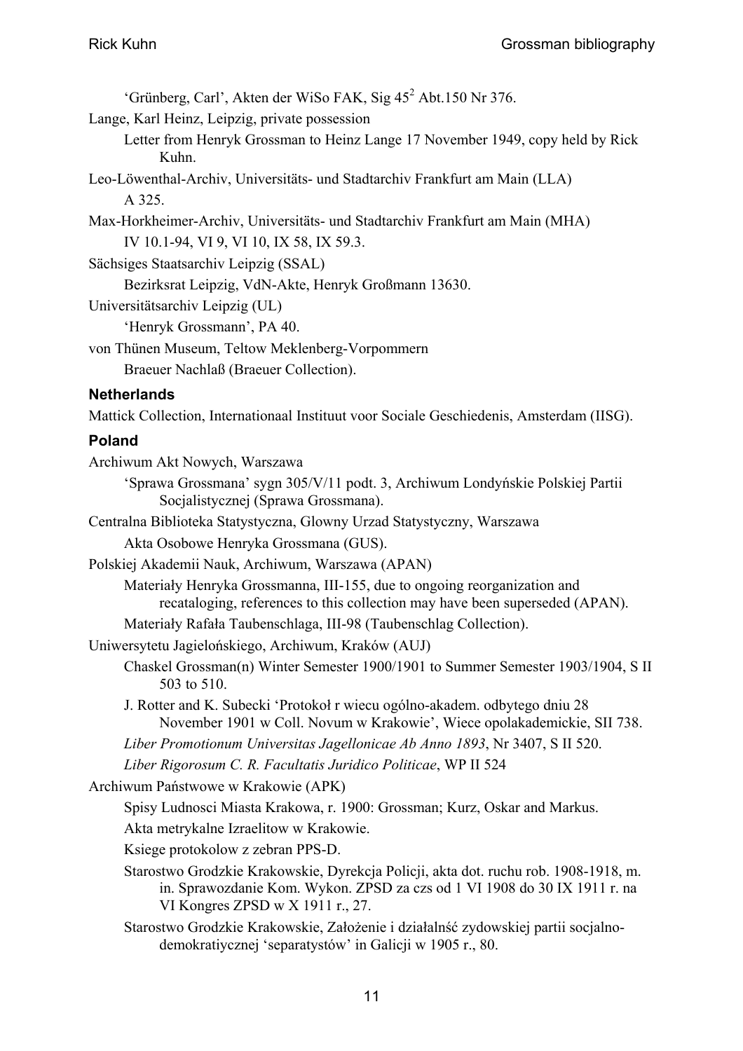'Grünberg, Carl', Akten der WiSo FAK, Sig $45^2$ Abt.150 Nr 376.

Lange, Karl Heinz, Leipzig, private possession

Letter from Henryk Grossman to Heinz Lange 17 November 1949, copy held by Rick Kuhn.

Leo-Löwenthal-Archiv, Universitäts- und Stadtarchiv Frankfurt am Main (LLA)

A 325.

Max-Horkheimer-Archiv, Universitäts- und Stadtarchiv Frankfurt am Main (MHA)

IV 10.1-94, VI 9, VI 10, IX 58, IX 59.3.

Sächsiges Staatsarchiv Leipzig (SSAL)

Bezirksrat Leipzig, VdN-Akte, Henryk Großmann 13630.

Universitätsarchiv Leipzig (UL)

'Henryk Grossmann', PA 40.

von Thünen Museum, Teltow Meklenberg-Vorpommern

Braeuer Nachlaß (Braeuer Collection).

### Netherlands

Mattick Collection, Internationaal Instituut voor Sociale Geschiedenis, Amsterdam (IISG).

### Poland

Archiwum Akt Nowych, Warszawa

'Sprawa Grossmana' sygn 305/V/11 podt. 3, Archiwum Londyńskie Polskiej Partii Socjalistycznej (Sprawa Grossmana).

Centralna Biblioteka Statystyczna, Glowny Urzad Statystyczny, Warszawa

Akta Osobowe Henryka Grossmana (GUS).

Polskiej Akademii Nauk, Archiwum, Warszawa (APAN)

Materiały Henryka Grossmanna, III-155, due to ongoing reorganization and recataloging, references to this collection may have been superseded (APAN).

Materiały Rafała Taubenschlaga, III-98 (Taubenschlag Collection).

Uniwersytetu Jagielońskiego, Archiwum, Kraków (AUJ)

Chaskel Grossman(n) Winter Semester 1900/1901 to Summer Semester 1903/1904, S II 503 to 510.

J. Rotter and K. Subecki 'Protokoł r wiecu ogólno-akadem. odbytego dniu 28 November 1901 w Coll. Novum w Krakowie', Wiece opolakademickie, SII 738.

*Liber Promotionum Universitas Jagellonicae Ab Anno 1893*, Nr 3407, S II 520.

*Liber Rigorosum C. R. Facultatis Juridico Politicae*, WP II 524

Archiwum Państwowe w Krakowie (APK)

Spisy Ludnosci Miasta Krakowa, r. 1900: Grossman; Kurz, Oskar and Markus.

Akta metrykalne Izraelitow w Krakowie.

Ksiege protokolow z zebran PPS-D.

Starostwo Grodzkie Krakowskie, Dyrekcja Policji, akta dot. ruchu rob. 1908-1918, m. in. Sprawozdanie Kom. Wykon. ZPSD za czs od 1 VI 1908 do 30 IX 1911 r. na VI Kongres ZPSD w X 1911 r., 27.

Starostwo Grodzkie Krakowskie, Założenie i działalnść zydowskiej partii socjalno-demokratiycznej 'separatystów' in Galicji w 1905 r., 80.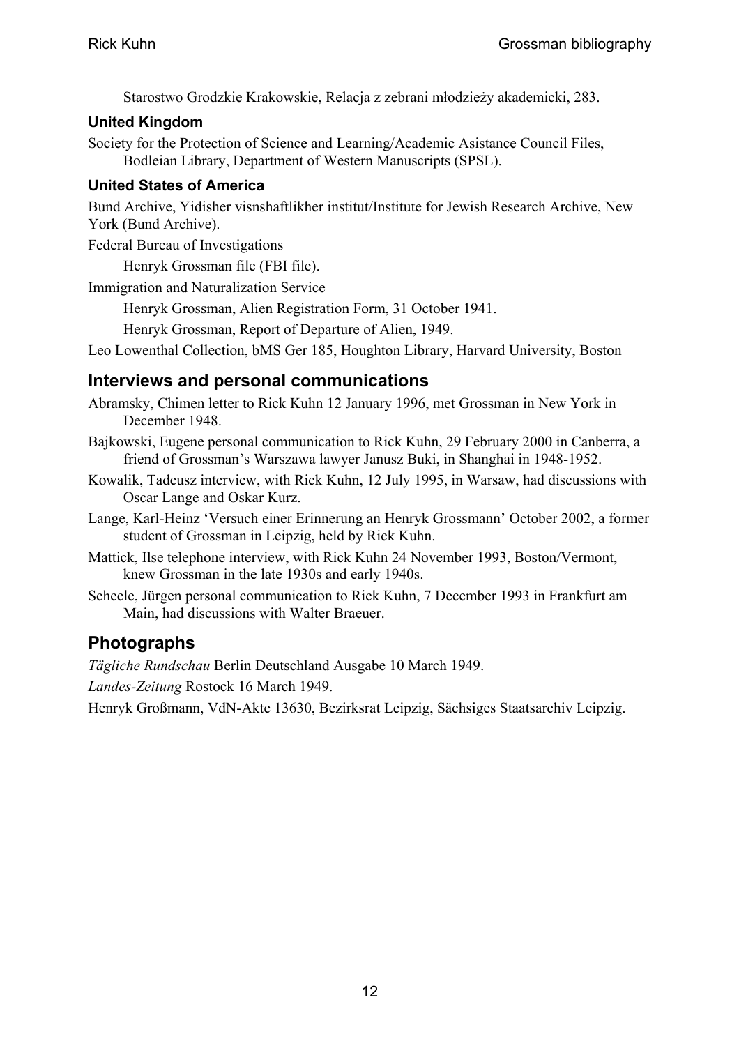Starostwo Grodzkie Krakowskie, Relacja z zebrani młodzieży akademicki, 283.

### United Kingdom

Society for the Protection of Science and Learning/Academic Asistance Council Files, Bodleian Library, Department of Western Manuscripts (SPSL).

### United States of America

Bund Archive, Yidisher visnshaftlikher institut/Institute for Jewish Research Archive, New York (Bund Archive).

Federal Bureau of Investigations

Henryk Grossman file (FBI file).

Immigration and Naturalization Service

Henryk Grossman, Alien Registration Form, 31 October 1941.

Henryk Grossman, Report of Departure of Alien, 1949.

Leo Lowenthal Collection, bMS Ger 185, Houghton Library, Harvard University, Boston

## Interviews and personal communications

Abramsky, Chimen letter to Rick Kuhn 12 January 1996, met Grossman in New York in December 1948.

Bajkowski, Eugene personal communication to Rick Kuhn, 29 February 2000 in Canberra, a friend of Grossman's Warszawa lawyer Janusz Buki, in Shanghai in 1948-1952.

Kowalik, Tadeusz interview, with Rick Kuhn, 12 July 1995, in Warsaw, had discussions with Oscar Lange and Oskar Kurz.

Lange, Karl-Heinz 'Versuch einer Erinnerung an Henryk Grossmann' October 2002, a former student of Grossman in Leipzig, held by Rick Kuhn.

Mattick, Ilse telephone interview, with Rick Kuhn 24 November 1993, Boston/Vermont, knew Grossman in the late 1930s and early 1940s.

Scheele, Jürgen personal communication to Rick Kuhn, 7 December 1993 in Frankfurt am Main, had discussions with Walter Braeuer.

## Photographs

*Tägliche Rundschau* Berlin Deutschland Ausgabe 10 March 1949.

*Landes-Zeitung* Rostock 16 March 1949.

Henryk Großmann, VdN-Akte 13630, Bezirksrat Leipzig, Sächsiges Staatsarchiv Leipzig.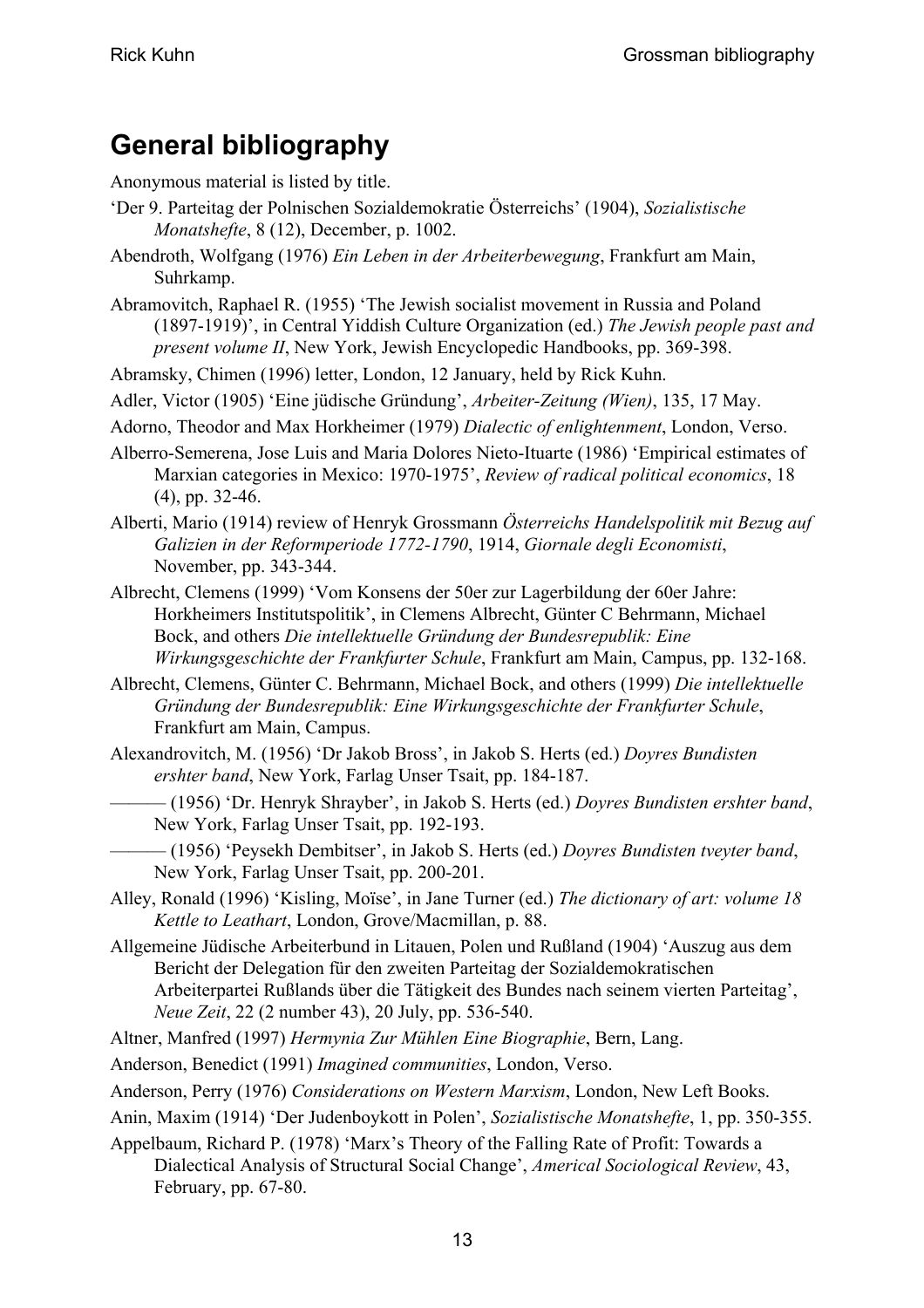## General bibliography

Anonymous material is listed by title.

'Der 9. Parteitag der Polnischen Sozialdemokratie Österreichs' (1904), *Sozialistische Monatshefte*, 8 (12), December, p. 1002.

Abendroth, Wolfgang (1976) *Ein Leben in der Arbeiterbewegung*, Frankfurt am Main, Suhrkamp.

Abramovitch, Raphael R. (1955) 'The Jewish socialist movement in Russia and Poland (1897-1919)', in Central Yiddish Culture Organization (ed.) *The Jewish people past and present volume II*, New York, Jewish Encyclopedic Handbooks, pp. 369-398.

Abramsky, Chimen (1996) letter, London, 12 January, held by Rick Kuhn.

Adler, Victor (1905) 'Eine jüdische Gründung', *Arbeiter-Zeitung (Wien)*, 135, 17 May.

Adorno, Theodor and Max Horkheimer (1979) *Dialectic of enlightenment*, London, Verso.

Alberro-Semerena, Jose Luis and Maria Dolores Nieto-Ituarte (1986) 'Empirical estimates of Marxian categories in Mexico: 1970-1975', *Review of radical political economics*, 18 (4), pp. 32-46.

Alberti, Mario (1914) review of Henryk Grossmann *Österreichs Handelspolitik mit Bezug auf Galizien in der Reformperiode 1772-1790*, 1914, *Giornale degli Economisti*, November, pp. 343-344.

Albrecht, Clemens (1999) 'Vom Konsens der 50er zur Lagerbildung der 60er Jahre: Horkheimers Institutspolitik', in Clemens Albrecht, Günter C Behrmann, Michael Bock, and others *Die intellektuelle Gründung der Bundesrepublik: Eine Wirkungsgeschichte der Frankfurter Schule*, Frankfurt am Main, Campus, pp. 132-168.

Albrecht, Clemens, Günter C. Behrmann, Michael Bock, and others (1999) *Die intellektuelle Gründung der Bundesrepublik: Eine Wirkungsgeschichte der Frankfurter Schule*, Frankfurt am Main, Campus.

Alexandrovitch, M. (1956) 'Dr Jakob Bross', in Jakob S. Herts (ed.) *Doyres Bundisten ershter band*, New York, Farlag Unser Tsait, pp. 184-187.

——— (1956) 'Dr. Henryk Shrayber', in Jakob S. Herts (ed.) *Doyres Bundisten ershter band*, New York, Farlag Unser Tsait, pp. 192-193.

——— (1956) 'Peysekh Dembitser', in Jakob S. Herts (ed.) *Doyres Bundisten tveyter band*, New York, Farlag Unser Tsait, pp. 200-201.

Alley, Ronald (1996) 'Kisling, Moïse', in Jane Turner (ed.) *The dictionary of art: volume 18 Kettle to Leathart*, London, Grove/Macmillan, p. 88.

Allgemeine Jüdische Arbeiterbund in Litauen, Polen und Rußland (1904) 'Auszug aus dem Bericht der Delegation für den zweiten Parteitag der Sozialdemokratischen Arbeiterpartei Rußlands über die Tätigkeit des Bundes nach seinem vierten Parteitag', *Neue Zeit*, 22 (2 number 43), 20 July, pp. 536-540.

Altner, Manfred (1997) *Hermynia Zur Mühlen Eine Biographie*, Bern, Lang.

Anderson, Benedict (1991) *Imagined communities*, London, Verso.

Anderson, Perry (1976) *Considerations on Western Marxism*, London, New Left Books.

Anin, Maxim (1914) 'Der Judenboykott in Polen', *Sozialistische Monatshefte*, 1, pp. 350-355.

Appelbaum, Richard P. (1978) 'Marx's Theory of the Falling Rate of Profit: Towards a Dialectical Analysis of Structural Social Change', *Americal Sociological Review*, 43, February, pp. 67-80.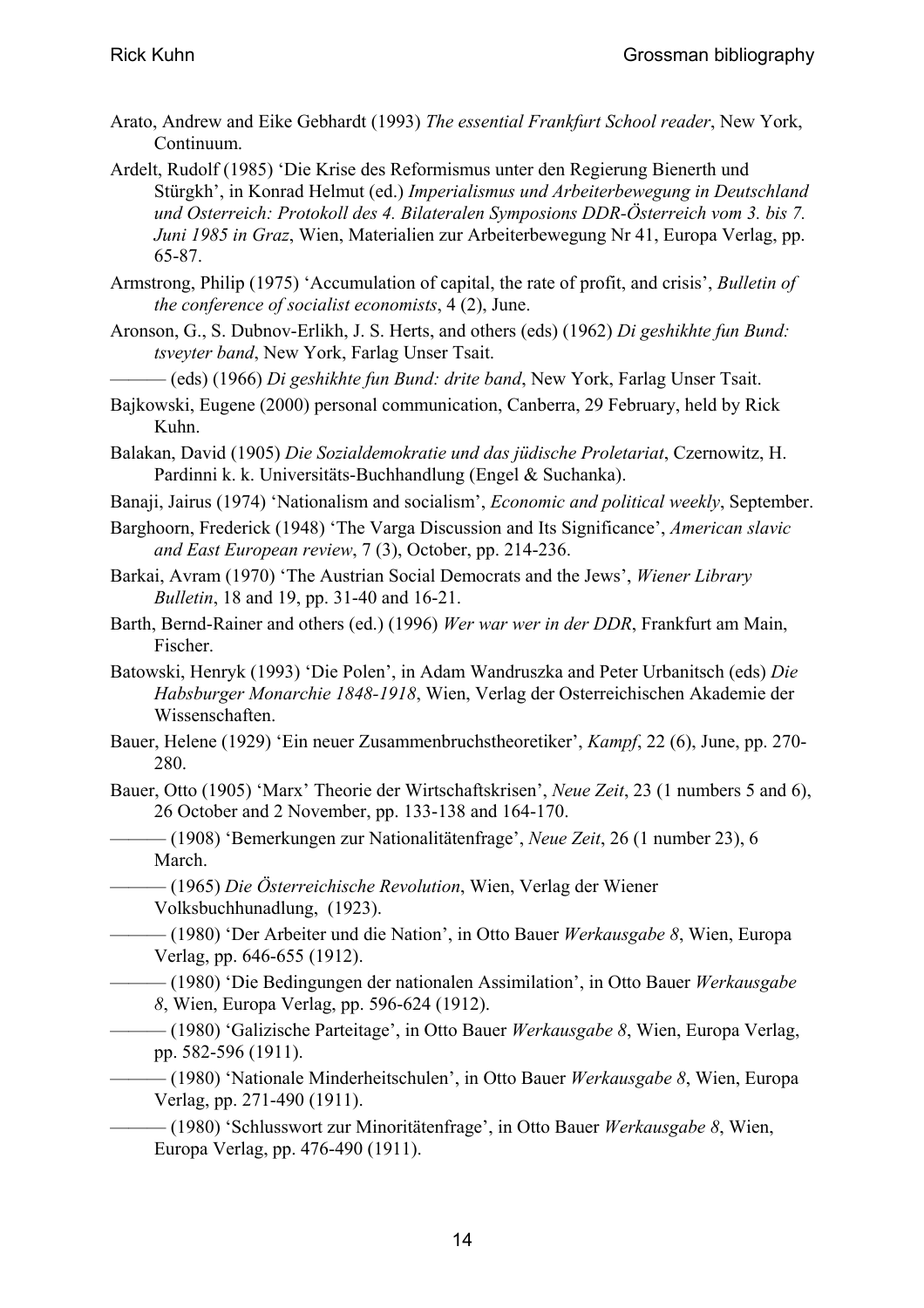Arato, Andrew and Eike Gebhardt (1993) *The essential Frankfurt School reader*, New York, Continuum.

Ardelt, Rudolf (1985) 'Die Krise des Reformismus unter den Regierung Bienerth und Stürgkh', in Konrad Helmut (ed.) *Imperialismus und Arbeiterbewegung in Deutschland und Osterreich: Protokoll des 4. Bilateralen Symposions DDR-Österreich vom 3. bis 7. Juni 1985 in Graz*, Wien, Materialien zur Arbeiterbewegung Nr 41, Europa Verlag, pp. 65-87.

Armstrong, Philip (1975) 'Accumulation of capital, the rate of profit, and crisis', *Bulletin of the conference of socialist economists*, 4 (2), June.

Aronson, G., S. Dubnov-Erlikh, J. S. Herts, and others (eds) (1962) *Di geshikhte fun Bund: tsveyter band*, New York, Farlag Unser Tsait.

——— (eds) (1966) *Di geshikhte fun Bund: drite band*, New York, Farlag Unser Tsait.

Bajkowski, Eugene (2000) personal communication, Canberra, 29 February, held by Rick Kuhn.

Balakan, David (1905) *Die Sozialdemokratie und das jüdische Proletariat*, Czernowitz, H. Pardinni k. k. Universitäts-Buchhandlung (Engel & Suchanka).

Banaji, Jairus (1974) 'Nationalism and socialism', *Economic and political weekly*, September.

Barghoorn, Frederick (1948) 'The Varga Discussion and Its Significance', *American slavic and East European review*, 7 (3), October, pp. 214-236.

Barkai, Avram (1970) 'The Austrian Social Democrats and the Jews', *Wiener Library Bulletin*, 18 and 19, pp. 31-40 and 16-21.

Barth, Bernd-Rainer and others (ed.) (1996) *Wer war wer in der DDR*, Frankfurt am Main, Fischer.

Batowski, Henryk (1993) 'Die Polen', in Adam Wandruszka and Peter Urbanitsch (eds) *Die Habsburger Monarchie 1848-1918*, Wien, Verlag der Osterreichischen Akademie der Wissenschaften.

Bauer, Helene (1929) 'Ein neuer Zusammenbruchstheoretiker', *Kampf*, 22 (6), June, pp. 270-280.

Bauer, Otto (1905) 'Marx' Theorie der Wirtschaftskrisen', *Neue Zeit*, 23 (1 numbers 5 and 6), 26 October and 2 November, pp. 133-138 and 164-170.

——— (1908) 'Bemerkungen zur Nationalitätenfrage', *Neue Zeit*, 26 (1 number 23), 6 March.

——— (1965) *Die Österreichische Revolution*, Wien, Verlag der Wiener Volksbuchhunadlung, (1923).

——— (1980) 'Der Arbeiter und die Nation', in Otto Bauer *Werkausgabe 8*, Wien, Europa Verlag, pp. 646-655 (1912).

——— (1980) 'Die Bedingungen der nationalen Assimilation', in Otto Bauer *Werkausgabe 8*, Wien, Europa Verlag, pp. 596-624 (1912).

——— (1980) 'Galizische Parteitage', in Otto Bauer *Werkausgabe 8*, Wien, Europa Verlag, pp. 582-596 (1911).

——— (1980) 'Nationale Minderheitschulen', in Otto Bauer *Werkausgabe 8*, Wien, Europa Verlag, pp. 271-490 (1911).

——— (1980) 'Schlusswort zur Minoritätenfrage', in Otto Bauer *Werkausgabe 8*, Wien, Europa Verlag, pp. 476-490 (1911).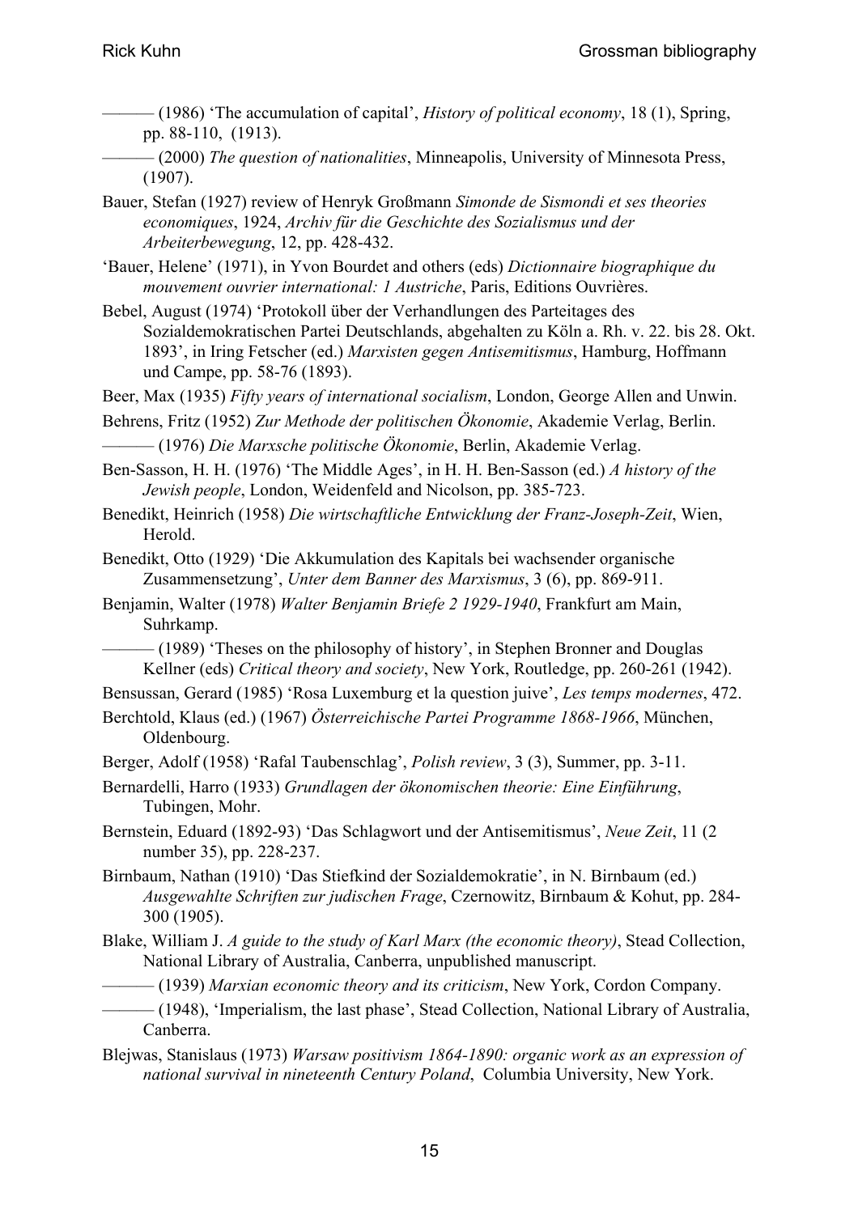——— (1986) 'The accumulation of capital', *History of political economy*, 18 (1), Spring, pp. 88-110, (1913).

——— (2000) *The question of nationalities*, Minneapolis, University of Minnesota Press, (1907).

Bauer, Stefan (1927) review of Henryk Großmann *Simonde de Sismondi et ses theories economiques*, 1924, *Archiv für die Geschichte des Sozialismus und der Arbeiterbewegung*, 12, pp. 428-432.

'Bauer, Helene' (1971), in Yvon Bourdet and others (eds) *Dictionnaire biographique du mouvement ouvrier international: 1 Austriche*, Paris, Editions Ouvrières.

Bebel, August (1974) 'Protokoll über der Verhandlungen des Parteitages des Sozialdemokratischen Partei Deutschlands, abgehalten zu Köln a. Rh. v. 22. bis 28. Okt. 1893', in Iring Fetscher (ed.) *Marxisten gegen Antisemitismus*, Hamburg, Hoffmann und Campe, pp. 58-76 (1893).

Beer, Max (1935) *Fifty years of international socialism*, London, George Allen and Unwin.

Behrens, Fritz (1952) *Zur Methode der politischen Ökonomie*, Akademie Verlag, Berlin.

——— (1976) *Die Marxsche politische Ökonomie*, Berlin, Akademie Verlag.

Ben-Sasson, H. H. (1976) 'The Middle Ages', in H. H. Ben-Sasson (ed.) *A history of the Jewish people*, London, Weidenfeld and Nicolson, pp. 385-723.

Benedikt, Heinrich (1958) *Die wirtschaftliche Entwicklung der Franz-Joseph-Zeit*, Wien, Herold.

Benedikt, Otto (1929) 'Die Akkumulation des Kapitals bei wachsender organische Zusammensetzung', *Unter dem Banner des Marxismus*, 3 (6), pp. 869-911.

Benjamin, Walter (1978) *Walter Benjamin Briefe 2 1929-1940*, Frankfurt am Main, Suhrkamp.

——— (1989) 'Theses on the philosophy of history', in Stephen Bronner and Douglas Kellner (eds) *Critical theory and society*, New York, Routledge, pp. 260-261 (1942).

Bensussan, Gerard (1985) 'Rosa Luxemburg et la question juive', *Les temps modernes*, 472.

Berchtold, Klaus (ed.) (1967) *Österreichische Partei Programme 1868-1966*, München, Oldenbourg.

Berger, Adolf (1958) 'Rafal Taubenschlag', *Polish review*, 3 (3), Summer, pp. 3-11.

Bernardelli, Harro (1933) *Grundlagen der ökonomischen theorie: Eine Einführung*, Tubingen, Mohr.

Bernstein, Eduard (1892-93) 'Das Schlagwort und der Antisemitismus', *Neue Zeit*, 11 (2 number 35), pp. 228-237.

Birnbaum, Nathan (1910) 'Das Stiefkind der Sozialdemokratie', in N. Birnbaum (ed.) *Ausgewahlte Schriften zur judischen Frage*, Czernowitz, Birnbaum & Kohut, pp. 284-300 (1905).

Blake, William J. *A guide to the study of Karl Marx (the economic theory)*, Stead Collection, National Library of Australia, Canberra, unpublished manuscript.

——— (1939) *Marxian economic theory and its criticism*, New York, Cordon Company.

——— (1948), 'Imperialism, the last phase', Stead Collection, National Library of Australia, Canberra.

Blejwas, Stanislaus (1973) *Warsaw positivism 1864-1890: organic work as an expression of national survival in nineteenth Century Poland*, Columbia University, New York.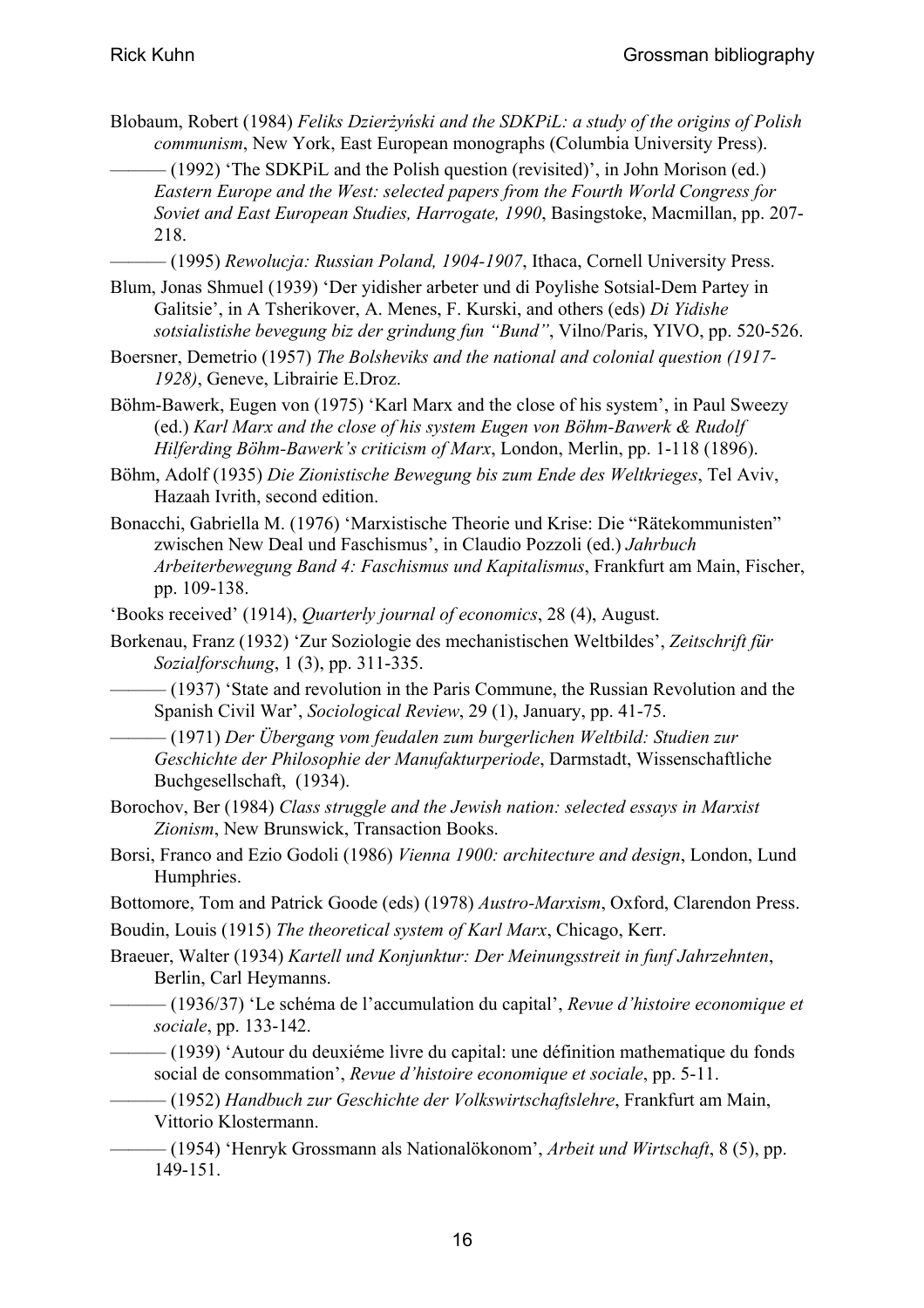Blobaum, Robert (1984) *Feliks Dzierżyński and the SDKPiL: a study of the origins of Polish communism*, New York, East European monographs (Columbia University Press).

——— (1992) 'The SDKPiL and the Polish question (revisited)', in John Morison (ed.) *Eastern Europe and the West: selected papers from the Fourth World Congress for Soviet and East European Studies, Harrogate, 1990*, Basingstoke, Macmillan, pp. 207-218.

——— (1995) *Rewolucja: Russian Poland, 1904-1907*, Ithaca, Cornell University Press.

Blum, Jonas Shmuel (1939) 'Der yidisher arbeter und di Poylishe Sotsial-Dem Partey in Galitsie', in A Tsherikover, A. Menes, F. Kurski, and others (eds) *Di Yidishe sotsialistishe bevegung biz der grindung fun "Bund"*, Vilno/Paris, YIVO, pp. 520-526.

Boersner, Demetrio (1957) *The Bolsheviks and the national and colonial question (1917-1928)*, Geneve, Librairie E.Droz.

Böhm-Bawerk, Eugen von (1975) 'Karl Marx and the close of his system', in Paul Sweezy (ed.) *Karl Marx and the close of his system Eugen von Böhm-Bawerk & Rudolf Hilferding Böhm-Bawerk's criticism of Marx*, London, Merlin, pp. 1-118 (1896).

Böhm, Adolf (1935) *Die Zionistische Bewegung bis zum Ende des Weltkrieges*, Tel Aviv, Hazaah Ivrith, second edition.

Bonacchi, Gabriella M. (1976) 'Marxistische Theorie und Krise: Die "Rätekommunisten" zwischen New Deal und Faschismus', in Claudio Pozzoli (ed.) *Jahrbuch Arbeiterbewegung Band 4: Faschismus und Kapitalismus*, Frankfurt am Main, Fischer, pp. 109-138.

'Books received' (1914), *Quarterly journal of economics*, 28 (4), August.

Borkenau, Franz (1932) 'Zur Soziologie des mechanistischen Weltbildes', *Zeitschrift für Sozialforschung*, 1 (3), pp. 311-335.

——— (1937) 'State and revolution in the Paris Commune, the Russian Revolution and the Spanish Civil War', *Sociological Review*, 29 (1), January, pp. 41-75.

——— (1971) *Der Übergang vom feudalen zum burgerlichen Weltbild: Studien zur Geschichte der Philosophie der Manufakturperiode*, Darmstadt, Wissenschaftliche Buchgesellschaft, (1934).

Borochov, Ber (1984) *Class struggle and the Jewish nation: selected essays in Marxist Zionism*, New Brunswick, Transaction Books.

Borsi, Franco and Ezio Godoli (1986) *Vienna 1900: architecture and design*, London, Lund Humphries.

Bottomore, Tom and Patrick Goode (eds) (1978) *Austro-Marxism*, Oxford, Clarendon Press.

Boudin, Louis (1915) *The theoretical system of Karl Marx*, Chicago, Kerr.

Braeuer, Walter (1934) *Kartell und Konjunktur: Der Meinungsstreit in funf Jahrzehnten*, Berlin, Carl Heymanns.

——— (1936/37) 'Le schéma de l'accumulation du capital', *Revue d'histoire economique et sociale*, pp. 133-142.

——— (1939) 'Autour du deuxiéme livre du capital: une définition mathematique du fonds social de consommation', *Revue d'histoire economique et sociale*, pp. 5-11.

——— (1952) *Handbuch zur Geschichte der Volkswirtschaftslehre*, Frankfurt am Main, Vittorio Klostermann.

——— (1954) 'Henryk Grossmann als Nationalökonom', *Arbeit und Wirtschaft*, 8 (5), pp. 149-151.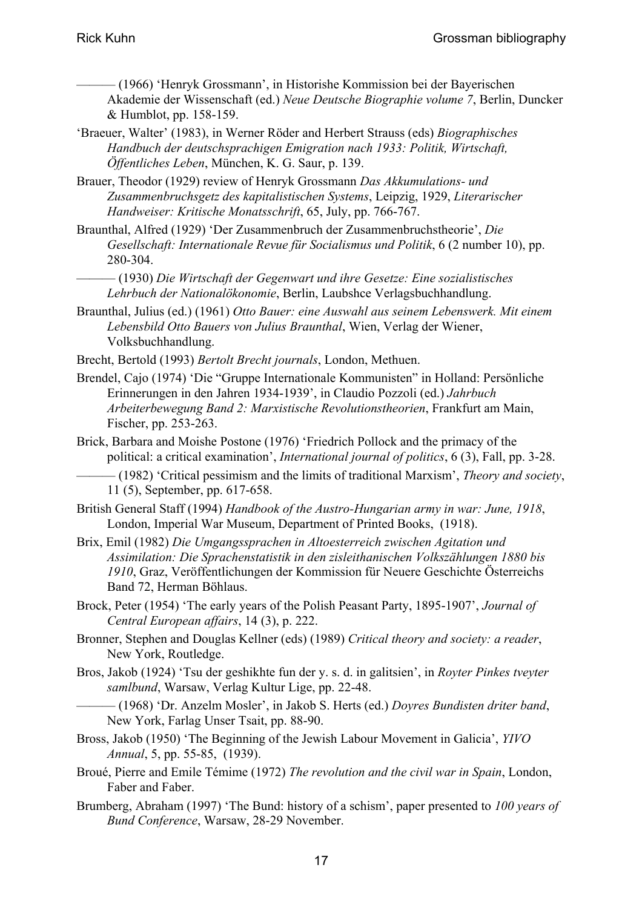——— (1966) 'Henryk Grossmann', in Historishe Kommission bei der Bayerischen Akademie der Wissenschaft (ed.) *Neue Deutsche Biographie volume 7*, Berlin, Duncker & Humblot, pp. 158-159.

'Braeuer, Walter' (1983), in Werner Röder and Herbert Strauss (eds) *Biographisches Handbuch der deutschsprachigen Emigration nach 1933: Politik, Wirtschaft, Öffentliches Leben*, München, K. G. Saur, p. 139.

Brauer, Theodor (1929) review of Henryk Grossmann *Das Akkumulations- und Zusammenbruchsgetz des kapitalistischen Systems*, Leipzig, 1929, *Literarischer Handweiser: Kritische Monatsschrift*, 65, July, pp. 766-767.

Braunthal, Alfred (1929) 'Der Zusammenbruch der Zusammenbruchstheorie', *Die Gesellschaft: Internationale Revue für Socialismus und Politik*, 6 (2 number 10), pp. 280-304.

——— (1930) *Die Wirtschaft der Gegenwart und ihre Gesetze: Eine sozialistisches Lehrbuch der Nationalökonomie*, Berlin, Laubshce Verlagsbuchhandlung.

Braunthal, Julius (ed.) (1961) *Otto Bauer: eine Auswahl aus seinem Lebenswerk. Mit einem Lebensbild Otto Bauers von Julius Braunthal*, Wien, Verlag der Wiener, Volksbuchhandlung.

Brecht, Bertold (1993) *Bertolt Brecht journals*, London, Methuen.

Brendel, Cajo (1974) 'Die "Gruppe Internationale Kommunisten" in Holland: Persönliche Erinnerungen in den Jahren 1934-1939', in Claudio Pozzoli (ed.) *Jahrbuch Arbeiterbewegung Band 2: Marxistische Revolutionstheorien*, Frankfurt am Main, Fischer, pp. 253-263.

Brick, Barbara and Moishe Postone (1976) 'Friedrich Pollock and the primacy of the political: a critical examination', *International journal of politics*, 6 (3), Fall, pp. 3-28.

——— (1982) 'Critical pessimism and the limits of traditional Marxism', *Theory and society*, 11 (5), September, pp. 617-658.

British General Staff (1994) *Handbook of the Austro-Hungarian army in war: June, 1918*, London, Imperial War Museum, Department of Printed Books, (1918).

Brix, Emil (1982) *Die Umgangssprachen in Altoesterreich zwischen Agitation und Assimilation: Die Sprachenstatistik in den zisleithanischen Volkszählungen 1880 bis 1910*, Graz, Veröffentlichungen der Kommission für Neuere Geschichte Österreichs Band 72, Herman Böhlaus.

Brock, Peter (1954) 'The early years of the Polish Peasant Party, 1895-1907', *Journal of Central European affairs*, 14 (3), p. 222.

Bronner, Stephen and Douglas Kellner (eds) (1989) *Critical theory and society: a reader*, New York, Routledge.

Bros, Jakob (1924) 'Tsu der geshikhte fun der y. s. d. in galitsien', in *Royter Pinkes tveyter samlbund*, Warsaw, Verlag Kultur Lige, pp. 22-48.

——— (1968) 'Dr. Anzelm Mosler', in Jakob S. Herts (ed.) *Doyres Bundisten driter band*, New York, Farlag Unser Tsait, pp. 88-90.

Bross, Jakob (1950) 'The Beginning of the Jewish Labour Movement in Galicia', *YIVO Annual*, 5, pp. 55-85, (1939).

Broué, Pierre and Emile Témime (1972) *The revolution and the civil war in Spain*, London, Faber and Faber.

Brumberg, Abraham (1997) 'The Bund: history of a schism', paper presented to *100 years of Bund Conference*, Warsaw, 28-29 November.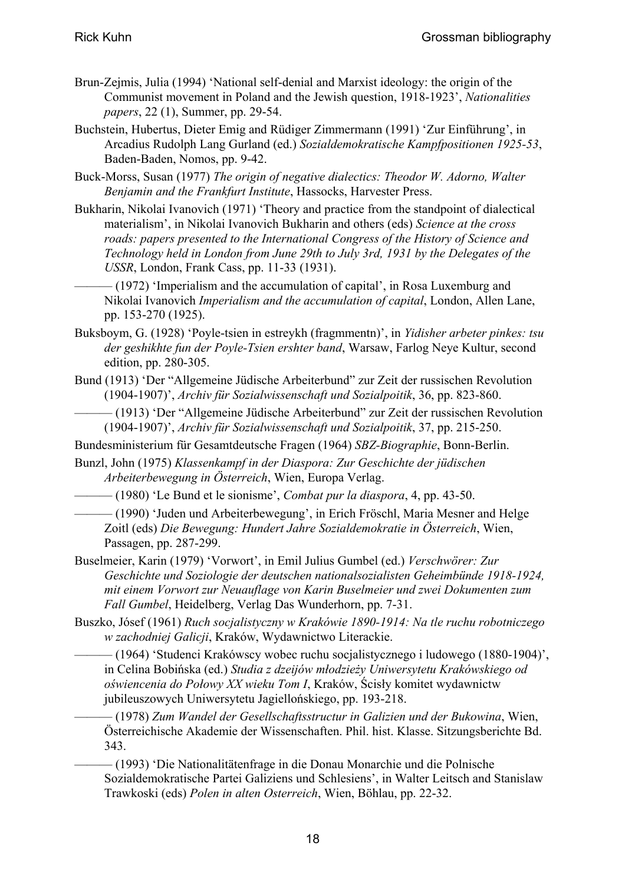Brun-Zejmis, Julia (1994) 'National self-denial and Marxist ideology: the origin of the Communist movement in Poland and the Jewish question, 1918-1923', *Nationalities papers*, 22 (1), Summer, pp. 29-54.

Buchstein, Hubertus, Dieter Emig and Rüdiger Zimmermann (1991) 'Zur Einführung', in Arcadius Rudolph Lang Gurland (ed.) *Sozialdemokratische Kampfpositionen 1925-53*, Baden-Baden, Nomos, pp. 9-42.

Buck-Morss, Susan (1977) *The origin of negative dialectics: Theodor W. Adorno, Walter Benjamin and the Frankfurt Institute*, Hassocks, Harvester Press.

Bukharin, Nikolai Ivanovich (1971) 'Theory and practice from the standpoint of dialectical materialism', in Nikolai Ivanovich Bukharin and others (eds) *Science at the cross roads: papers presented to the International Congress of the History of Science and Technology held in London from June 29th to July 3rd, 1931 by the Delegates of the USSR*, London, Frank Cass, pp. 11-33 (1931).

——— (1972) 'Imperialism and the accumulation of capital', in Rosa Luxemburg and Nikolai Ivanovich *Imperialism and the accumulation of capital*, London, Allen Lane, pp. 153-270 (1925).

Buksboym, G. (1928) 'Poyle-tsien in estreykh (fragmmentn)', in *Yidisher arbeter pinkes: tsu der geshikhte fun der Poyle-Tsien ershter band*, Warsaw, Farlog Neye Kultur, second edition, pp. 280-305.

Bund (1913) 'Der "Allgemeine Jüdische Arbeiterbund" zur Zeit der russischen Revolution (1904-1907)', *Archiv für Sozialwissenschaft und Sozialpoitik*, 36, pp. 823-860.

——— (1913) 'Der "Allgemeine Jüdische Arbeiterbund" zur Zeit der russischen Revolution (1904-1907)', *Archiv für Sozialwissenschaft und Sozialpoitik*, 37, pp. 215-250.

Bundesministerium für Gesamtdeutsche Fragen (1964) *SBZ-Biographie*, Bonn-Berlin.

Bunzl, John (1975) *Klassenkampf in der Diaspora: Zur Geschichte der jüdischen Arbeiterbewegung in Österreich*, Wien, Europa Verlag.

——— (1980) 'Le Bund et le sionisme', *Combat pur la diaspora*, 4, pp. 43-50.

——— (1990) 'Juden und Arbeiterbewegung', in Erich Fröschl, Maria Mesner and Helge Zoitl (eds) *Die Bewegung: Hundert Jahre Sozialdemokratie in Österreich*, Wien, Passagen, pp. 287-299.

Buselmeier, Karin (1979) 'Vorwort', in Emil Julius Gumbel (ed.) *Verschwörer: Zur Geschichte und Soziologie der deutschen nationalsozialisten Geheimbünde 1918-1924, mit einem Vorwort zur Neuauflage von Karin Buselmeier und zwei Dokumenten zum Fall Gumbel*, Heidelberg, Verlag Das Wunderhorn, pp. 7-31.

Buszko, Jósef (1961) *Ruch socjalistyczny w Krakówie 1890-1914: Na tle ruchu robotniczego w zachodniej Galicji*, Kraków, Wydawnictwo Literackie.

——— (1964) 'Studenci Krakówscy wobec ruchu socjalistycznego i ludowego (1880-1904)', in Celina Bobińska (ed.) *Studia z dziejów młodzieży Uniwersytetu Krakówskiego od oświencenia do Połowy XX wieku Tom I*, Kraków, Ścisły komitet wydawnictw jubileuszowych Uniwersytetu Jagiellońskiego, pp. 193-218.

——— (1978) *Zum Wandel der Gesellschaftsstructur in Galizien und der Bukowina*, Wien, Österreichische Akademie der Wissenschaften. Phil. hist. Klasse. Sitzungsberichte Bd. 343.

——— (1993) 'Die Nationalitätenfrage in die Donau Monarchie und die Polnische Sozialdemokratische Partei Galiziens und Schlesiens', in Walter Leitsch and Stanislaw Trawkoski (eds) *Polen in alten Osterreich*, Wien, Böhlau, pp. 22-32.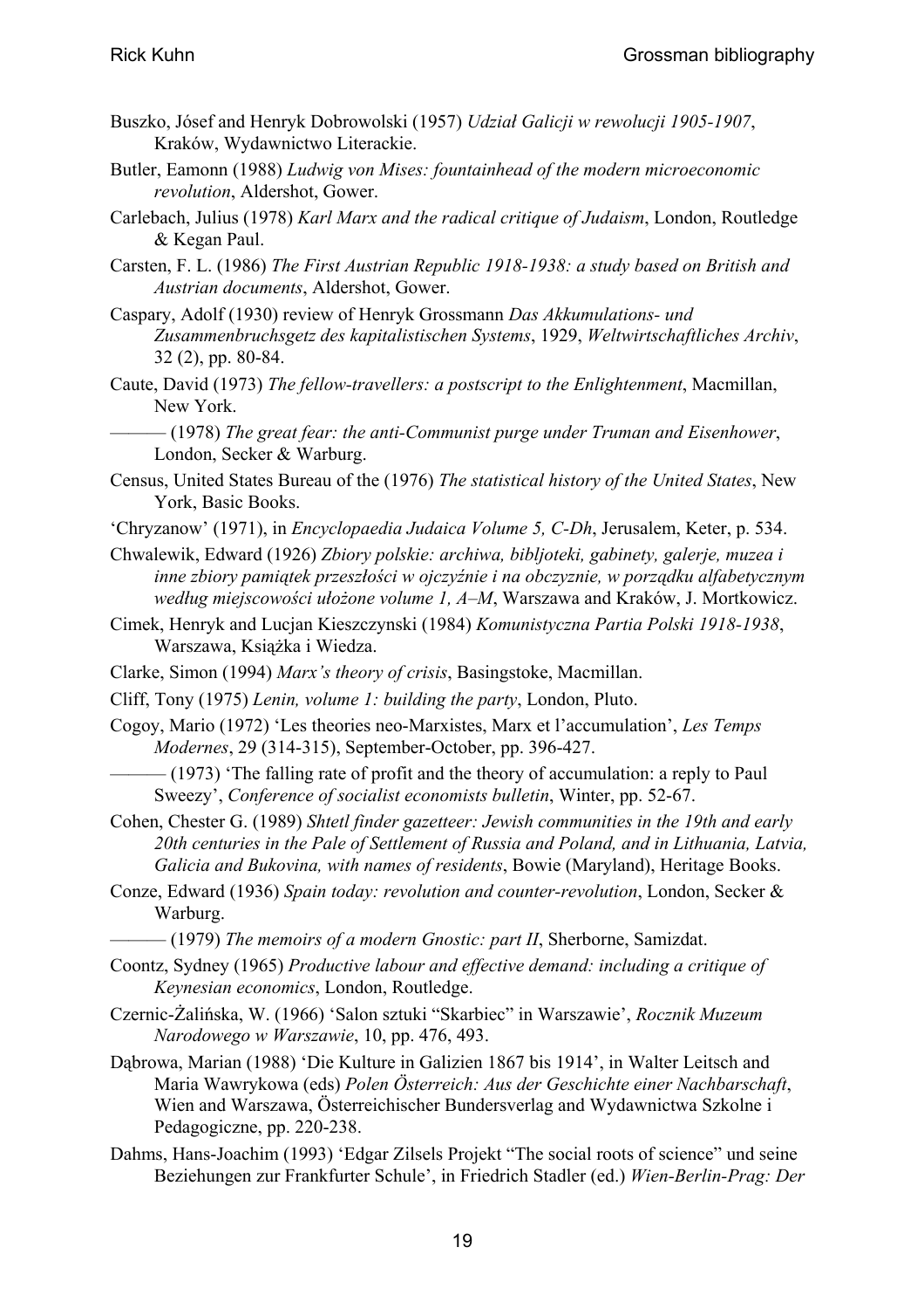Buszko, Jósef and Henryk Dobrowolski (1957) *Udział Galicji w rewolucji 1905-1907*, Kraków, Wydawnictwo Literackie.

Butler, Eamonn (1988) *Ludwig von Mises: fountainhead of the modern microeconomic revolution*, Aldershot, Gower.

Carlebach, Julius (1978) *Karl Marx and the radical critique of Judaism*, London, Routledge & Kegan Paul.

Carsten, F. L. (1986) *The First Austrian Republic 1918-1938: a study based on British and Austrian documents*, Aldershot, Gower.

Caspary, Adolf (1930) review of Henryk Grossmann *Das Akkumulations- und Zusammenbruchsgetz des kapitalistischen Systems*, 1929, *Weltwirtschaftliches Archiv*, 32 (2), pp. 80-84.

Caute, David (1973) *The fellow-travellers: a postscript to the Enlightenment*, Macmillan, New York.

——— (1978) *The great fear: the anti-Communist purge under Truman and Eisenhower*, London, Secker & Warburg.

Census, United States Bureau of the (1976) *The statistical history of the United States*, New York, Basic Books.

'Chryzanow' (1971), in *Encyclopaedia Judaica Volume 5, C-Dh*, Jerusalem, Keter, p. 534.

Chwalewik, Edward (1926) *Zbiory polskie: archiwa, bibljoteki, gabinety, galerje, muzea i inne zbiory pamiątek przeszłości w ojczyźnie i na obczyznie, w porządku alfabetycznym według miejscowości ułożone volume 1, A–M*, Warszawa and Kraków, J. Mortkowicz.

Cimek, Henryk and Lucjan Kieszczynski (1984) *Komunistyczna Partia Polski 1918-1938*, Warszawa, Książka i Wiedza.

Clarke, Simon (1994) *Marx's theory of crisis*, Basingstoke, Macmillan.

Cliff, Tony (1975) *Lenin, volume 1: building the party*, London, Pluto.

Cogoy, Mario (1972) 'Les theories neo-Marxistes, Marx et l'accumulation', *Les Temps Modernes*, 29 (314-315), September-October, pp. 396-427.

——— (1973) 'The falling rate of profit and the theory of accumulation: a reply to Paul Sweezy', *Conference of socialist economists bulletin*, Winter, pp. 52-67.

Cohen, Chester G. (1989) *Shtetl finder gazetteer: Jewish communities in the 19th and early 20th centuries in the Pale of Settlement of Russia and Poland, and in Lithuania, Latvia, Galicia and Bukovina, with names of residents*, Bowie (Maryland), Heritage Books.

Conze, Edward (1936) *Spain today: revolution and counter-revolution*, London, Secker & Warburg.

——— (1979) *The memoirs of a modern Gnostic: part II*, Sherborne, Samizdat.

Coontz, Sydney (1965) *Productive labour and effective demand: including a critique of Keynesian economics*, London, Routledge.

Czernic-Żalińska, W. (1966) 'Salon sztuki "Skarbiec" in Warszawie', *Rocznik Muzeum Narodowego w Warszawie*, 10, pp. 476, 493.

Dąbrowa, Marian (1988) 'Die Kulture in Galizien 1867 bis 1914', in Walter Leitsch and Maria Wawrykowa (eds) *Polen Österreich: Aus der Geschichte einer Nachbarschaft*, Wien and Warszawa, Österreichischer Bundersverlag and Wydawnictwa Szkolne i Pedagogiczne, pp. 220-238.

Dahms, Hans-Joachim (1993) 'Edgar Zilsels Projekt "The social roots of science" und seine Beziehungen zur Frankfurter Schule', in Friedrich Stadler (ed.) *Wien-Berlin-Prag: Der*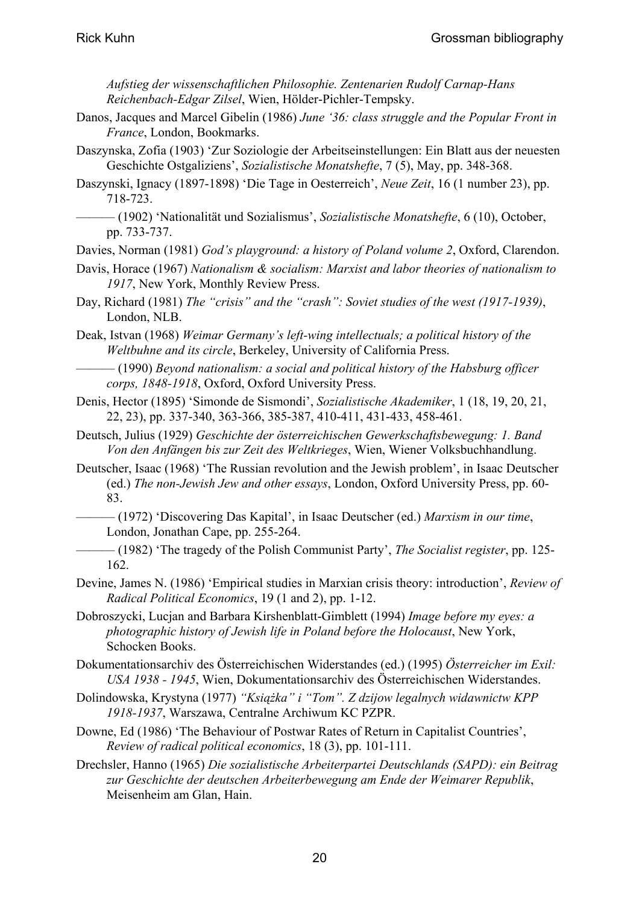*Aufstieg der wissenschaftlichen Philosophie. Zentenarien Rudolf Carnap-Hans Reichenbach-Edgar Zilsel*, Wien, Hölder-Pichler-Tempsky.

Danos, Jacques and Marcel Gibelin (1986) *June '36: class struggle and the Popular Front in France*, London, Bookmarks.

Daszynska, Zofia (1903) 'Zur Soziologie der Arbeitseinstellungen: Ein Blatt aus der neuesten Geschichte Ostgaliziens', *Sozialistische Monatshefte*, 7 (5), May, pp. 348-368.

Daszynski, Ignacy (1897-1898) 'Die Tage in Oesterreich', *Neue Zeit*, 16 (1 number 23), pp. 718-723.

——— (1902) 'Nationalität und Sozialismus', *Sozialistische Monatshefte*, 6 (10), October, pp. 733-737.

Davies, Norman (1981) *God's playground: a history of Poland volume 2*, Oxford, Clarendon.

Davis, Horace (1967) *Nationalism & socialism: Marxist and labor theories of nationalism to 1917*, New York, Monthly Review Press.

Day, Richard (1981) *The "crisis" and the "crash": Soviet studies of the west (1917-1939)*, London, NLB.

Deak, Istvan (1968) *Weimar Germany's left-wing intellectuals; a political history of the Weltbuhne and its circle*, Berkeley, University of California Press.

——— (1990) *Beyond nationalism: a social and political history of the Habsburg officer corps, 1848-1918*, Oxford, Oxford University Press.

Denis, Hector (1895) 'Simonde de Sismondi', *Sozialistische Akademiker*, 1 (18, 19, 20, 21, 22, 23), pp. 337-340, 363-366, 385-387, 410-411, 431-433, 458-461.

Deutsch, Julius (1929) *Geschichte der österreichischen Gewerkschaftsbewegung: 1. Band Von den Anfängen bis zur Zeit des Weltkrieges*, Wien, Wiener Volksbuchhandlung.

Deutscher, Isaac (1968) 'The Russian revolution and the Jewish problem', in Isaac Deutscher (ed.) *The non-Jewish Jew and other essays*, London, Oxford University Press, pp. 60-83.

——— (1972) 'Discovering Das Kapital', in Isaac Deutscher (ed.) *Marxism in our time*, London, Jonathan Cape, pp. 255-264.

——— (1982) 'The tragedy of the Polish Communist Party', *The Socialist register*, pp. 125-162.

Devine, James N. (1986) 'Empirical studies in Marxian crisis theory: introduction', *Review of Radical Political Economics*, 19 (1 and 2), pp. 1-12.

Dobroszycki, Lucjan and Barbara Kirshenblatt-Gimblett (1994) *Image before my eyes: a photographic history of Jewish life in Poland before the Holocaust*, New York, Schocken Books.

Dokumentationsarchiv des Österreichischen Widerstandes (ed.) (1995) *Österreicher im Exil: USA 1938 - 1945*, Wien, Dokumentationsarchiv des Österreichischen Widerstandes.

Dolindowska, Krystyna (1977) *"Książka" i "Tom". Z dzijow legalnych widawnictw KPP 1918-1937*, Warszawa, Centralne Archiwum KC PZPR.

Downe, Ed (1986) 'The Behaviour of Postwar Rates of Return in Capitalist Countries', *Review of radical political economics*, 18 (3), pp. 101-111.

Drechsler, Hanno (1965) *Die sozialistische Arbeiterpartei Deutschlands (SAPD): ein Beitrag zur Geschichte der deutschen Arbeiterbewegung am Ende der Weimarer Republik*, Meisenheim am Glan, Hain.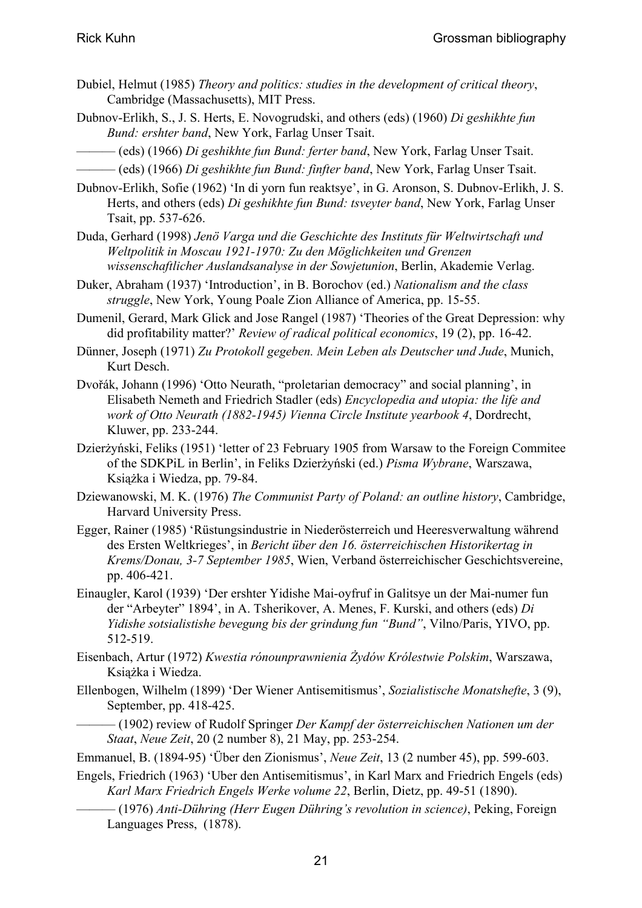Dubiel, Helmut (1985) *Theory and politics: studies in the development of critical theory*, Cambridge (Massachusetts), MIT Press.

Dubnov-Erlikh, S., J. S. Herts, E. Novogrudski, and others (eds) (1960) *Di geshikhte fun Bund: ershter band*, New York, Farlag Unser Tsait.

——— (eds) (1966) *Di geshikhte fun Bund: ferter band*, New York, Farlag Unser Tsait.

——— (eds) (1966) *Di geshikhte fun Bund: finfter band*, New York, Farlag Unser Tsait.

Dubnov-Erlikh, Sofie (1962) 'In di yorn fun reaktsye', in G. Aronson, S. Dubnov-Erlikh, J. S. Herts, and others (eds) *Di geshikhte fun Bund: tsveyter band*, New York, Farlag Unser Tsait, pp. 537-626.

Duda, Gerhard (1998) *Jenö Varga und die Geschichte des Instituts für Weltwirtschaft und Weltpolitik in Moscau 1921-1970: Zu den Möglichkeiten und Grenzen wissenschaftlicher Auslandsanalyse in der Sowjetunion*, Berlin, Akademie Verlag.

Duker, Abraham (1937) 'Introduction', in B. Borochov (ed.) *Nationalism and the class struggle*, New York, Young Poale Zion Alliance of America, pp. 15-55.

Dumenil, Gerard, Mark Glick and Jose Rangel (1987) 'Theories of the Great Depression: why did profitability matter?' *Review of radical political economics*, 19 (2), pp. 16-42.

Dünner, Joseph (1971) *Zu Protokoll gegeben. Mein Leben als Deutscher und Jude*, Munich, Kurt Desch.

Dvořák, Johann (1996) 'Otto Neurath, "proletarian democracy" and social planning', in Elisabeth Nemeth and Friedrich Stadler (eds) *Encyclopedia and utopia: the life and work of Otto Neurath (1882-1945) Vienna Circle Institute yearbook 4*, Dordrecht, Kluwer, pp. 233-244.

Dzierżyński, Feliks (1951) 'letter of 23 February 1905 from Warsaw to the Foreign Commitee of the SDKPiL in Berlin', in Feliks Dzierżyński (ed.) *Pisma Wybrane*, Warszawa, Książka i Wiedza, pp. 79-84.

Dziewanowski, M. K. (1976) *The Communist Party of Poland: an outline history*, Cambridge, Harvard University Press.

Egger, Rainer (1985) 'Rüstungsindustrie in Niederösterreich und Heeresverwaltung während des Ersten Weltkrieges', in *Bericht über den 16. österreichischen Historikertag in Krems/Donau, 3-7 September 1985*, Wien, Verband österreichischer Geschichtsvereine, pp. 406-421.

Einaugler, Karol (1939) 'Der ershter Yidishe Mai-oyfruf in Galitsye un der Mai-numer fun der "Arbeyter" 1894', in A. Tsherikover, A. Menes, F. Kurski, and others (eds) *Di Yidishe sotsialistishe bevegung bis der grindung fun "Bund"*, Vilno/Paris, YIVO, pp. 512-519.

Eisenbach, Artur (1972) *Kwestia rónounprawnienia Żydów Królestwie Polskim*, Warszawa, Książka i Wiedza.

Ellenbogen, Wilhelm (1899) 'Der Wiener Antisemitismus', *Sozialistische Monatshefte*, 3 (9), September, pp. 418-425.

——— (1902) review of Rudolf Springer *Der Kampf der österreichischen Nationen um der Staat*, *Neue Zeit*, 20 (2 number 8), 21 May, pp. 253-254.

Emmanuel, B. (1894-95) 'Über den Zionismus', *Neue Zeit*, 13 (2 number 45), pp. 599-603.

Engels, Friedrich (1963) 'Uber den Antisemitismus', in Karl Marx and Friedrich Engels (eds) *Karl Marx Friedrich Engels Werke volume 22*, Berlin, Dietz, pp. 49-51 (1890).

——— (1976) *Anti-Dühring (Herr Eugen Dühring's revolution in science)*, Peking, Foreign Languages Press, (1878).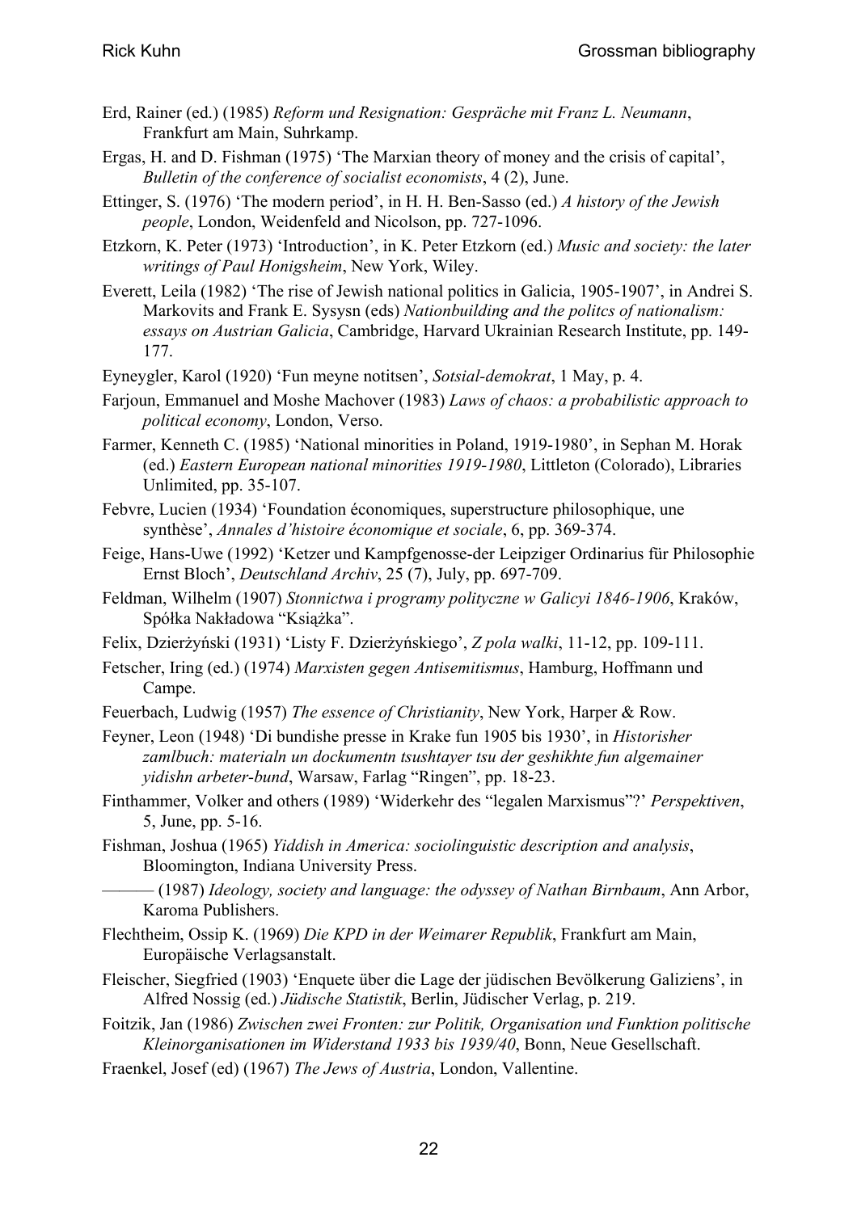Erd, Rainer (ed.) (1985) *Reform und Resignation: Gespräche mit Franz L. Neumann*, Frankfurt am Main, Suhrkamp.

Ergas, H. and D. Fishman (1975) 'The Marxian theory of money and the crisis of capital', *Bulletin of the conference of socialist economists*, 4 (2), June.

Ettinger, S. (1976) 'The modern period', in H. H. Ben-Sasso (ed.) *A history of the Jewish people*, London, Weidenfeld and Nicolson, pp. 727-1096.

Etzkorn, K. Peter (1973) 'Introduction', in K. Peter Etzkorn (ed.) *Music and society: the later writings of Paul Honigsheim*, New York, Wiley.

Everett, Leila (1982) 'The rise of Jewish national politics in Galicia, 1905-1907', in Andrei S. Markovits and Frank E. Sysysn (eds) *Nationbuilding and the politcs of nationalism: essays on Austrian Galicia*, Cambridge, Harvard Ukrainian Research Institute, pp. 149-177.

Eyneygler, Karol (1920) 'Fun meyne notitsen', *Sotsial-demokrat*, 1 May, p. 4.

Farjoun, Emmanuel and Moshe Machover (1983) *Laws of chaos: a probabilistic approach to political economy*, London, Verso.

Farmer, Kenneth C. (1985) 'National minorities in Poland, 1919-1980', in Sephan M. Horak (ed.) *Eastern European national minorities 1919-1980*, Littleton (Colorado), Libraries Unlimited, pp. 35-107.

Febvre, Lucien (1934) 'Foundation économiques, superstructure philosophique, une synthèse', *Annales d'histoire économique et sociale*, 6, pp. 369-374.

Feige, Hans-Uwe (1992) 'Ketzer und Kampfgenosse-der Leipziger Ordinarius für Philosophie Ernst Bloch', *Deutschland Archiv*, 25 (7), July, pp. 697-709.

Feldman, Wilhelm (1907) *Stonnictwa i programy polityczne w Galicyi 1846-1906*, Kraków, Spółka Nakładowa "Książka".

Felix, Dzierżyński (1931) 'Listy F. Dzierżyńskiego', *Z pola walki*, 11-12, pp. 109-111.

Fetscher, Iring (ed.) (1974) *Marxisten gegen Antisemitismus*, Hamburg, Hoffmann und Campe.

Feuerbach, Ludwig (1957) *The essence of Christianity*, New York, Harper & Row.

Feyner, Leon (1948) 'Di bundishe presse in Krake fun 1905 bis 1930', in *Historisher zamlbuch: materialn un dockumentn tsushtayer tsu der geshikhte fun algemainer yidishn arbeter-bund*, Warsaw, Farlag "Ringen", pp. 18-23.

Finthammer, Volker and others (1989) 'Widerkehr des "legalen Marxismus"?' *Perspektiven*, 5, June, pp. 5-16.

Fishman, Joshua (1965) *Yiddish in America: sociolinguistic description and analysis*, Bloomington, Indiana University Press.

——— (1987) *Ideology, society and language: the odyssey of Nathan Birnbaum*, Ann Arbor, Karoma Publishers.

Flechtheim, Ossip K. (1969) *Die KPD in der Weimarer Republik*, Frankfurt am Main, Europäische Verlagsanstalt.

Fleischer, Siegfried (1903) 'Enquete über die Lage der jüdischen Bevölkerung Galiziens', in Alfred Nossig (ed.) *Jüdische Statistik*, Berlin, Jüdischer Verlag, p. 219.

Foitzik, Jan (1986) *Zwischen zwei Fronten: zur Politik, Organisation und Funktion politische Kleinorganisationen im Widerstand 1933 bis 1939/40*, Bonn, Neue Gesellschaft.

Fraenkel, Josef (ed) (1967) *The Jews of Austria*, London, Vallentine.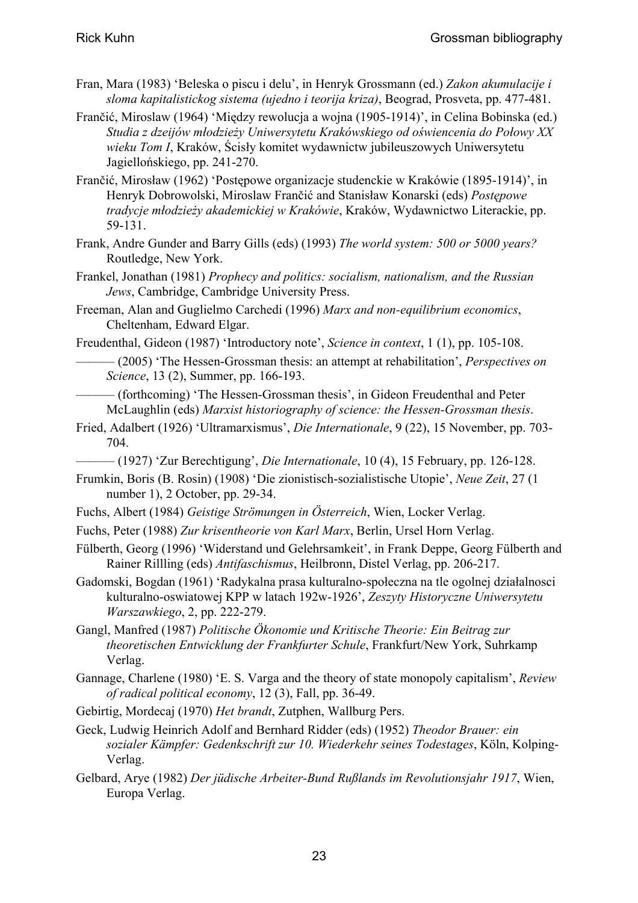Fran, Mara (1983) 'Beleska o piscu i delu', in Henryk Grossmann (ed.) *Zakon akumulacije i sloma kapitalistickog sistema (ujedno i teorija kriza)*, Beograd, Prosveta, pp. 477-481.

Frančić, Miroslaw (1964) 'Między rewolucja a wojna (1905-1914)', in Celina Bobinska (ed.) *Studia z dzeijów młodzieży Uniwersytetu Krakówskiego od oświencenia do Połowy XX wieku Tom I*, Kraków, Ścisły komitet wydawnictw jubileuszowych Uniwersytetu Jagiellońskiego, pp. 241-270.

Frančić, Mirosław (1962) 'Postępowe organizacje studenckie w Krakówie (1895-1914)', in Henryk Dobrowolski, Miroslaw Frančić and Stanisław Konarski (eds) *Postępowe tradycje młodzieży akademickiej w Krakówie*, Kraków, Wydawnictwo Literackie, pp. 59-131.

Frank, Andre Gunder and Barry Gills (eds) (1993) *The world system: 500 or 5000 years?* Routledge, New York.

Frankel, Jonathan (1981) *Prophecy and politics: socialism, nationalism, and the Russian Jews*, Cambridge, Cambridge University Press.

Freeman, Alan and Guglielmo Carchedi (1996) *Marx and non-equilibrium economics*, Cheltenham, Edward Elgar.

Freudenthal, Gideon (1987) 'Introductory note', *Science in context*, 1 (1), pp. 105-108.

——— (2005) 'The Hessen-Grossman thesis: an attempt at rehabilitation', *Perspectives on Science*, 13 (2), Summer, pp. 166-193.

——— (forthcoming) 'The Hessen-Grossman thesis', in Gideon Freudenthal and Peter McLaughlin (eds) *Marxist historiography of science: the Hessen-Grossman thesis*.

Fried, Adalbert (1926) 'Ultramarxismus', *Die Internationale*, 9 (22), 15 November, pp. 703-704.

——— (1927) 'Zur Berechtigung', *Die Internationale*, 10 (4), 15 February, pp. 126-128.

Frumkin, Boris (B. Rosin) (1908) 'Die zionistisch-sozialistische Utopie', *Neue Zeit*, 27 (1 number 1), 2 October, pp. 29-34.

Fuchs, Albert (1984) *Geistige Strömungen in Österreich*, Wien, Locker Verlag.

Fuchs, Peter (1988) *Zur krisentheorie von Karl Marx*, Berlin, Ursel Horn Verlag.

Fülberth, Georg (1996) 'Widerstand und Gelehrsamkeit', in Frank Deppe, Georg Fülberth and Rainer Rillling (eds) *Antifaschismus*, Heilbronn, Distel Verlag, pp. 206-217.

Gadomski, Bogdan (1961) 'Radykalna prasa kulturalno-społeczna na tle ogolnej działalnosci kulturalno-oswiatowej KPP w latach 192w-1926', *Zeszyty Historyczne Uniwersytetu Warszawkiego*, 2, pp. 222-279.

Gangl, Manfred (1987) *Politische Ökonomie und Kritische Theorie: Ein Beitrag zur theoretischen Entwicklung der Frankfurter Schule*, Frankfurt/New York, Suhrkamp Verlag.

Gannage, Charlene (1980) 'E. S. Varga and the theory of state monopoly capitalism', *Review of radical political economy*, 12 (3), Fall, pp. 36-49.

Gebirtig, Mordecaj (1970) *Het brandt*, Zutphen, Wallburg Pers.

Geck, Ludwig Heinrich Adolf and Bernhard Ridder (eds) (1952) *Theodor Brauer: ein sozialer Kämpfer: Gedenkschrift zur 10. Wiederkehr seines Todestages*, Köln, Kolping-Verlag.

Gelbard, Arye (1982) *Der jüdische Arbeiter-Bund Rußlands im Revolutionsjahr 1917*, Wien, Europa Verlag.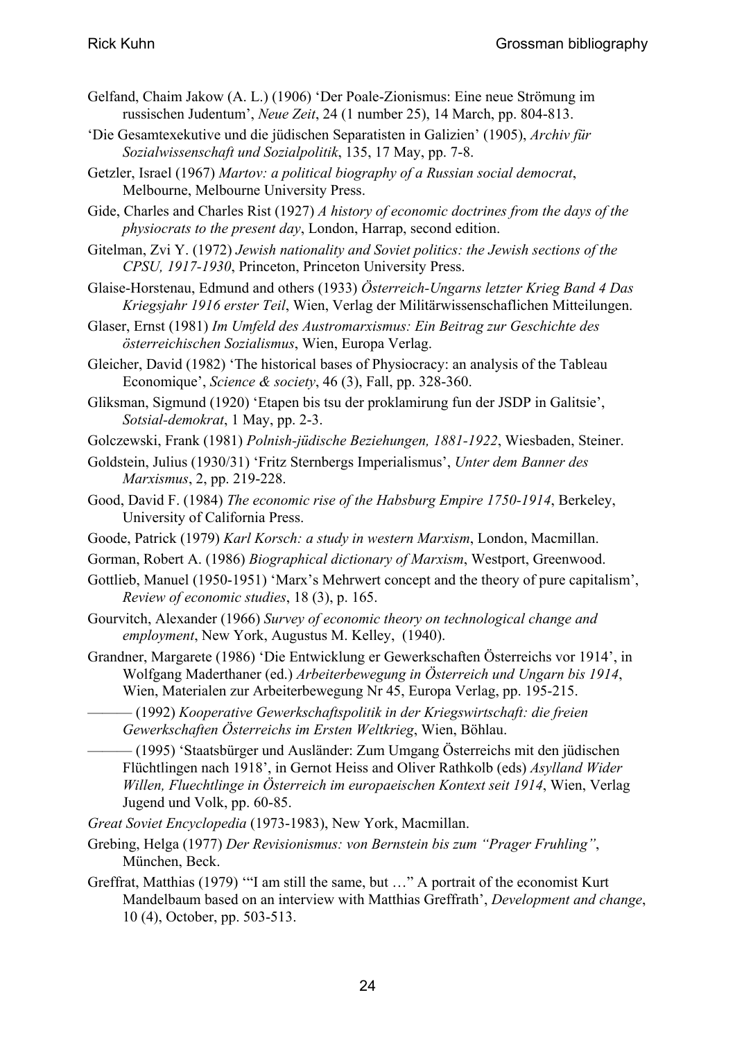Gelfand, Chaim Jakow (A. L.) (1906) 'Der Poale-Zionismus: Eine neue Strömung im russischen Judentum', *Neue Zeit*, 24 (1 number 25), 14 March, pp. 804-813.

'Die Gesamtexekutive und die jüdischen Separatisten in Galizien' (1905), *Archiv für Sozialwissenschaft und Sozialpolitik*, 135, 17 May, pp. 7-8.

Getzler, Israel (1967) *Martov: a political biography of a Russian social democrat*, Melbourne, Melbourne University Press.

Gide, Charles and Charles Rist (1927) *A history of economic doctrines from the days of the physiocrats to the present day*, London, Harrap, second edition.

Gitelman, Zvi Y. (1972) *Jewish nationality and Soviet politics: the Jewish sections of the CPSU, 1917-1930*, Princeton, Princeton University Press.

Glaise-Horstenau, Edmund and others (1933) *Österreich-Ungarns letzter Krieg Band 4 Das Kriegsjahr 1916 erster Teil*, Wien, Verlag der Militärwissenschaflichen Mitteilungen.

Glaser, Ernst (1981) *Im Umfeld des Austromarxismus: Ein Beitrag zur Geschichte des österreichischen Sozialismus*, Wien, Europa Verlag.

Gleicher, David (1982) 'The historical bases of Physiocracy: an analysis of the Tableau Economique', *Science & society*, 46 (3), Fall, pp. 328-360.

Gliksman, Sigmund (1920) 'Etapen bis tsu der proklamirung fun der JSDP in Galitsie', *Sotsial-demokrat*, 1 May, pp. 2-3.

Golczewski, Frank (1981) *Polnish-jüdische Beziehungen, 1881-1922*, Wiesbaden, Steiner.

Goldstein, Julius (1930/31) 'Fritz Sternbergs Imperialismus', *Unter dem Banner des Marxismus*, 2, pp. 219-228.

Good, David F. (1984) *The economic rise of the Habsburg Empire 1750-1914*, Berkeley, University of California Press.

Goode, Patrick (1979) *Karl Korsch: a study in western Marxism*, London, Macmillan.

Gorman, Robert A. (1986) *Biographical dictionary of Marxism*, Westport, Greenwood.

Gottlieb, Manuel (1950-1951) 'Marx's Mehrwert concept and the theory of pure capitalism', *Review of economic studies*, 18 (3), p. 165.

Gourvitch, Alexander (1966) *Survey of economic theory on technological change and employment*, New York, Augustus M. Kelley, (1940).

Grandner, Margarete (1986) 'Die Entwicklung er Gewerkschaften Österreichs vor 1914', in Wolfgang Maderthaner (ed.) *Arbeiterbewegung in Österreich und Ungarn bis 1914*, Wien, Materialen zur Arbeiterbewegung Nr 45, Europa Verlag, pp. 195-215.

——— (1992) *Kooperative Gewerkschaftspolitik in der Kriegswirtschaft: die freien Gewerkschaften Österreichs im Ersten Weltkrieg*, Wien, Böhlau.

——— (1995) 'Staatsbürger und Ausländer: Zum Umgang Österreichs mit den jüdischen Flüchtlingen nach 1918', in Gernot Heiss and Oliver Rathkolb (eds) *Asylland Wider Willen, Fluechtlinge in Österreich im europaeischen Kontext seit 1914*, Wien, Verlag Jugend und Volk, pp. 60-85.

*Great Soviet Encyclopedia* (1973-1983), New York, Macmillan.

Grebing, Helga (1977) *Der Revisionismus: von Bernstein bis zum "Prager Fruhling"*, München, Beck.

Greffrat, Matthias (1979) '"I am still the same, but …" A portrait of the economist Kurt Mandelbaum based on an interview with Matthias Greffrath', *Development and change*, 10 (4), October, pp. 503-513.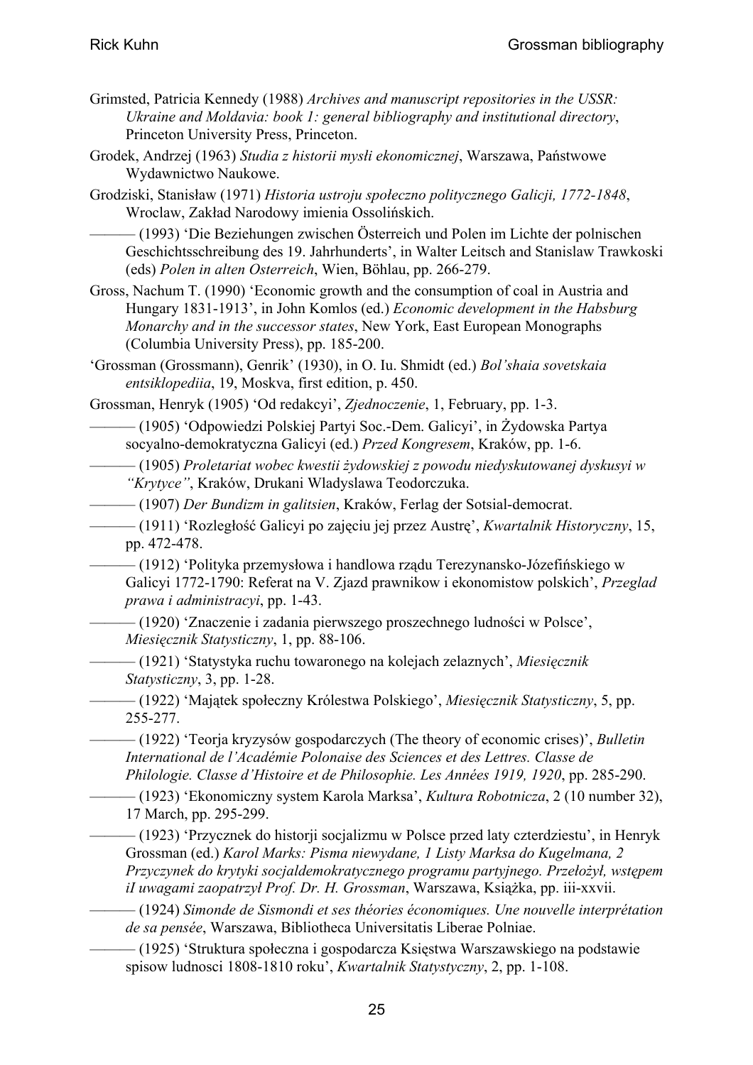Grimsted, Patricia Kennedy (1988) *Archives and manuscript repositories in the USSR: Ukraine and Moldavia: book 1: general bibliography and institutional directory*, Princeton University Press, Princeton.

Grodek, Andrzej (1963) *Studia z historii myśli ekonomicznej*, Warszawa, Państwowe Wydawnictwo Naukowe.

Grodziski, Stanisław (1971) *Historia ustroju społeczno politycznego Galicji, 1772-1848*, Wroclaw, Zakład Narodowy imienia Ossolińskich.

——— (1993) 'Die Beziehungen zwischen Österreich und Polen im Lichte der polnischen Geschichtsschreibung des 19. Jahrhunderts', in Walter Leitsch and Stanislaw Trawkoski (eds) *Polen in alten Osterreich*, Wien, Böhlau, pp. 266-279.

Gross, Nachum T. (1990) 'Economic growth and the consumption of coal in Austria and Hungary 1831-1913', in John Komlos (ed.) *Economic development in the Habsburg Monarchy and in the successor states*, New York, East European Monographs (Columbia University Press), pp. 185-200.

'Grossman (Grossmann), Genrik' (1930), in O. Iu. Shmidt (ed.) *Bol'shaia sovetskaia entsiklopediia*, 19, Moskva, first edition, p. 450.

Grossman, Henryk (1905) 'Od redakcyi', *Zjednoczenie*, 1, February, pp. 1-3.

——— (1905) 'Odpowiedzi Polskiej Partyi Soc.-Dem. Galicyi', in Żydowska Partya socyalno-demokratyczna Galicyi (ed.) *Przed Kongresem*, Kraków, pp. 1-6.

——— (1905) *Proletariat wobec kwestii żydowskiej z powodu niedyskutowanej dyskusyi w "Krytyce"*, Kraków, Drukani Wladyslawa Teodorczuka.

——— (1907) *Der Bundizm in galitsien*, Kraków, Ferlag der Sotsial-democrat.

——— (1911) 'Rozległość Galicyi po zajęciu jej przez Austrę', *Kwartalnik Historyczny*, 15, pp. 472-478.

——— (1912) 'Polityka przemysłowa i handlowa rządu Terezynansko-Józefińskiego w Galicyi 1772-1790: Referat na V. Zjazd prawnikow i ekonomistow polskich', *Przeglad prawa i administracyi*, pp. 1-43.

——— (1920) 'Znaczenie i zadania pierwszego proszechnego ludności w Polsce', *Miesięcznik Statystyczny*, 1, pp. 88-106.

——— (1921) 'Statystyka ruchu towaronego na kolejach zelaznych', *Miesięcznik Statysticzny*, 3, pp. 1-28.

——— (1922) 'Majątek społeczny Królestwa Polskiego', *Miesięcznik Statysticzny*, 5, pp. 255-277.

——— (1922) 'Teorja kryzysów gospodarczych (The theory of economic crises)', *Bulletin International de l'Académie Polonaise des Sciences et des Lettres. Classe de Philologie. Classe d'Histoire et de Philosophie. Les Années 1919, 1920*, pp. 285-290.

——— (1923) 'Ekonomiczny system Karola Marksa', *Kultura Robotnicza*, 2 (10 number 32), 17 March, pp. 295-299.

——— (1923) 'Przycznek do historji socjalizmu w Polsce przed laty czterdziestu', in Henryk Grossman (ed.) *Karol Marks: Pisma niewydane, 1 Listy Marksa do Kugelmana, 2 Przyczynek do krytyki socjaldemokratycznego programu partyjnego. Przełożył, wstępem iI uwagami zaopatrzył Prof. Dr. H. Grossman*, Warszawa, Książka, pp. iii-xxvii.

——— (1924) *Simonde de Sismondi et ses théories économiques. Une nouvelle interprétation de sa pensée*, Warszawa, Bibliotheca Universitatis Liberae Polniae.

——— (1925) 'Struktura społeczna i gospodarcza Księstwa Warszawskiego na podstawie spisow ludnosci 1808-1810 roku', *Kwartalnik Statystyczny*, 2, pp. 1-108.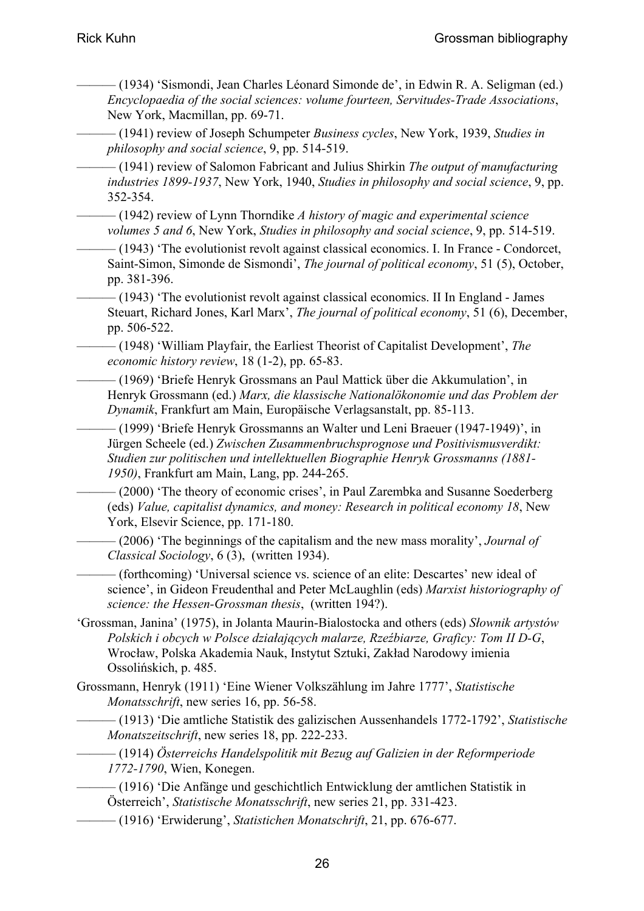——— (1934) 'Sismondi, Jean Charles Léonard Simonde de', in Edwin R. A. Seligman (ed.) *Encyclopaedia of the social sciences: volume fourteen, Servitudes-Trade Associations*, New York, Macmillan, pp. 69-71.

——— (1941) review of Joseph Schumpeter *Business cycles*, New York, 1939, *Studies in philosophy and social science*, 9, pp. 514-519.

——— (1941) review of Salomon Fabricant and Julius Shirkin *The output of manufacturing industries 1899-1937*, New York, 1940, *Studies in philosophy and social science*, 9, pp. 352-354.

——— (1942) review of Lynn Thorndike *A history of magic and experimental science volumes 5 and 6*, New York, *Studies in philosophy and social science*, 9, pp. 514-519.

——— (1943) 'The evolutionist revolt against classical economics. I. In France - Condorcet, Saint-Simon, Simonde de Sismondi', *The journal of political economy*, 51 (5), October, pp. 381-396.

——— (1943) 'The evolutionist revolt against classical economics. II In England - James Steuart, Richard Jones, Karl Marx', *The journal of political economy*, 51 (6), December, pp. 506-522.

——— (1948) 'William Playfair, the Earliest Theorist of Capitalist Development', *The economic history review*, 18 (1-2), pp. 65-83.

——— (1969) 'Briefe Henryk Grossmans an Paul Mattick über die Akkumulation', in Henryk Grossmann (ed.) *Marx, die klassische Nationalökonomie und das Problem der Dynamik*, Frankfurt am Main, Europäische Verlagsanstalt, pp. 85-113.

——— (1999) 'Briefe Henryk Grossmanns an Walter und Leni Braeuer (1947-1949)', in Jürgen Scheele (ed.) *Zwischen Zusammenbruchsprognose und Positivismusverdikt: Studien zur politischen und intellektuellen Biographie Henryk Grossmanns (1881-1950)*, Frankfurt am Main, Lang, pp. 244-265.

——— (2000) 'The theory of economic crises', in Paul Zarembka and Susanne Soederberg (eds) *Value, capitalist dynamics, and money: Research in political economy 18*, New York, Elsevir Science, pp. 171-180.

——— (2006) 'The beginnings of the capitalism and the new mass morality', *Journal of Classical Sociology*, 6 (3), (written 1934).

——— (forthcoming) 'Universal science vs. science of an elite: Descartes' new ideal of science', in Gideon Freudenthal and Peter McLaughlin (eds) *Marxist historiography of science: the Hessen-Grossman thesis*, (written 194?).

'Grossman, Janina' (1975), in Jolanta Maurin-Bialostocka and others (eds) *Słownik artystów Polskich i obcych w Polsce działających malarze, Rzeźbiarze, Graficy: Tom II D-G*, Wrocław, Polska Akademia Nauk, Instytut Sztuki, Zakład Narodowy imienia Ossolińskich, p. 485.

Grossmann, Henryk (1911) 'Eine Wiener Volkszählung im Jahre 1777', *Statistische Monatsschrift*, new series 16, pp. 56-58.

——— (1913) 'Die amtliche Statistik des galizischen Aussenhandels 1772-1792', *Statistische Monatszeitschrift*, new series 18, pp. 222-233.

——— (1914) *Österreichs Handelspolitik mit Bezug auf Galizien in der Reformperiode 1772-1790*, Wien, Konegen.

——— (1916) 'Die Anfänge und geschichtlich Entwicklung der amtlichen Statistik in Österreich', *Statistische Monatsschrift*, new series 21, pp. 331-423.

——— (1916) 'Erwiderung', *Statistichen Monatschrift*, 21, pp. 676-677.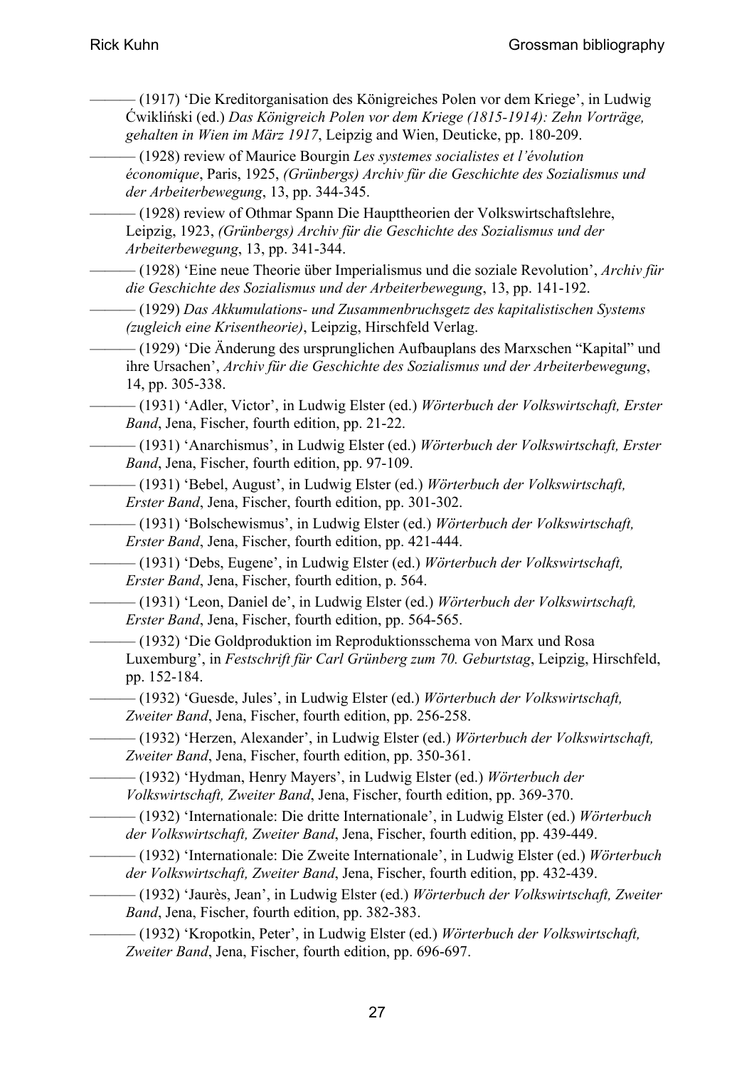——— (1917) 'Die Kreditorganisation des Königreiches Polen vor dem Kriege', in Ludwig Ćwikliński (ed.) *Das Königreich Polen vor dem Kriege (1815-1914): Zehn Vorträge, gehalten in Wien im März 1917*, Leipzig and Wien, Deuticke, pp. 180-209.

——— (1928) review of Maurice Bourgin *Les systemes socialistes et l'évolution économique*, Paris, 1925, *(Grünbergs) Archiv für die Geschichte des Sozialismus und der Arbeiterbewegung*, 13, pp. 344-345.

——— (1928) review of Othmar Spann Die Haupttheorien der Volkswirtschaftslehre, Leipzig, 1923, *(Grünbergs) Archiv für die Geschichte des Sozialismus und der Arbeiterbewegung*, 13, pp. 341-344.

——— (1928) 'Eine neue Theorie über Imperialismus und die soziale Revolution', *Archiv für die Geschichte des Sozialismus und der Arbeiterbewegung*, 13, pp. 141-192.

——— (1929) *Das Akkumulations- und Zusammenbruchsgetz des kapitalistischen Systems (zugleich eine Krisentheorie)*, Leipzig, Hirschfeld Verlag.

——— (1929) 'Die Änderung des ursprunglichen Aufbauplans des Marxschen "Kapital" und ihre Ursachen', *Archiv für die Geschichte des Sozialismus und der Arbeiterbewegung*, 14, pp. 305-338.

——— (1931) 'Adler, Victor', in Ludwig Elster (ed.) *Wörterbuch der Volkswirtschaft, Erster Band*, Jena, Fischer, fourth edition, pp. 21-22.

——— (1931) 'Anarchismus', in Ludwig Elster (ed.) *Wörterbuch der Volkswirtschaft, Erster Band*, Jena, Fischer, fourth edition, pp. 97-109.

——— (1931) 'Bebel, August', in Ludwig Elster (ed.) *Wörterbuch der Volkswirtschaft, Erster Band*, Jena, Fischer, fourth edition, pp. 301-302.

——— (1931) 'Bolschewismus', in Ludwig Elster (ed.) *Wörterbuch der Volkswirtschaft, Erster Band*, Jena, Fischer, fourth edition, pp. 421-444.

——— (1931) 'Debs, Eugene', in Ludwig Elster (ed.) *Wörterbuch der Volkswirtschaft, Erster Band*, Jena, Fischer, fourth edition, p. 564.

——— (1931) 'Leon, Daniel de', in Ludwig Elster (ed.) *Wörterbuch der Volkswirtschaft, Erster Band*, Jena, Fischer, fourth edition, pp. 564-565.

——— (1932) 'Die Goldproduktion im Reproduktionsschema von Marx und Rosa Luxemburg', in *Festschrift für Carl Grünberg zum 70. Geburtstag*, Leipzig, Hirschfeld, pp. 152-184.

——— (1932) 'Guesde, Jules', in Ludwig Elster (ed.) *Wörterbuch der Volkswirtschaft, Zweiter Band*, Jena, Fischer, fourth edition, pp. 256-258.

——— (1932) 'Herzen, Alexander', in Ludwig Elster (ed.) *Wörterbuch der Volkswirtschaft, Zweiter Band*, Jena, Fischer, fourth edition, pp. 350-361.

——— (1932) 'Hydman, Henry Mayers', in Ludwig Elster (ed.) *Wörterbuch der Volkswirtschaft, Zweiter Band*, Jena, Fischer, fourth edition, pp. 369-370.

——— (1932) 'Internationale: Die dritte Internationale', in Ludwig Elster (ed.) *Wörterbuch der Volkswirtschaft, Zweiter Band*, Jena, Fischer, fourth edition, pp. 439-449.

——— (1932) 'Internationale: Die Zweite Internationale', in Ludwig Elster (ed.) *Wörterbuch der Volkswirtschaft, Zweiter Band*, Jena, Fischer, fourth edition, pp. 432-439.

——— (1932) 'Jaurès, Jean', in Ludwig Elster (ed.) *Wörterbuch der Volkswirtschaft, Zweiter Band*, Jena, Fischer, fourth edition, pp. 382-383.

——— (1932) 'Kropotkin, Peter', in Ludwig Elster (ed.) *Wörterbuch der Volkswirtschaft, Zweiter Band*, Jena, Fischer, fourth edition, pp. 696-697.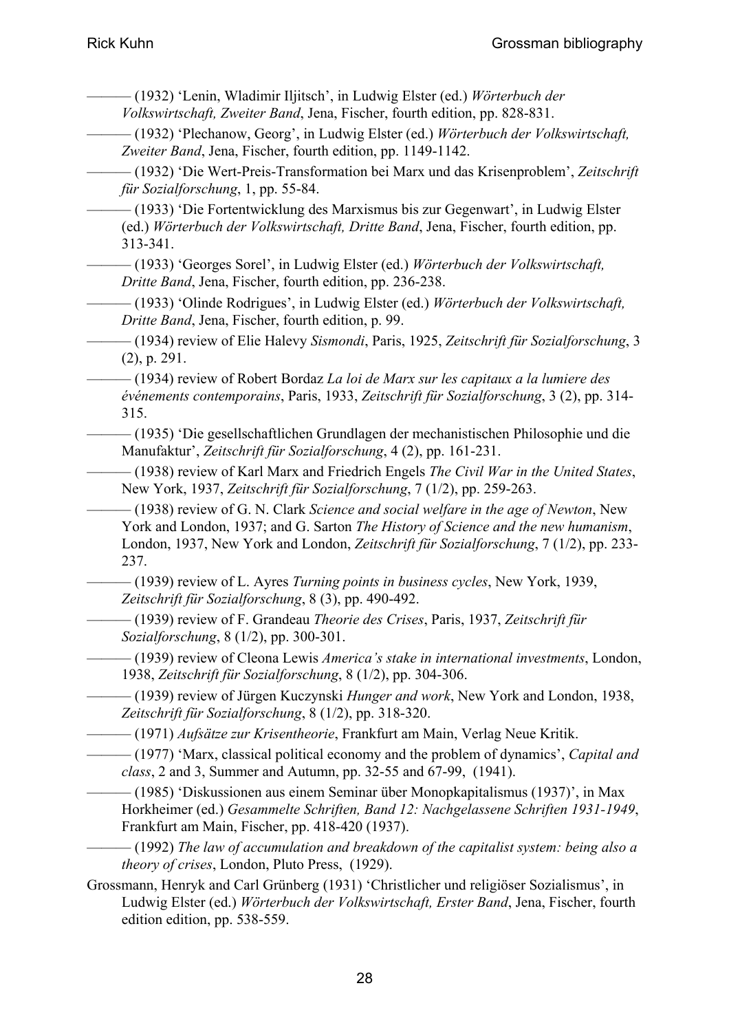——— (1932) 'Lenin, Wladimir Iljitsch', in Ludwig Elster (ed.) *Wörterbuch der Volkswirtschaft, Zweiter Band*, Jena, Fischer, fourth edition, pp. 828-831.

——— (1932) 'Plechanow, Georg', in Ludwig Elster (ed.) *Wörterbuch der Volkswirtschaft, Zweiter Band*, Jena, Fischer, fourth edition, pp. 1149-1142.

——— (1932) 'Die Wert-Preis-Transformation bei Marx und das Krisenproblem', *Zeitschrift für Sozialforschung*, 1, pp. 55-84.

——— (1933) 'Die Fortentwicklung des Marxismus bis zur Gegenwart', in Ludwig Elster (ed.) *Wörterbuch der Volkswirtschaft, Dritte Band*, Jena, Fischer, fourth edition, pp. 313-341.

——— (1933) 'Georges Sorel', in Ludwig Elster (ed.) *Wörterbuch der Volkswirtschaft, Dritte Band*, Jena, Fischer, fourth edition, pp. 236-238.

——— (1933) 'Olinde Rodrigues', in Ludwig Elster (ed.) *Wörterbuch der Volkswirtschaft, Dritte Band*, Jena, Fischer, fourth edition, p. 99.

——— (1934) review of Elie Halevy *Sismondi*, Paris, 1925, *Zeitschrift für Sozialforschung*, 3 (2), p. 291.

——— (1934) review of Robert Bordaz *La loi de Marx sur les capitaux a la lumiere des événements contemporains*, Paris, 1933, *Zeitschrift für Sozialforschung*, 3 (2), pp. 314-315.

——— (1935) 'Die gesellschaftlichen Grundlagen der mechanistischen Philosophie und die Manufaktur', *Zeitschrift für Sozialforschung*, 4 (2), pp. 161-231.

——— (1938) review of Karl Marx and Friedrich Engels *The Civil War in the United States*, New York, 1937, *Zeitschrift für Sozialforschung*, 7 (1/2), pp. 259-263.

——— (1938) review of G. N. Clark *Science and social welfare in the age of Newton*, New York and London, 1937; and G. Sarton *The History of Science and the new humanism*, London, 1937, New York and London, *Zeitschrift für Sozialforschung*, 7 (1/2), pp. 233-237.

——— (1939) review of L. Ayres *Turning points in business cycles*, New York, 1939, *Zeitschrift für Sozialforschung*, 8 (3), pp. 490-492.

——— (1939) review of F. Grandeau *Theorie des Crises*, Paris, 1937, *Zeitschrift für Sozialforschung*, 8 (1/2), pp. 300-301.

——— (1939) review of Cleona Lewis *America's stake in international investments*, London, 1938, *Zeitschrift für Sozialforschung*, 8 (1/2), pp. 304-306.

——— (1939) review of Jürgen Kuczynski *Hunger and work*, New York and London, 1938, *Zeitschrift für Sozialforschung*, 8 (1/2), pp. 318-320.

——— (1971) *Aufsätze zur Krisentheorie*, Frankfurt am Main, Verlag Neue Kritik.

——— (1977) 'Marx, classical political economy and the problem of dynamics', *Capital and class*, 2 and 3, Summer and Autumn, pp. 32-55 and 67-99, (1941).

——— (1985) 'Diskussionen aus einem Seminar über Monopkapitalismus (1937)', in Max Horkheimer (ed.) *Gesammelte Schriften, Band 12: Nachgelassene Schriften 1931-1949*, Frankfurt am Main, Fischer, pp. 418-420 (1937).

——— (1992) *The law of accumulation and breakdown of the capitalist system: being also a theory of crises*, London, Pluto Press, (1929).

Grossmann, Henryk and Carl Grünberg (1931) 'Christlicher und religiöser Sozialismus', in Ludwig Elster (ed.) *Wörterbuch der Volkswirtschaft, Erster Band*, Jena, Fischer, fourth edition edition, pp. 538-559.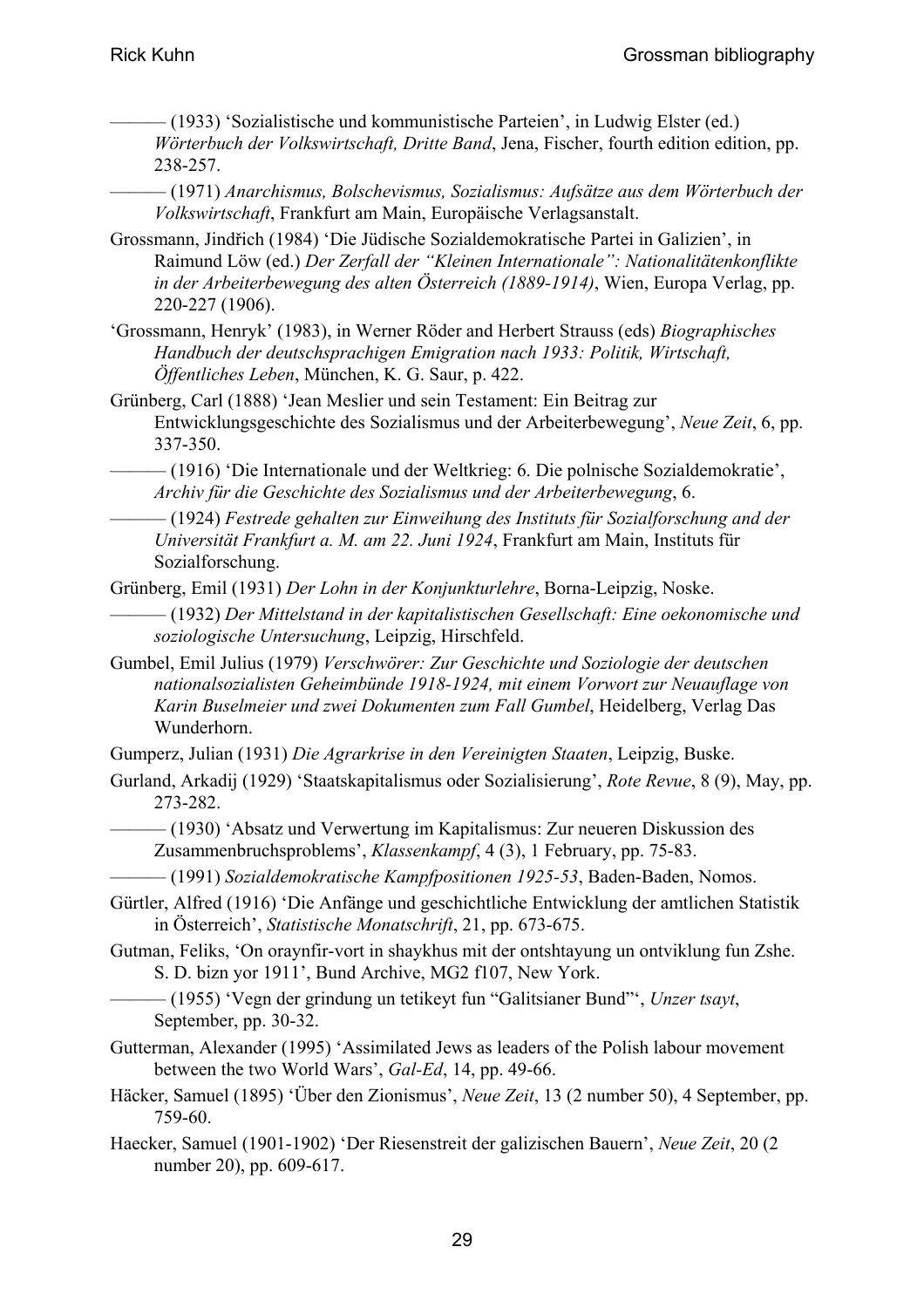——— (1933) 'Sozialistische und kommunistische Parteien', in Ludwig Elster (ed.) *Wörterbuch der Volkswirtschaft, Dritte Band*, Jena, Fischer, fourth edition edition, pp. 238-257.

——— (1971) *Anarchismus, Bolschevismus, Sozialismus: Aufsätze aus dem Wörterbuch der Volkswirtschaft*, Frankfurt am Main, Europäische Verlagsanstalt.

Grossmann, Jindřich (1984) 'Die Jüdische Sozialdemokratische Partei in Galizien', in Raimund Löw (ed.) *Der Zerfall der "Kleinen Internationale": Nationalitätenkonflikte in der Arbeiterbewegung des alten Österreich (1889-1914)*, Wien, Europa Verlag, pp. 220-227 (1906).

'Grossmann, Henryk' (1983), in Werner Röder and Herbert Strauss (eds) *Biographisches Handbuch der deutschsprachigen Emigration nach 1933: Politik, Wirtschaft, Öffentliches Leben*, München, K. G. Saur, p. 422.

Grünberg, Carl (1888) 'Jean Meslier und sein Testament: Ein Beitrag zur Entwicklungsgeschichte des Sozialismus und der Arbeiterbewegung', *Neue Zeit*, 6, pp. 337-350.

——— (1916) 'Die Internationale und der Weltkrieg: 6. Die polnische Sozialdemokratie', *Archiv für die Geschichte des Sozialismus und der Arbeiterbewegung*, 6.

——— (1924) *Festrede gehalten zur Einweihung des Instituts für Sozialforschung and der Universität Frankfurt a. M. am 22. Juni 1924*, Frankfurt am Main, Instituts für Sozialforschung.

Grünberg, Emil (1931) *Der Lohn in der Konjunkturlehre*, Borna-Leipzig, Noske.

——— (1932) *Der Mittelstand in der kapitalistischen Gesellschaft: Eine oekonomische und soziologische Untersuchung*, Leipzig, Hirschfeld.

Gumbel, Emil Julius (1979) *Verschwörer: Zur Geschichte und Soziologie der deutschen nationalsozialisten Geheimbünde 1918-1924, mit einem Vorwort zur Neuauflage von Karin Buselmeier und zwei Dokumenten zum Fall Gumbel*, Heidelberg, Verlag Das Wunderhorn.

Gumperz, Julian (1931) *Die Agrarkrise in den Vereinigten Staaten*, Leipzig, Buske.

Gurland, Arkadij (1929) 'Staatskapitalismus oder Sozialisierung', *Rote Revue*, 8 (9), May, pp. 273-282.

——— (1930) 'Absatz und Verwertung im Kapitalismus: Zur neueren Diskussion des Zusammenbruchsproblems', *Klassenkampf*, 4 (3), 1 February, pp. 75-83.

——— (1991) *Sozialdemokratische Kampfpositionen 1925-53*, Baden-Baden, Nomos.

Gürtler, Alfred (1916) 'Die Anfänge und geschichtliche Entwicklung der amtlichen Statistik in Österreich', *Statistische Monatschrift*, 21, pp. 673-675.

Gutman, Feliks, 'On oraynfir-vort in shaykhus mit der ontshtayung un ontviklung fun Zshe. S. D. bizn yor 1911', Bund Archive, MG2 f107, New York.

——— (1955) 'Vegn der grindung un tetikeyt fun "Galitsianer Bund"', *Unzer tsayt*, September, pp. 30-32.

Gutterman, Alexander (1995) 'Assimilated Jews as leaders of the Polish labour movement between the two World Wars', *Gal-Ed*, 14, pp. 49-66.

Häcker, Samuel (1895) 'Über den Zionismus', *Neue Zeit*, 13 (2 number 50), 4 September, pp. 759-60.

Haecker, Samuel (1901-1902) 'Der Riesenstreit der galizischen Bauern', *Neue Zeit*, 20 (2 number 20), pp. 609-617.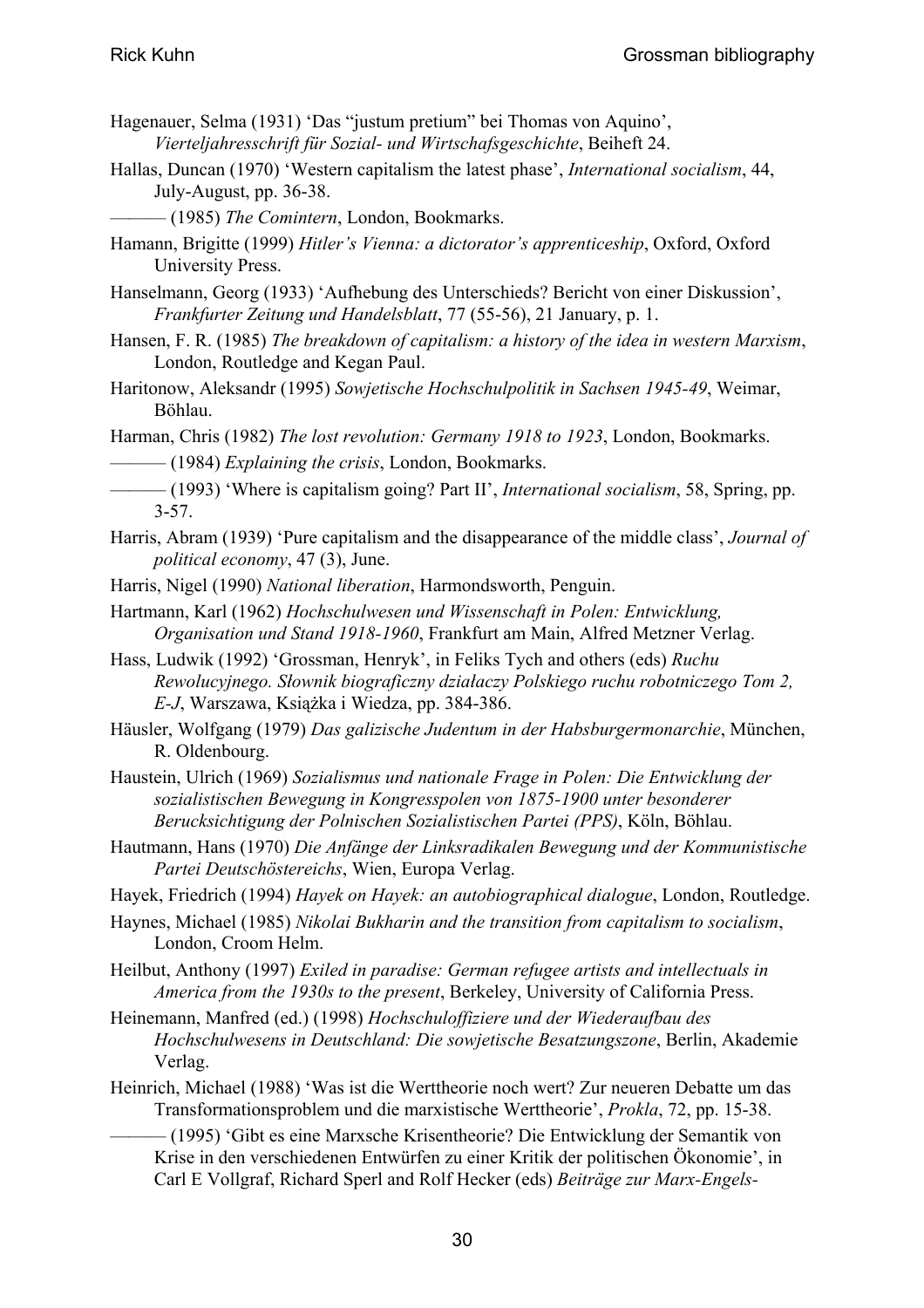Hagenauer, Selma (1931) 'Das "justum pretium" bei Thomas von Aquino', *Vierteljahresschrift für Sozial- und Wirtschafsgeschichte*, Beiheft 24.

Hallas, Duncan (1970) 'Western capitalism the latest phase', *International socialism*, 44, July-August, pp. 36-38.

——— (1985) *The Comintern*, London, Bookmarks.

Hamann, Brigitte (1999) *Hitler's Vienna: a dictorator's apprenticeship*, Oxford, Oxford University Press.

Hanselmann, Georg (1933) 'Aufhebung des Unterschieds? Bericht von einer Diskussion', *Frankfurter Zeitung und Handelsblatt*, 77 (55-56), 21 January, p. 1.

Hansen, F. R. (1985) *The breakdown of capitalism: a history of the idea in western Marxism*, London, Routledge and Kegan Paul.

Haritonow, Aleksandr (1995) *Sowjetische Hochschulpolitik in Sachsen 1945-49*, Weimar, Böhlau.

Harman, Chris (1982) *The lost revolution: Germany 1918 to 1923*, London, Bookmarks.

——— (1984) *Explaining the crisis*, London, Bookmarks.

——— (1993) 'Where is capitalism going? Part II', *International socialism*, 58, Spring, pp. 3-57.

Harris, Abram (1939) 'Pure capitalism and the disappearance of the middle class', *Journal of political economy*, 47 (3), June.

Harris, Nigel (1990) *National liberation*, Harmondsworth, Penguin.

Hartmann, Karl (1962) *Hochschulwesen und Wissenschaft in Polen: Entwicklung, Organisation und Stand 1918-1960*, Frankfurt am Main, Alfred Metzner Verlag.

Hass, Ludwik (1992) 'Grossman, Henryk', in Feliks Tych and others (eds) *Ruchu Rewolucyjnego. Słownik biograficzny działaczy Polskiego ruchu robotniczego Tom 2, E-J*, Warszawa, Książka i Wiedza, pp. 384-386.

Häusler, Wolfgang (1979) *Das galizische Judentum in der Habsburgermonarchie*, München, R. Oldenbourg.

Haustein, Ulrich (1969) *Sozialismus und nationale Frage in Polen: Die Entwicklung der sozialistischen Bewegung in Kongresspolen von 1875-1900 unter besonderer Berucksichtigung der Polnischen Sozialistischen Partei (PPS)*, Köln, Böhlau.

Hautmann, Hans (1970) *Die Anfänge der Linksradikalen Bewegung und der Kommunistische Partei Deutschöstereichs*, Wien, Europa Verlag.

Hayek, Friedrich (1994) *Hayek on Hayek: an autobiographical dialogue*, London, Routledge.

Haynes, Michael (1985) *Nikolai Bukharin and the transition from capitalism to socialism*, London, Croom Helm.

Heilbut, Anthony (1997) *Exiled in paradise: German refugee artists and intellectuals in America from the 1930s to the present*, Berkeley, University of California Press.

Heinemann, Manfred (ed.) (1998) *Hochschuloffiziere und der Wiederaufbau des Hochschulwesens in Deutschland: Die sowjetische Besatzungszone*, Berlin, Akademie Verlag.

Heinrich, Michael (1988) 'Was ist die Werttheorie noch wert? Zur neueren Debatte um das Transformationsproblem und die marxistische Werttheorie', *Prokla*, 72, pp. 15-38.

——— (1995) 'Gibt es eine Marxsche Krisentheorie? Die Entwicklung der Semantik von Krise in den verschiedenen Entwürfen zu einer Kritik der politischen Ökonomie', in Carl E Vollgraf, Richard Sperl and Rolf Hecker (eds) *Beiträge zur Marx-Engels-*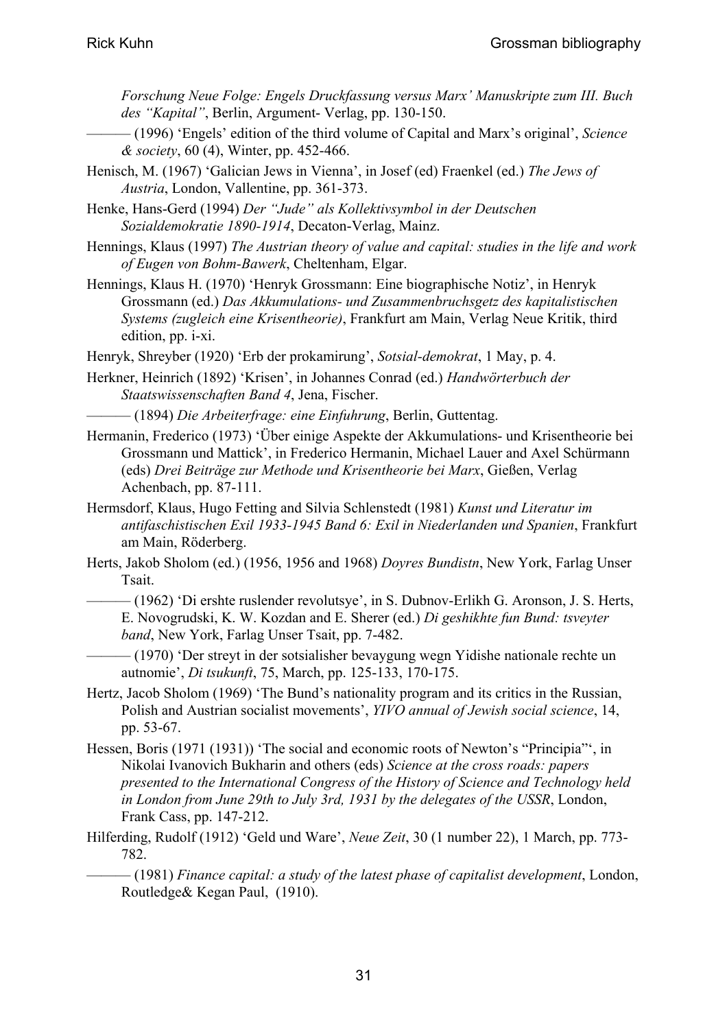*Forschung Neue Folge: Engels Druckfassung versus Marx' Manuskripte zum III. Buch des "Kapital"*, Berlin, Argument- Verlag, pp. 130-150.

——— (1996) 'Engels' edition of the third volume of Capital and Marx's original', *Science & society*, 60 (4), Winter, pp. 452-466.

Henisch, M. (1967) 'Galician Jews in Vienna', in Josef (ed) Fraenkel (ed.) *The Jews of Austria*, London, Vallentine, pp. 361-373.

Henke, Hans-Gerd (1994) *Der "Jude" als Kollektivsymbol in der Deutschen Sozialdemokratie 1890-1914*, Decaton-Verlag, Mainz.

Hennings, Klaus (1997) *The Austrian theory of value and capital: studies in the life and work of Eugen von Bohm-Bawerk*, Cheltenham, Elgar.

Hennings, Klaus H. (1970) 'Henryk Grossmann: Eine biographische Notiz', in Henryk Grossmann (ed.) *Das Akkumulations- und Zusammenbruchsgetz des kapitalistischen Systems (zugleich eine Krisentheorie)*, Frankfurt am Main, Verlag Neue Kritik, third edition, pp. i-xi.

Henryk, Shreyber (1920) 'Erb der prokamirung', *Sotsial-demokrat*, 1 May, p. 4.

Herkner, Heinrich (1892) 'Krisen', in Johannes Conrad (ed.) *Handwörterbuch der Staatswissenschaften Band 4*, Jena, Fischer.

——— (1894) *Die Arbeiterfrage: eine Einfuhrung*, Berlin, Guttentag.

Hermanin, Frederico (1973) 'Über einige Aspekte der Akkumulations- und Krisentheorie bei Grossmann und Mattick', in Frederico Hermanin, Michael Lauer and Axel Schürmann (eds) *Drei Beiträge zur Methode und Krisentheorie bei Marx*, Gießen, Verlag Achenbach, pp. 87-111.

Hermsdorf, Klaus, Hugo Fetting and Silvia Schlenstedt (1981) *Kunst und Literatur im antifaschistischen Exil 1933-1945 Band 6: Exil in Niederlanden und Spanien*, Frankfurt am Main, Röderberg.

Herts, Jakob Sholom (ed.) (1956, 1956 and 1968) *Doyres Bundistn*, New York, Farlag Unser Tsait.

——— (1962) 'Di ershte ruslender revolutsye', in S. Dubnov-Erlikh G. Aronson, J. S. Herts, E. Novogrudski, K. W. Kozdan and E. Sherer (ed.) *Di geshikhte fun Bund: tsveyter band*, New York, Farlag Unser Tsait, pp. 7-482.

——— (1970) 'Der streyt in der sotsialisher bevaygung wegn Yidishe nationale rechte un autnomie', *Di tsukunft*, 75, March, pp. 125-133, 170-175.

Hertz, Jacob Sholom (1969) 'The Bund's nationality program and its critics in the Russian, Polish and Austrian socialist movements', *YIVO annual of Jewish social science*, 14, pp. 53-67.

Hessen, Boris (1971 (1931)) 'The social and economic roots of Newton's "Principia"', in Nikolai Ivanovich Bukharin and others (eds) *Science at the cross roads: papers presented to the International Congress of the History of Science and Technology held in London from June 29th to July 3rd, 1931 by the delegates of the USSR*, London, Frank Cass, pp. 147-212.

Hilferding, Rudolf (1912) 'Geld und Ware', *Neue Zeit*, 30 (1 number 22), 1 March, pp. 773-782.

——— (1981) *Finance capital: a study of the latest phase of capitalist development*, London, Routledge& Kegan Paul, (1910).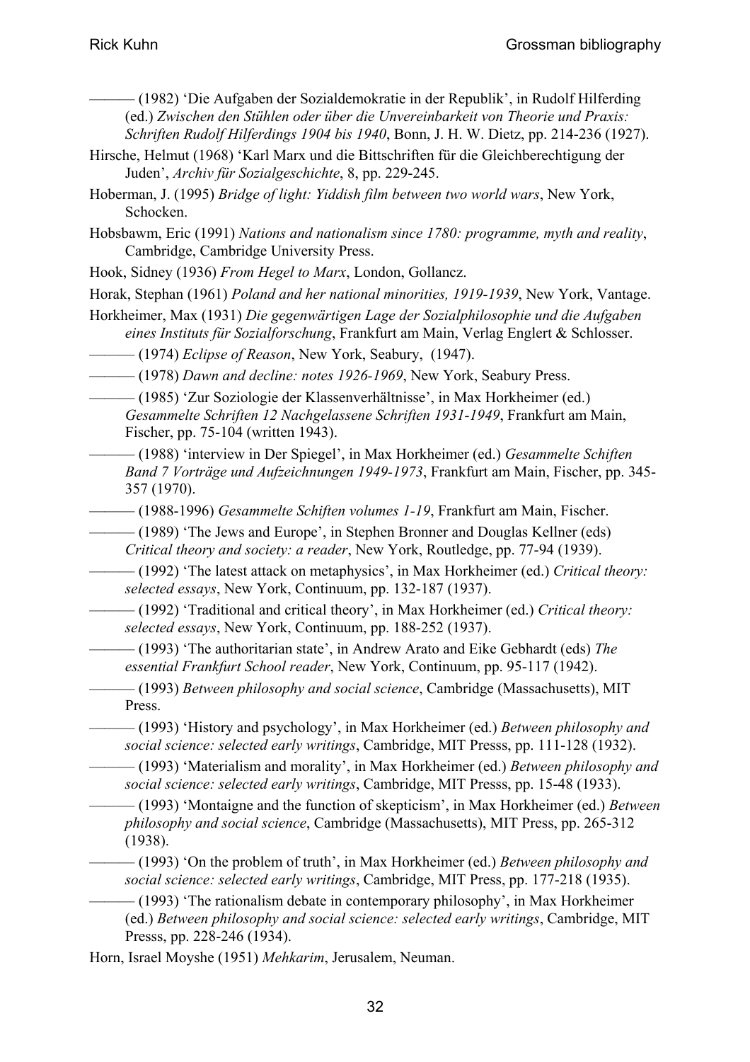——— (1982) 'Die Aufgaben der Sozialdemokratie in der Republik', in Rudolf Hilferding (ed.) *Zwischen den Stühlen oder über die Unvereinbarkeit von Theorie und Praxis: Schriften Rudolf Hilferdings 1904 bis 1940*, Bonn, J. H. W. Dietz, pp. 214-236 (1927).

Hirsche, Helmut (1968) 'Karl Marx und die Bittschriften für die Gleichberechtigung der Juden', *Archiv für Sozialgeschichte*, 8, pp. 229-245.

Hoberman, J. (1995) *Bridge of light: Yiddish film between two world wars*, New York, Schocken.

Hobsbawm, Eric (1991) *Nations and nationalism since 1780: programme, myth and reality*, Cambridge, Cambridge University Press.

Hook, Sidney (1936) *From Hegel to Marx*, London, Gollancz.

Horak, Stephan (1961) *Poland and her national minorities, 1919-1939*, New York, Vantage.

Horkheimer, Max (1931) *Die gegenwärtigen Lage der Sozialphilosophie und die Aufgaben eines Instituts für Sozialforschung*, Frankfurt am Main, Verlag Englert & Schlosser.

——— (1974) *Eclipse of Reason*, New York, Seabury, (1947).

——— (1978) *Dawn and decline: notes 1926-1969*, New York, Seabury Press.

——— (1985) 'Zur Soziologie der Klassenverhältnisse', in Max Horkheimer (ed.) *Gesammelte Schriften 12 Nachgelassene Schriften 1931-1949*, Frankfurt am Main, Fischer, pp. 75-104 (written 1943).

——— (1988) 'interview in Der Spiegel', in Max Horkheimer (ed.) *Gesammelte Schiften Band 7 Vorträge und Aufzeichnungen 1949-1973*, Frankfurt am Main, Fischer, pp. 345-357 (1970).

——— (1988-1996) *Gesammelte Schiften volumes 1-19*, Frankfurt am Main, Fischer.

——— (1989) 'The Jews and Europe', in Stephen Bronner and Douglas Kellner (eds) *Critical theory and society: a reader*, New York, Routledge, pp. 77-94 (1939).

——— (1992) 'The latest attack on metaphysics', in Max Horkheimer (ed.) *Critical theory: selected essays*, New York, Continuum, pp. 132-187 (1937).

——— (1992) 'Traditional and critical theory', in Max Horkheimer (ed.) *Critical theory: selected essays*, New York, Continuum, pp. 188-252 (1937).

——— (1993) 'The authoritarian state', in Andrew Arato and Eike Gebhardt (eds) *The essential Frankfurt School reader*, New York, Continuum, pp. 95-117 (1942).

——— (1993) *Between philosophy and social science*, Cambridge (Massachusetts), MIT Press.

——— (1993) 'History and psychology', in Max Horkheimer (ed.) *Between philosophy and social science: selected early writings*, Cambridge, MIT Presss, pp. 111-128 (1932).

——— (1993) 'Materialism and morality', in Max Horkheimer (ed.) *Between philosophy and social science: selected early writings*, Cambridge, MIT Presss, pp. 15-48 (1933).

——— (1993) 'Montaigne and the function of skepticism', in Max Horkheimer (ed.) *Between philosophy and social science*, Cambridge (Massachusetts), MIT Press, pp. 265-312 (1938).

——— (1993) 'On the problem of truth', in Max Horkheimer (ed.) *Between philosophy and social science: selected early writings*, Cambridge, MIT Press, pp. 177-218 (1935).

——— (1993) 'The rationalism debate in contemporary philosophy', in Max Horkheimer (ed.) *Between philosophy and social science: selected early writings*, Cambridge, MIT Presss, pp. 228-246 (1934).

Horn, Israel Moyshe (1951) *Mehkarim*, Jerusalem, Neuman.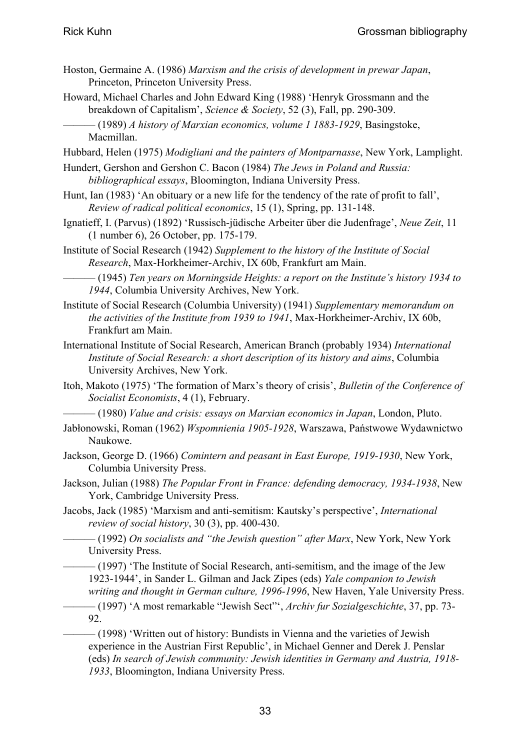Hoston, Germaine A. (1986) *Marxism and the crisis of development in prewar Japan*, Princeton, Princeton University Press.

Howard, Michael Charles and John Edward King (1988) 'Henryk Grossmann and the breakdown of Capitalism', *Science & Society*, 52 (3), Fall, pp. 290-309.

——— (1989) *A history of Marxian economics, volume 1 1883-1929*, Basingstoke, Macmillan.

Hubbard, Helen (1975) *Modigliani and the painters of Montparnasse*, New York, Lamplight.

Hundert, Gershon and Gershon C. Bacon (1984) *The Jews in Poland and Russia: bibliographical essays*, Bloomington, Indiana University Press.

Hunt, Ian (1983) 'An obituary or a new life for the tendency of the rate of profit to fall', *Review of radical political economics*, 15 (1), Spring, pp. 131-148.

Ignatieff, I. (Parvus) (1892) 'Russisch-jüdische Arbeiter über die Judenfrage', *Neue Zeit*, 11 (1 number 6), 26 October, pp. 175-179.

Institute of Social Research (1942) *Supplement to the history of the Institute of Social Research*, Max-Horkheimer-Archiv, IX 60b, Frankfurt am Main.

——— (1945) *Ten years on Morningside Heights: a report on the Institute's history 1934 to 1944*, Columbia University Archives, New York.

Institute of Social Research (Columbia University) (1941) *Supplementary memorandum on the activities of the Institute from 1939 to 1941*, Max-Horkheimer-Archiv, IX 60b, Frankfurt am Main.

International Institute of Social Research, American Branch (probably 1934) *International Institute of Social Research: a short description of its history and aims*, Columbia University Archives, New York.

Itoh, Makoto (1975) 'The formation of Marx's theory of crisis', *Bulletin of the Conference of Socialist Economists*, 4 (1), February.

——— (1980) *Value and crisis: essays on Marxian economics in Japan*, London, Pluto.

Jabłonowski, Roman (1962) *Wspomnienia 1905-1928*, Warszawa, Państwowe Wydawnictwo Naukowe.

Jackson, George D. (1966) *Comintern and peasant in East Europe, 1919-1930*, New York, Columbia University Press.

Jackson, Julian (1988) *The Popular Front in France: defending democracy, 1934-1938*, New York, Cambridge University Press.

Jacobs, Jack (1985) 'Marxism and anti-semitism: Kautsky's perspective', *International review of social history*, 30 (3), pp. 400-430.

——— (1992) *On socialists and "the Jewish question" after Marx*, New York, New York University Press.

——— (1997) 'The Institute of Social Research, anti-semitism, and the image of the Jew 1923-1944', in Sander L. Gilman and Jack Zipes (eds) *Yale companion to Jewish writing and thought in German culture, 1996-1996*, New Haven, Yale University Press.

——— (1997) 'A most remarkable "Jewish Sect"', *Archiv fur Sozialgeschichte*, 37, pp. 73-92.

——— (1998) 'Written out of history: Bundists in Vienna and the varieties of Jewish experience in the Austrian First Republic', in Michael Genner and Derek J. Penslar (eds) *In search of Jewish community: Jewish identities in Germany and Austria, 1918-1933*, Bloomington, Indiana University Press.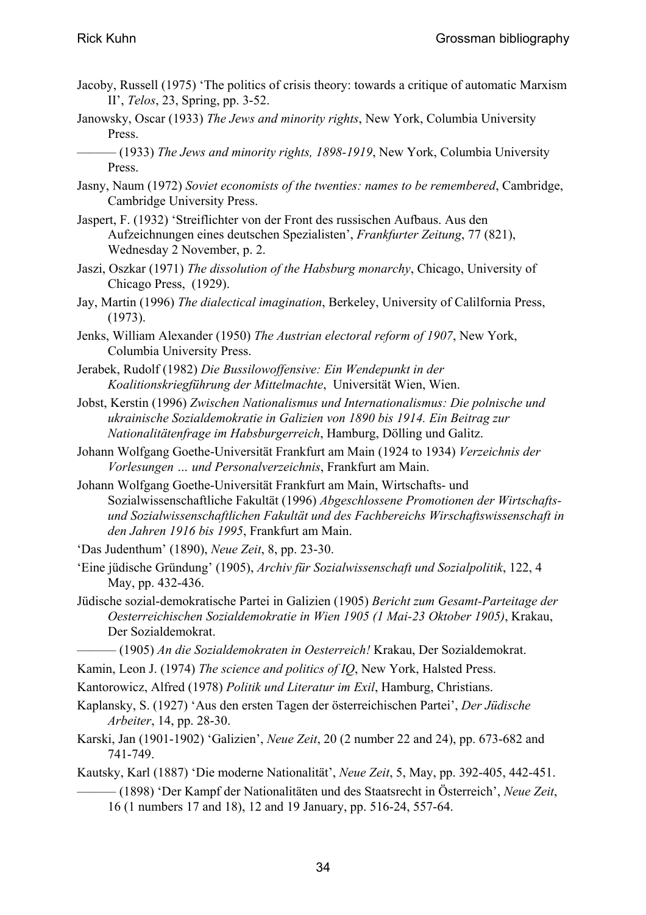Jacoby, Russell (1975) 'The politics of crisis theory: towards a critique of automatic Marxism II', *Telos*, 23, Spring, pp. 3-52.

Janowsky, Oscar (1933) *The Jews and minority rights*, New York, Columbia University Press.

——— (1933) *The Jews and minority rights, 1898-1919*, New York, Columbia University Press.

Jasny, Naum (1972) *Soviet economists of the twenties: names to be remembered*, Cambridge, Cambridge University Press.

Jaspert, F. (1932) 'Streiflichter von der Front des russischen Aufbaus. Aus den Aufzeichnungen eines deutschen Spezialisten', *Frankfurter Zeitung*, 77 (821), Wednesday 2 November, p. 2.

Jaszi, Oszkar (1971) *The dissolution of the Habsburg monarchy*, Chicago, University of Chicago Press, (1929).

Jay, Martin (1996) *The dialectical imagination*, Berkeley, University of Calilfornia Press, (1973).

Jenks, William Alexander (1950) *The Austrian electoral reform of 1907*, New York, Columbia University Press.

Jerabek, Rudolf (1982) *Die Bussilowoffensive: Ein Wendepunkt in der Koalitionskriegführung der Mittelmachte*, Universität Wien, Wien.

Jobst, Kerstin (1996) *Zwischen Nationalismus und Internationalismus: Die polnische und ukrainische Sozialdemokratie in Galizien von 1890 bis 1914. Ein Beitrag zur Nationalitätenfrage im Habsburgerreich*, Hamburg, Dölling und Galitz.

Johann Wolfgang Goethe-Universität Frankfurt am Main (1924 to 1934) *Verzeichnis der Vorlesungen … und Personalverzeichnis*, Frankfurt am Main.

Johann Wolfgang Goethe-Universität Frankfurt am Main, Wirtschafts- und Sozialwissenschaftliche Fakultät (1996) *Abgeschlossene Promotionen der Wirtschafts- und Sozialwissenschaftlichen Fakultät und des Fachbereichs Wirschaftswissenschaft in den Jahren 1916 bis 1995*, Frankfurt am Main.

'Das Judenthum' (1890), *Neue Zeit*, 8, pp. 23-30.

'Eine jüdische Gründung' (1905), *Archiv für Sozialwissenschaft und Sozialpolitik*, 122, 4 May, pp. 432-436.

Jüdische sozial-demokratische Partei in Galizien (1905) *Bericht zum Gesamt-Parteitage der Oesterreichischen Sozialdemokratie in Wien 1905 (1 Mai-23 Oktober 1905)*, Krakau, Der Sozialdemokrat.

——— (1905) *An die Sozialdemokraten in Oesterreich!* Krakau, Der Sozialdemokrat.

Kamin, Leon J. (1974) *The science and politics of IQ*, New York, Halsted Press.

Kantorowicz, Alfred (1978) *Politik und Literatur im Exil*, Hamburg, Christians.

Kaplansky, S. (1927) 'Aus den ersten Tagen der österreichischen Partei', *Der Jüdische Arbeiter*, 14, pp. 28-30.

Karski, Jan (1901-1902) 'Galizien', *Neue Zeit*, 20 (2 number 22 and 24), pp. 673-682 and 741-749.

Kautsky, Karl (1887) 'Die moderne Nationalität', *Neue Zeit*, 5, May, pp. 392-405, 442-451.

——— (1898) 'Der Kampf der Nationalitäten und des Staatsrecht in Österreich', *Neue Zeit*, 16 (1 numbers 17 and 18), 12 and 19 January, pp. 516-24, 557-64.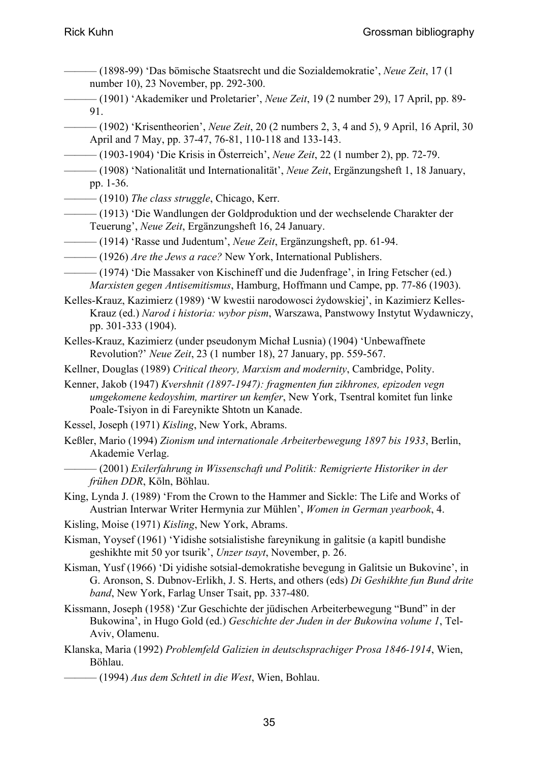——— (1898-99) 'Das bömische Staatsrecht und die Sozialdemokratie', *Neue Zeit*, 17 (1 number 10), 23 November, pp. 292-300.

——— (1901) 'Akademiker und Proletarier', *Neue Zeit*, 19 (2 number 29), 17 April, pp. 89-91.

——— (1902) 'Krisentheorien', *Neue Zeit*, 20 (2 numbers 2, 3, 4 and 5), 9 April, 16 April, 30 April and 7 May, pp. 37-47, 76-81, 110-118 and 133-143.

——— (1903-1904) 'Die Krisis in Österreich', *Neue Zeit*, 22 (1 number 2), pp. 72-79.

——— (1908) 'Nationalität und Internationalität', *Neue Zeit*, Ergänzungsheft 1, 18 January, pp. 1-36.

——— (1910) *The class struggle*, Chicago, Kerr.

——— (1913) 'Die Wandlungen der Goldproduktion und der wechselende Charakter der Teuerung', *Neue Zeit*, Ergänzungsheft 16, 24 January.

——— (1914) 'Rasse und Judentum', *Neue Zeit*, Ergänzungsheft, pp. 61-94.

——— (1926) *Are the Jews a race?* New York, International Publishers.

——— (1974) 'Die Massaker von Kischineff und die Judenfrage', in Iring Fetscher (ed.) *Marxisten gegen Antisemitismus*, Hamburg, Hoffmann und Campe, pp. 77-86 (1903).

Kelles-Krauz, Kazimierz (1989) 'W kwestii narodowosci żydowskiej', in Kazimierz Kelles-Krauz (ed.) *Narod i historia: wybor pism*, Warszawa, Panstwowy Instytut Wydawniczy, pp. 301-333 (1904).

Kelles-Krauz, Kazimierz (under pseudonym Michał Lusnia) (1904) 'Unbewaffnete Revolution?' *Neue Zeit*, 23 (1 number 18), 27 January, pp. 559-567.

Kellner, Douglas (1989) *Critical theory, Marxism and modernity*, Cambridge, Polity.

Kenner, Jakob (1947) *Kvershnit (1897-1947): fragmenten fun zikhrones, epizoden vegn umgekomene kedoyshim, martirer un kemfer*, New York, Tsentral komitet fun linke Poale-Tsiyon in di Fareynikte Shtotn un Kanade.

Kessel, Joseph (1971) *Kisling*, New York, Abrams.

Keßler, Mario (1994) *Zionism und internationale Arbeiterbewegung 1897 bis 1933*, Berlin, Akademie Verlag.

——— (2001) *Exilerfahrung in Wissenschaft und Politik: Remigrierte Historiker in der frühen DDR*, Köln, Böhlau.

King, Lynda J. (1989) 'From the Crown to the Hammer and Sickle: The Life and Works of Austrian Interwar Writer Hermynia zur Mühlen', *Women in German yearbook*, 4.

Kisling, Moise (1971) *Kisling*, New York, Abrams.

Kisman, Yoysef (1961) 'Yidishe sotsialistishe fareynikung in galitsie (a kapitl bundishe geshikhte mit 50 yor tsurik', *Unzer tsayt*, November, p. 26.

Kisman, Yusf (1966) 'Di yidishe sotsial-demokratishe bevegung in Galitsie un Bukovine', in G. Aronson, S. Dubnov-Erlikh, J. S. Herts, and others (eds) *Di Geshikhte fun Bund drite band*, New York, Farlag Unser Tsait, pp. 337-480.

Kissmann, Joseph (1958) 'Zur Geschichte der jüdischen Arbeiterbewegung "Bund" in der Bukowina', in Hugo Gold (ed.) *Geschichte der Juden in der Bukowina volume 1*, Tel-Aviv, Olamenu.

Klanska, Maria (1992) *Problemfeld Galizien in deutschsprachiger Prosa 1846-1914*, Wien, Böhlau.

——— (1994) *Aus dem Schtetl in die West*, Wien, Bohlau.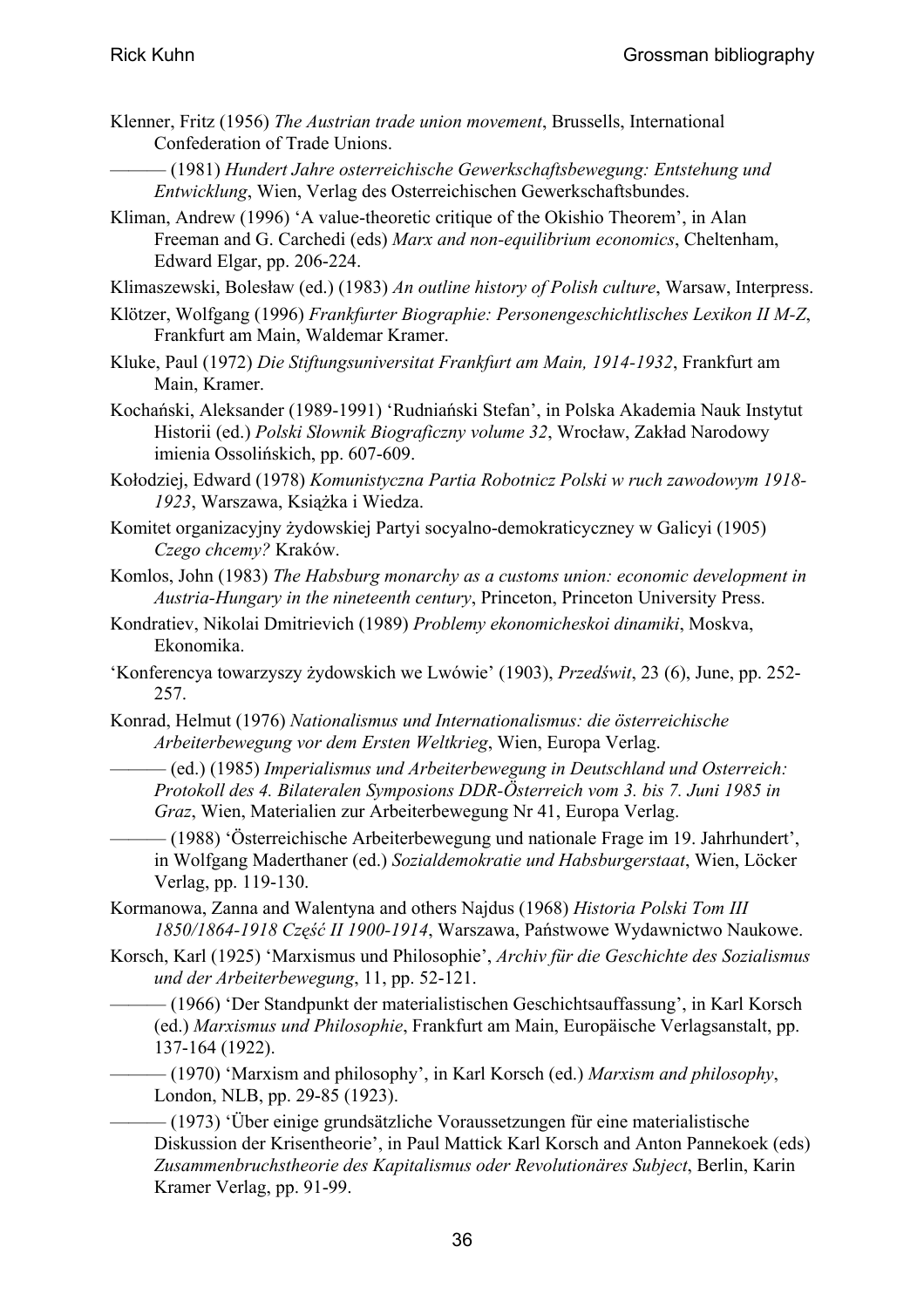Klenner, Fritz (1956) *The Austrian trade union movement*, Brussells, International Confederation of Trade Unions.

——— (1981) *Hundert Jahre osterreichische Gewerkschaftsbewegung: Entstehung und Entwicklung*, Wien, Verlag des Osterreichischen Gewerkschaftsbundes.

Kliman, Andrew (1996) 'A value-theoretic critique of the Okishio Theorem', in Alan Freeman and G. Carchedi (eds) *Marx and non-equilibrium economics*, Cheltenham, Edward Elgar, pp. 206-224.

Klimaszewski, Bolesław (ed.) (1983) *An outline history of Polish culture*, Warsaw, Interpress.

Klötzer, Wolfgang (1996) *Frankfurter Biographie: Personengeschichtlisches Lexikon II M-Z*, Frankfurt am Main, Waldemar Kramer.

Kluke, Paul (1972) *Die Stiftungsuniversitat Frankfurt am Main, 1914-1932*, Frankfurt am Main, Kramer.

Kochański, Aleksander (1989-1991) 'Rudniański Stefan', in Polska Akademia Nauk Instytut Historii (ed.) *Polski Słownik Biograficzny volume 32*, Wrocław, Zakład Narodowy imienia Ossolińskich, pp. 607-609.

Kołodziej, Edward (1978) *Komunistyczna Partia Robotnicz Polski w ruch zawodowym 1918-1923*, Warszawa, Książka i Wiedza.

Komitet organizacyjny żydowskiej Partyi socyalno-demokraticyczney w Galicyi (1905) *Czego chcemy?* Kraków.

Komlos, John (1983) *The Habsburg monarchy as a customs union: economic development in Austria-Hungary in the nineteenth century*, Princeton, Princeton University Press.

Kondratiev, Nikolai Dmitrievich (1989) *Problemy ekonomicheskoi dinamiki*, Moskva, Ekonomika.

'Konferencya towarzyszy żydowskich we Lwówie' (1903), *Przedświt*, 23 (6), June, pp. 252-257.

Konrad, Helmut (1976) *Nationalismus und Internationalismus: die österreichische Arbeiterbewegung vor dem Ersten Weltkrieg*, Wien, Europa Verlag.

——— (ed.) (1985) *Imperialismus und Arbeiterbewegung in Deutschland und Osterreich: Protokoll des 4. Bilateralen Symposions DDR-Österreich vom 3. bis 7. Juni 1985 in Graz*, Wien, Materialien zur Arbeiterbewegung Nr 41, Europa Verlag.

——— (1988) 'Österreichische Arbeiterbewegung und nationale Frage im 19. Jahrhundert', in Wolfgang Maderthaner (ed.) *Sozialdemokratie und Habsburgerstaat*, Wien, Löcker Verlag, pp. 119-130.

Kormanowa, Zanna and Walentyna and others Najdus (1968) *Historia Polski Tom III 1850/1864-1918 Część II 1900-1914*, Warszawa, Państwowe Wydawnictwo Naukowe.

Korsch, Karl (1925) 'Marxismus und Philosophie', *Archiv für die Geschichte des Sozialismus und der Arbeiterbewegung*, 11, pp. 52-121.

——— (1966) 'Der Standpunkt der materialistischen Geschichtsauffassung', in Karl Korsch (ed.) *Marxismus und Philosophie*, Frankfurt am Main, Europäische Verlagsanstalt, pp. 137-164 (1922).

——— (1970) 'Marxism and philosophy', in Karl Korsch (ed.) *Marxism and philosophy*, London, NLB, pp. 29-85 (1923).

——— (1973) 'Über einige grundsätzliche Voraussetzungen für eine materialistische Diskussion der Krisentheorie', in Paul Mattick Karl Korsch and Anton Pannekoek (eds) *Zusammenbruchstheorie des Kapitalismus oder Revolutionäres Subject*, Berlin, Karin Kramer Verlag, pp. 91-99.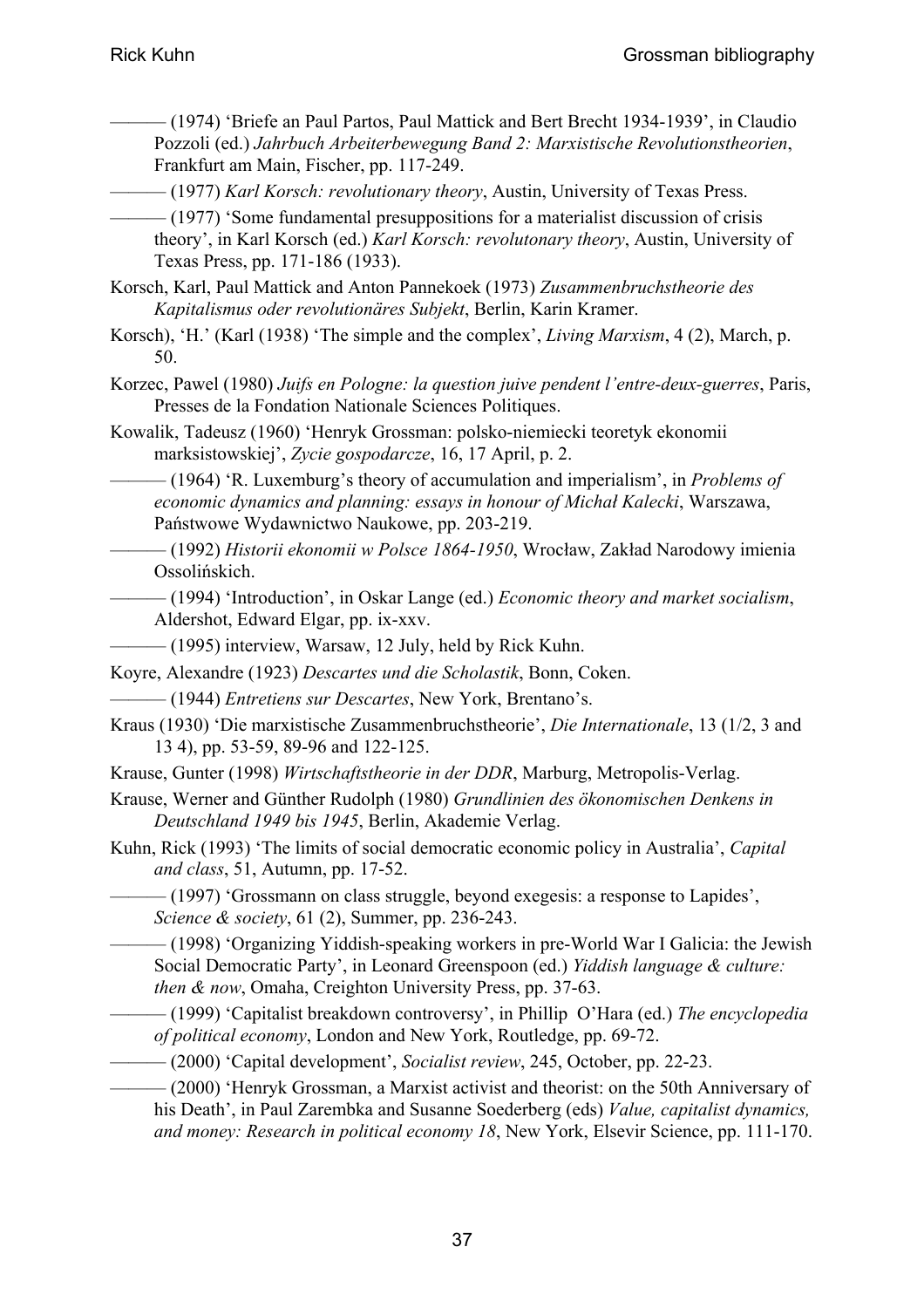——— (1974) 'Briefe an Paul Partos, Paul Mattick and Bert Brecht 1934-1939', in Claudio Pozzoli (ed.) *Jahrbuch Arbeiterbewegung Band 2: Marxistische Revolutionstheorien*, Frankfurt am Main, Fischer, pp. 117-249.

——— (1977) *Karl Korsch: revolutionary theory*, Austin, University of Texas Press.

——— (1977) 'Some fundamental presuppositions for a materialist discussion of crisis theory', in Karl Korsch (ed.) *Karl Korsch: revolutonary theory*, Austin, University of Texas Press, pp. 171-186 (1933).

Korsch, Karl, Paul Mattick and Anton Pannekoek (1973) *Zusammenbruchstheorie des Kapitalismus oder revolutionäres Subjekt*, Berlin, Karin Kramer.

Korsch), 'H.' (Karl (1938) 'The simple and the complex', *Living Marxism*, 4 (2), March, p. 50.

Korzec, Pawel (1980) *Juifs en Pologne: la question juive pendent l'entre-deux-guerres*, Paris, Presses de la Fondation Nationale Sciences Politiques.

Kowalik, Tadeusz (1960) 'Henryk Grossman: polsko-niemiecki teoretyk ekonomii marksistowskiej', *Zycie gospodarcze*, 16, 17 April, p. 2.

——— (1964) 'R. Luxemburg's theory of accumulation and imperialism', in *Problems of economic dynamics and planning: essays in honour of Michał Kalecki*, Warszawa, Państwowe Wydawnictwo Naukowe, pp. 203-219.

——— (1992) *Historii ekonomii w Polsce 1864-1950*, Wrocław, Zakład Narodowy imienia Ossolińskich.

——— (1994) 'Introduction', in Oskar Lange (ed.) *Economic theory and market socialism*, Aldershot, Edward Elgar, pp. ix-xxv.

——— (1995) interview, Warsaw, 12 July, held by Rick Kuhn.

Koyre, Alexandre (1923) *Descartes und die Scholastik*, Bonn, Coken.

——— (1944) *Entretiens sur Descartes*, New York, Brentano's.

Kraus (1930) 'Die marxistische Zusammenbruchstheorie', *Die Internationale*, 13 (1/2, 3 and 13 4), pp. 53-59, 89-96 and 122-125.

Krause, Gunter (1998) *Wirtschaftstheorie in der DDR*, Marburg, Metropolis-Verlag.

Krause, Werner and Günther Rudolph (1980) *Grundlinien des ökonomischen Denkens in Deutschland 1949 bis 1945*, Berlin, Akademie Verlag.

Kuhn, Rick (1993) 'The limits of social democratic economic policy in Australia', *Capital and class*, 51, Autumn, pp. 17-52.

——— (1997) 'Grossmann on class struggle, beyond exegesis: a response to Lapides', *Science & society*, 61 (2), Summer, pp. 236-243.

——— (1998) 'Organizing Yiddish-speaking workers in pre-World War I Galicia: the Jewish Social Democratic Party', in Leonard Greenspoon (ed.) *Yiddish language & culture: then & now*, Omaha, Creighton University Press, pp. 37-63.

——— (1999) 'Capitalist breakdown controversy', in Phillip O'Hara (ed.) *The encyclopedia of political economy*, London and New York, Routledge, pp. 69-72.

——— (2000) 'Capital development', *Socialist review*, 245, October, pp. 22-23.

——— (2000) 'Henryk Grossman, a Marxist activist and theorist: on the 50th Anniversary of his Death', in Paul Zarembka and Susanne Soederberg (eds) *Value, capitalist dynamics, and money: Research in political economy 18*, New York, Elsevir Science, pp. 111-170.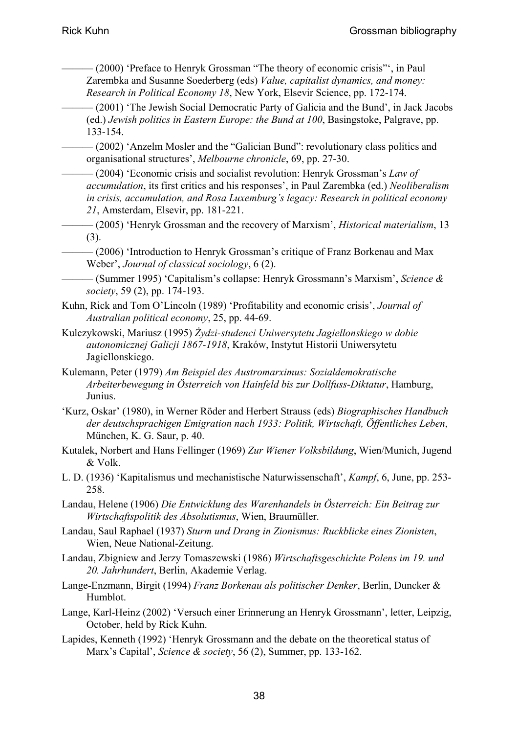——— (2000) 'Preface to Henryk Grossman "The theory of economic crisis"', in Paul Zarembka and Susanne Soederberg (eds) *Value, capitalist dynamics, and money: Research in Political Economy 18*, New York, Elsevir Science, pp. 172-174.

——— (2001) 'The Jewish Social Democratic Party of Galicia and the Bund', in Jack Jacobs (ed.) *Jewish politics in Eastern Europe: the Bund at 100*, Basingstoke, Palgrave, pp. 133-154.

——— (2002) 'Anzelm Mosler and the "Galician Bund": revolutionary class politics and organisational structures', *Melbourne chronicle*, 69, pp. 27-30.

——— (2004) 'Economic crisis and socialist revolution: Henryk Grossman's *Law of accumulation*, its first critics and his responses', in Paul Zarembka (ed.) *Neoliberalism in crisis, accumulation, and Rosa Luxemburg's legacy: Research in political economy 21*, Amsterdam, Elsevir, pp. 181-221.

——— (2005) 'Henryk Grossman and the recovery of Marxism', *Historical materialism*, 13 (3).

——— (2006) 'Introduction to Henryk Grossman's critique of Franz Borkenau and Max Weber', *Journal of classical sociology*, 6 (2).

——— (Summer 1995) 'Capitalism's collapse: Henryk Grossmann's Marxism', *Science & society*, 59 (2), pp. 174-193.

Kuhn, Rick and Tom O'Lincoln (1989) 'Profitability and economic crisis', *Journal of Australian political economy*, 25, pp. 44-69.

Kulczykowski, Mariusz (1995) *Żydzi-studenci Uniwersytetu Jagiellonskiego w dobie autonomicznej Galicji 1867-1918*, Kraków, Instytut Historii Uniwersytetu Jagiellonskiego.

Kulemann, Peter (1979) *Am Beispiel des Austromarximus: Sozialdemokratische Arbeiterbewegung in Österreich von Hainfeld bis zur Dollfuss-Diktatur*, Hamburg, Junius.

'Kurz, Oskar' (1980), in Werner Röder and Herbert Strauss (eds) *Biographisches Handbuch der deutschsprachigen Emigration nach 1933: Politik, Wirtschaft, Öffentliches Leben*, München, K. G. Saur, p. 40.

Kutalek, Norbert and Hans Fellinger (1969) *Zur Wiener Volksbildung*, Wien/Munich, Jugend & Volk.

L. D. (1936) 'Kapitalismus und mechanistische Naturwissenschaft', *Kampf*, 6, June, pp. 253-258.

Landau, Helene (1906) *Die Entwicklung des Warenhandels in Österreich: Ein Beitrag zur Wirtschaftspolitik des Absolutismus*, Wien, Braumüller.

Landau, Saul Raphael (1937) *Sturm und Drang in Zionismus: Ruckblicke eines Zionisten*, Wien, Neue National-Zeitung.

Landau, Zbigniew and Jerzy Tomaszewski (1986) *Wirtschaftsgeschichte Polens im 19. und 20. Jahrhundert*, Berlin, Akademie Verlag.

Lange-Enzmann, Birgit (1994) *Franz Borkenau als politischer Denker*, Berlin, Duncker & Humblot.

Lange, Karl-Heinz (2002) 'Versuch einer Erinnerung an Henryk Grossmann', letter, Leipzig, October, held by Rick Kuhn.

Lapides, Kenneth (1992) 'Henryk Grossmann and the debate on the theoretical status of Marx's Capital', *Science & society*, 56 (2), Summer, pp. 133-162.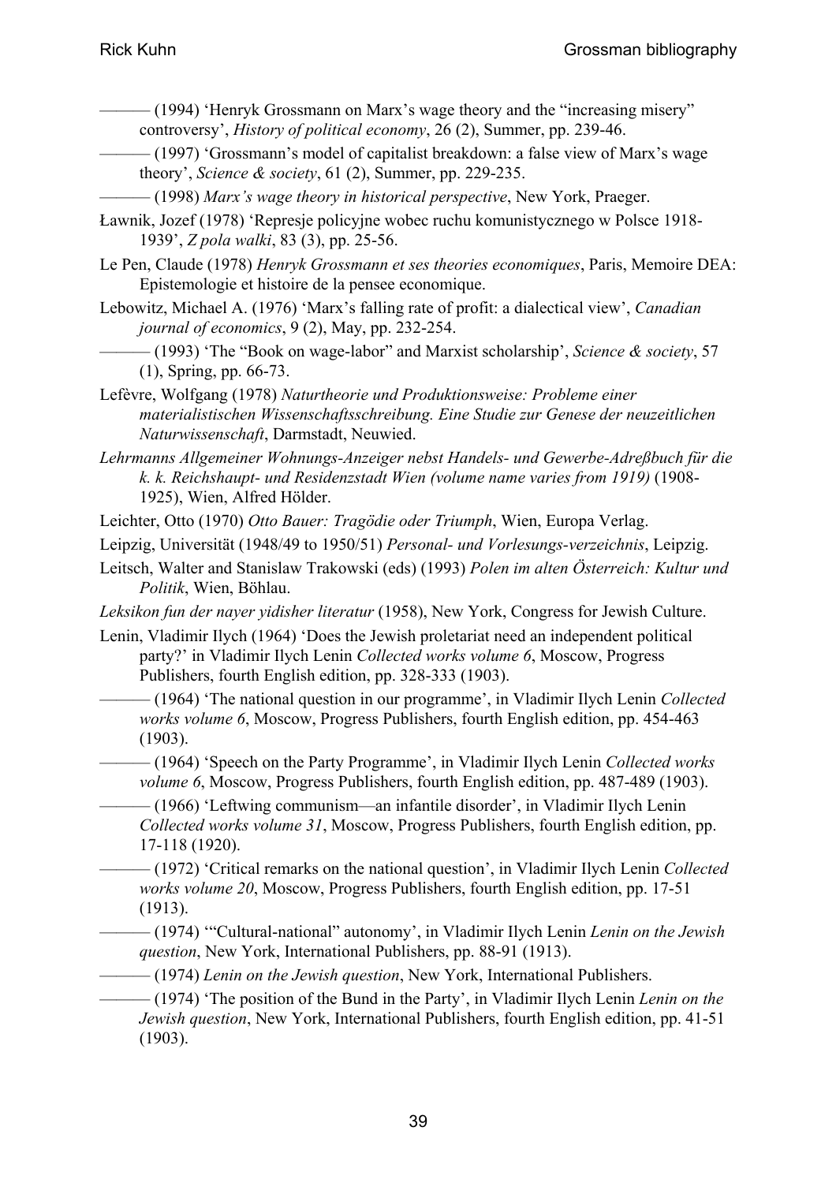——— (1994) 'Henryk Grossmann on Marx's wage theory and the "increasing misery" controversy', *History of political economy*, 26 (2), Summer, pp. 239-46.

——— (1997) 'Grossmann's model of capitalist breakdown: a false view of Marx's wage theory', *Science & society*, 61 (2), Summer, pp. 229-235.

——— (1998) *Marx's wage theory in historical perspective*, New York, Praeger.

Ławnik, Jozef (1978) 'Represje policyjne wobec ruchu komunistycznego w Polsce 1918-1939', *Z pola walki*, 83 (3), pp. 25-56.

Le Pen, Claude (1978) *Henryk Grossmann et ses theories economiques*, Paris, Memoire DEA: Epistemologie et histoire de la pensee economique.

Lebowitz, Michael A. (1976) 'Marx's falling rate of profit: a dialectical view', *Canadian journal of economics*, 9 (2), May, pp. 232-254.

——— (1993) 'The "Book on wage-labor" and Marxist scholarship', *Science & society*, 57 (1), Spring, pp. 66-73.

Lefèvre, Wolfgang (1978) *Naturtheorie und Produktionsweise: Probleme einer materialistischen Wissenschaftsschreibung. Eine Studie zur Genese der neuzeitlichen Naturwissenschaft*, Darmstadt, Neuwied.

*Lehrmanns Allgemeiner Wohnungs-Anzeiger nebst Handels- und Gewerbe-Adreßbuch für die k. k. Reichshaupt- und Residenzstadt Wien (volume name varies from 1919)* (1908-1925), Wien, Alfred Hölder.

Leichter, Otto (1970) *Otto Bauer: Tragödie oder Triumph*, Wien, Europa Verlag.

Leipzig, Universität (1948/49 to 1950/51) *Personal- und Vorlesungs-verzeichnis*, Leipzig.

Leitsch, Walter and Stanislaw Trakowski (eds) (1993) *Polen im alten Österreich: Kultur und Politik*, Wien, Böhlau.

*Leksikon fun der nayer yidisher literatur* (1958), New York, Congress for Jewish Culture.

Lenin, Vladimir Ilych (1964) 'Does the Jewish proletariat need an independent political party?' in Vladimir Ilych Lenin *Collected works volume 6*, Moscow, Progress Publishers, fourth English edition, pp. 328-333 (1903).

——— (1964) 'The national question in our programme', in Vladimir Ilych Lenin *Collected works volume 6*, Moscow, Progress Publishers, fourth English edition, pp. 454-463 (1903).

——— (1964) 'Speech on the Party Programme', in Vladimir Ilych Lenin *Collected works volume 6*, Moscow, Progress Publishers, fourth English edition, pp. 487-489 (1903).

——— (1966) 'Leftwing communism—an infantile disorder', in Vladimir Ilych Lenin *Collected works volume 31*, Moscow, Progress Publishers, fourth English edition, pp. 17-118 (1920).

——— (1972) 'Critical remarks on the national question', in Vladimir Ilych Lenin *Collected works volume 20*, Moscow, Progress Publishers, fourth English edition, pp. 17-51 (1913).

——— (1974) '"Cultural-national" autonomy', in Vladimir Ilych Lenin *Lenin on the Jewish question*, New York, International Publishers, pp. 88-91 (1913).

——— (1974) *Lenin on the Jewish question*, New York, International Publishers.

——— (1974) 'The position of the Bund in the Party', in Vladimir Ilych Lenin *Lenin on the Jewish question*, New York, International Publishers, fourth English edition, pp. 41-51 (1903).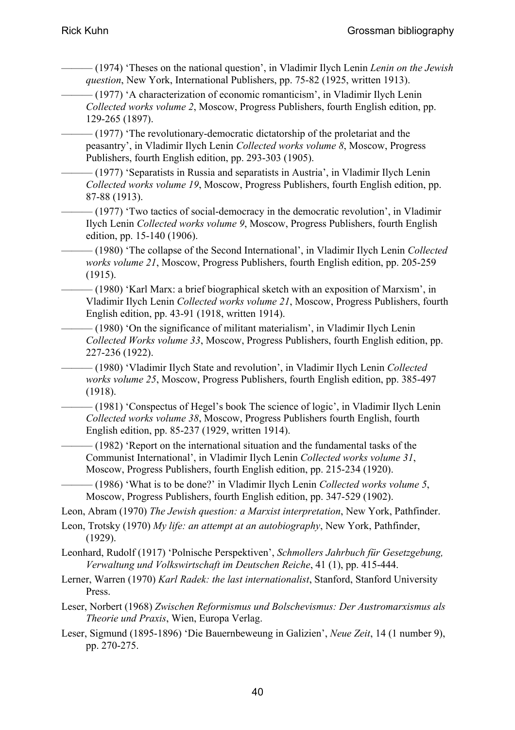——— (1974) 'Theses on the national question', in Vladimir Ilych Lenin *Lenin on the Jewish question*, New York, International Publishers, pp. 75-82 (1925, written 1913).

——— (1977) 'A characterization of economic romanticism', in Vladimir Ilych Lenin *Collected works volume 2*, Moscow, Progress Publishers, fourth English edition, pp. 129-265 (1897).

——— (1977) 'The revolutionary-democratic dictatorship of the proletariat and the peasantry', in Vladimir Ilych Lenin *Collected works volume 8*, Moscow, Progress Publishers, fourth English edition, pp. 293-303 (1905).

——— (1977) 'Separatists in Russia and separatists in Austria', in Vladimir Ilych Lenin *Collected works volume 19*, Moscow, Progress Publishers, fourth English edition, pp. 87-88 (1913).

——— (1977) 'Two tactics of social-democracy in the democratic revolution', in Vladimir Ilych Lenin *Collected works volume 9*, Moscow, Progress Publishers, fourth English edition, pp. 15-140 (1906).

——— (1980) 'The collapse of the Second International', in Vladimir Ilych Lenin *Collected works volume 21*, Moscow, Progress Publishers, fourth English edition, pp. 205-259 (1915).

——— (1980) 'Karl Marx: a brief biographical sketch with an exposition of Marxism', in Vladimir Ilych Lenin *Collected works volume 21*, Moscow, Progress Publishers, fourth English edition, pp. 43-91 (1918, written 1914).

——— (1980) 'On the significance of militant materialism', in Vladimir Ilych Lenin *Collected Works volume 33*, Moscow, Progress Publishers, fourth English edition, pp. 227-236 (1922).

——— (1980) 'Vladimir Ilych State and revolution', in Vladimir Ilych Lenin *Collected works volume 25*, Moscow, Progress Publishers, fourth English edition, pp. 385-497 (1918).

——— (1981) 'Conspectus of Hegel's book The science of logic', in Vladimir Ilych Lenin *Collected works volume 38*, Moscow, Progress Publishers fourth English, fourth English edition, pp. 85-237 (1929, written 1914).

——— (1982) 'Report on the international situation and the fundamental tasks of the Communist International', in Vladimir Ilych Lenin *Collected works volume 31*, Moscow, Progress Publishers, fourth English edition, pp. 215-234 (1920).

——— (1986) 'What is to be done?' in Vladimir Ilych Lenin *Collected works volume 5*, Moscow, Progress Publishers, fourth English edition, pp. 347-529 (1902).

Leon, Abram (1970) *The Jewish question: a Marxist interpretation*, New York, Pathfinder.

Leon, Trotsky (1970) *My life: an attempt at an autobiography*, New York, Pathfinder, (1929).

Leonhard, Rudolf (1917) 'Polnische Perspektiven', *Schmollers Jahrbuch für Gesetzgebung, Verwaltung und Volkswirtschaft im Deutschen Reiche*, 41 (1), pp. 415-444.

Lerner, Warren (1970) *Karl Radek: the last internationalist*, Stanford, Stanford University Press.

Leser, Norbert (1968) *Zwischen Reformismus und Bolschevismus: Der Austromarxismus als Theorie und Praxis*, Wien, Europa Verlag.

Leser, Sigmund (1895-1896) 'Die Bauernbeweung in Galizien', *Neue Zeit*, 14 (1 number 9), pp. 270-275.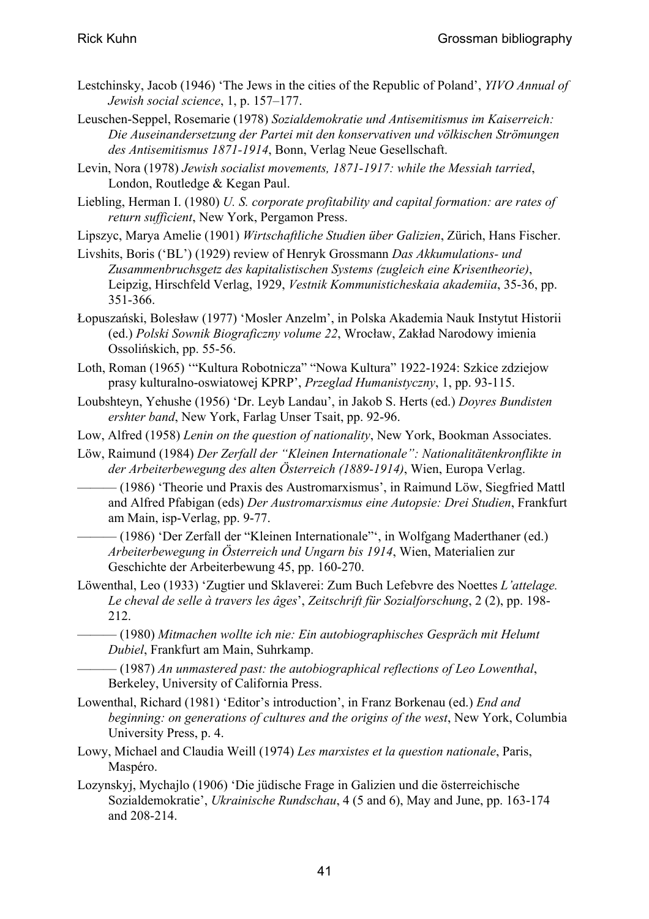Lestchinsky, Jacob (1946) 'The Jews in the cities of the Republic of Poland', *YIVO Annual of Jewish social science*, 1, p. 157–177.

Leuschen-Seppel, Rosemarie (1978) *Sozialdemokratie und Antisemitismus im Kaiserreich: Die Auseinandersetzung der Partei mit den konservativen und völkischen Strömungen des Antisemitismus 1871-1914*, Bonn, Verlag Neue Gesellschaft.

Levin, Nora (1978) *Jewish socialist movements, 1871-1917: while the Messiah tarried*, London, Routledge & Kegan Paul.

Liebling, Herman I. (1980) *U. S. corporate profitability and capital formation: are rates of return sufficient*, New York, Pergamon Press.

Lipszyc, Marya Amelie (1901) *Wirtschaftliche Studien über Galizien*, Zürich, Hans Fischer.

Livshits, Boris ('BL') (1929) review of Henryk Grossmann *Das Akkumulations- und Zusammenbruchsgetz des kapitalistischen Systems (zugleich eine Krisentheorie)*, Leipzig, Hirschfeld Verlag, 1929, *Vestnik Kommunisticheskaia akademiia*, 35-36, pp. 351-366.

Łopuszański, Bolesław (1977) 'Mosler Anzelm', in Polska Akademia Nauk Instytut Historii (ed.) *Polski Sownik Biograficzny volume 22*, Wrocław, Zakład Narodowy imienia Ossolińskich, pp. 55-56.

Loth, Roman (1965) '"Kultura Robotnicza" "Nowa Kultura" 1922-1924: Szkice zdziejow prasy kulturalno-oswiatowej KPRP', *Przeglad Humanistyczny*, 1, pp. 93-115.

Loubshteyn, Yehushe (1956) 'Dr. Leyb Landau', in Jakob S. Herts (ed.) *Doyres Bundisten ershter band*, New York, Farlag Unser Tsait, pp. 92-96.

Low, Alfred (1958) *Lenin on the question of nationality*, New York, Bookman Associates.

Löw, Raimund (1984) *Der Zerfall der "Kleinen Internationale": Nationalitätenkronflikte in der Arbeiterbewegung des alten Österreich (1889-1914)*, Wien, Europa Verlag.

——— (1986) 'Theorie und Praxis des Austromarxismus', in Raimund Löw, Siegfried Mattl and Alfred Pfabigan (eds) *Der Austromarxismus eine Autopsie: Drei Studien*, Frankfurt am Main, isp-Verlag, pp. 9-77.

——— (1986) 'Der Zerfall der "Kleinen Internationale"', in Wolfgang Maderthaner (ed.) *Arbeiterbewegung in Österreich und Ungarn bis 1914*, Wien, Materialien zur Geschichte der Arbeiterbewung 45, pp. 160-270.

Löwenthal, Leo (1933) 'Zugtier und Sklaverei: Zum Buch Lefebvre des Noettes *L'attelage. Le cheval de selle à travers les âges*', *Zeitschrift für Sozialforschung*, 2 (2), pp. 198-212.

——— (1980) *Mitmachen wollte ich nie: Ein autobiographisches Gespräch mit Helumt Dubiel*, Frankfurt am Main, Suhrkamp.

——— (1987) *An unmastered past: the autobiographical reflections of Leo Lowenthal*, Berkeley, University of California Press.

Lowenthal, Richard (1981) 'Editor's introduction', in Franz Borkenau (ed.) *End and beginning: on generations of cultures and the origins of the west*, New York, Columbia University Press, p. 4.

Lowy, Michael and Claudia Weill (1974) *Les marxistes et la question nationale*, Paris, Maspéro.

Lozynskyj, Mychajlo (1906) 'Die jüdische Frage in Galizien und die österreichische Sozialdemokratie', *Ukrainische Rundschau*, 4 (5 and 6), May and June, pp. 163-174 and 208-214.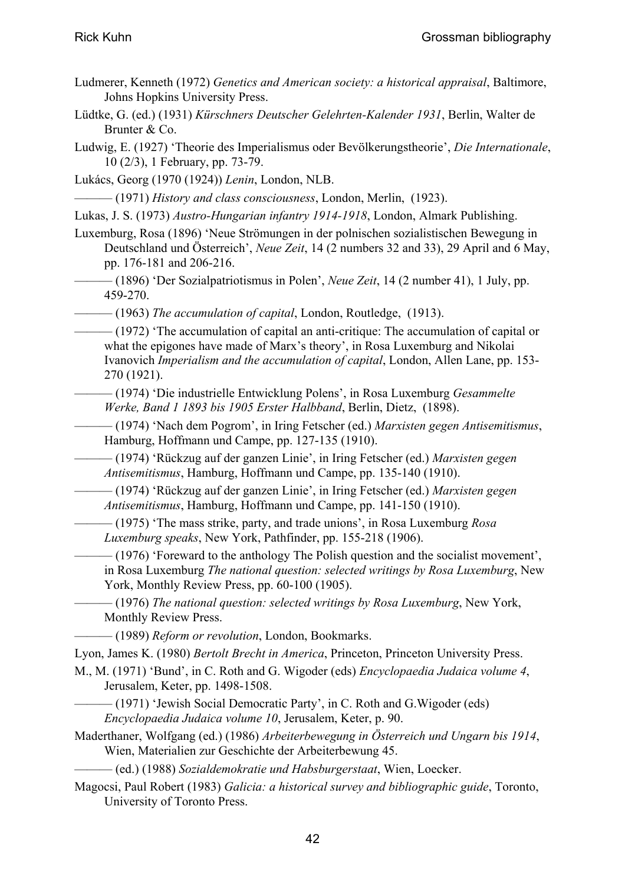Ludmerer, Kenneth (1972) *Genetics and American society: a historical appraisal*, Baltimore, Johns Hopkins University Press.

Lüdtke, G. (ed.) (1931) *Kürschners Deutscher Gelehrten-Kalender 1931*, Berlin, Walter de Brunter & Co.

Ludwig, E. (1927) 'Theorie des Imperialismus oder Bevölkerungstheorie', *Die Internationale*, 10 (2/3), 1 February, pp. 73-79.

Lukács, Georg (1970 (1924)) *Lenin*, London, NLB.

——— (1971) *History and class consciousness*, London, Merlin, (1923).

Lukas, J. S. (1973) *Austro-Hungarian infantry 1914-1918*, London, Almark Publishing.

Luxemburg, Rosa (1896) 'Neue Strömungen in der polnischen sozialistischen Bewegung in Deutschland und Österreich', *Neue Zeit*, 14 (2 numbers 32 and 33), 29 April and 6 May, pp. 176-181 and 206-216.

——— (1896) 'Der Sozialpatriotismus in Polen', *Neue Zeit*, 14 (2 number 41), 1 July, pp. 459-270.

——— (1963) *The accumulation of capital*, London, Routledge, (1913).

——— (1972) 'The accumulation of capital an anti-critique: The accumulation of capital or what the epigones have made of Marx's theory', in Rosa Luxemburg and Nikolai Ivanovich *Imperialism and the accumulation of capital*, London, Allen Lane, pp. 153-270 (1921).

——— (1974) 'Die industrielle Entwicklung Polens', in Rosa Luxemburg *Gesammelte Werke, Band 1 1893 bis 1905 Erster Halbband*, Berlin, Dietz, (1898).

——— (1974) 'Nach dem Pogrom', in Iring Fetscher (ed.) *Marxisten gegen Antisemitismus*, Hamburg, Hoffmann und Campe, pp. 127-135 (1910).

——— (1974) 'Rückzug auf der ganzen Linie', in Iring Fetscher (ed.) *Marxisten gegen Antisemitismus*, Hamburg, Hoffmann und Campe, pp. 135-140 (1910).

——— (1974) 'Rückzug auf der ganzen Linie', in Iring Fetscher (ed.) *Marxisten gegen Antisemitismus*, Hamburg, Hoffmann und Campe, pp. 141-150 (1910).

——— (1975) 'The mass strike, party, and trade unions', in Rosa Luxemburg *Rosa Luxemburg speaks*, New York, Pathfinder, pp. 155-218 (1906).

——— (1976) 'Foreward to the anthology The Polish question and the socialist movement', in Rosa Luxemburg *The national question: selected writings by Rosa Luxemburg*, New York, Monthly Review Press, pp. 60-100 (1905).

——— (1976) *The national question: selected writings by Rosa Luxemburg*, New York, Monthly Review Press.

——— (1989) *Reform or revolution*, London, Bookmarks.

Lyon, James K. (1980) *Bertolt Brecht in America*, Princeton, Princeton University Press.

M., M. (1971) 'Bund', in C. Roth and G. Wigoder (eds) *Encyclopaedia Judaica volume 4*, Jerusalem, Keter, pp. 1498-1508.

——— (1971) 'Jewish Social Democratic Party', in C. Roth and G.Wigoder (eds) *Encyclopaedia Judaica volume 10*, Jerusalem, Keter, p. 90.

Maderthaner, Wolfgang (ed.) (1986) *Arbeiterbewegung in Österreich und Ungarn bis 1914*, Wien, Materialien zur Geschichte der Arbeiterbewung 45.

——— (ed.) (1988) *Sozialdemokratie und Habsburgerstaat*, Wien, Loecker.

Magocsi, Paul Robert (1983) *Galicia: a historical survey and bibliographic guide*, Toronto, University of Toronto Press.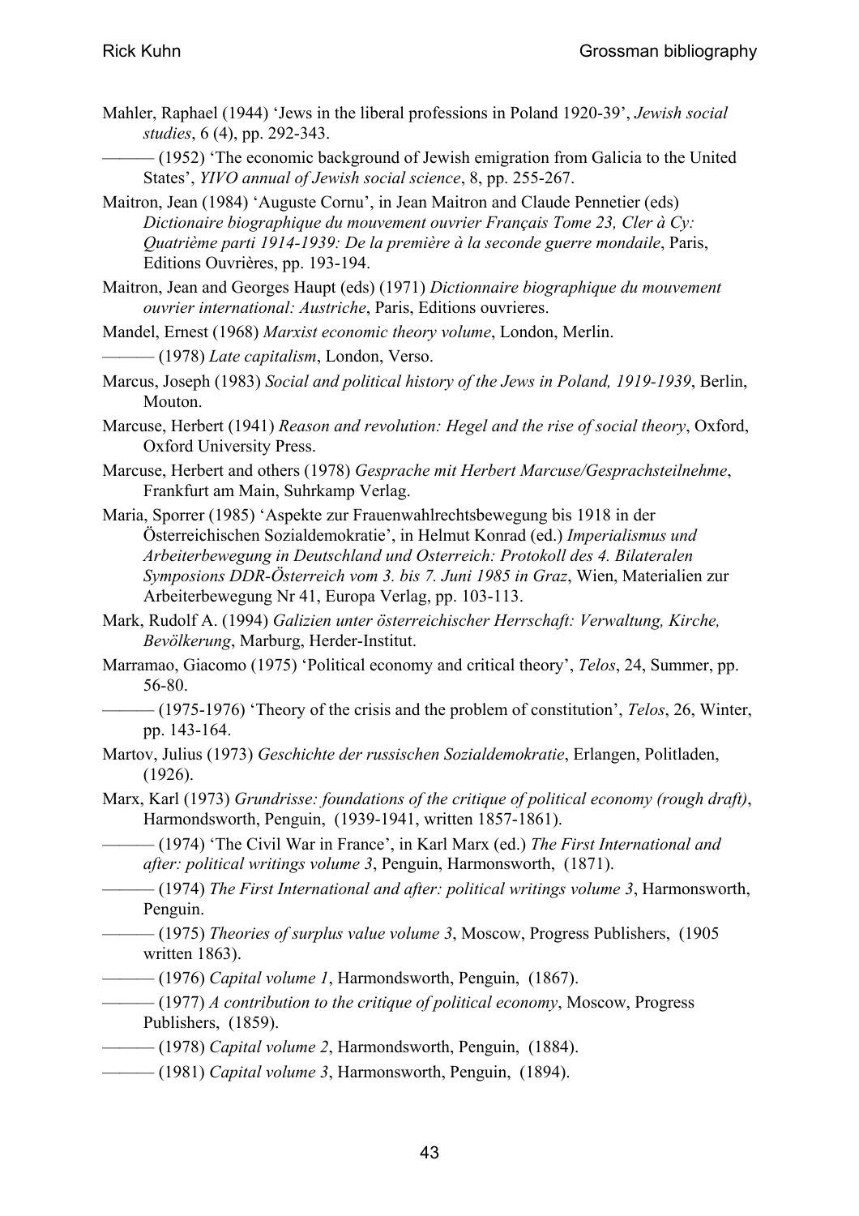Mahler, Raphael (1944) 'Jews in the liberal professions in Poland 1920-39', *Jewish social studies*, 6 (4), pp. 292-343.

——— (1952) 'The economic background of Jewish emigration from Galicia to the United States', *YIVO annual of Jewish social science*, 8, pp. 255-267.

Maitron, Jean (1984) 'Auguste Cornu', in Jean Maitron and Claude Pennetier (eds) *Dictionaire biographique du mouvement ouvrier Français Tome 23, Cler à Cy: Quatrième parti 1914-1939: De la première à la seconde guerre mondaile*, Paris, Editions Ouvrières, pp. 193-194.

Maitron, Jean and Georges Haupt (eds) (1971) *Dictionnaire biographique du mouvement ouvrier international: Austriche*, Paris, Editions ouvrieres.

Mandel, Ernest (1968) *Marxist economic theory volume*, London, Merlin.

——— (1978) *Late capitalism*, London, Verso.

Marcus, Joseph (1983) *Social and political history of the Jews in Poland, 1919-1939*, Berlin, Mouton.

Marcuse, Herbert (1941) *Reason and revolution: Hegel and the rise of social theory*, Oxford, Oxford University Press.

Marcuse, Herbert and others (1978) *Gesprache mit Herbert Marcuse/Gesprachsteilnehme*, Frankfurt am Main, Suhrkamp Verlag.

Maria, Sporrer (1985) 'Aspekte zur Frauenwahlrechtsbewegung bis 1918 in der Österreichischen Sozialdemokratie', in Helmut Konrad (ed.) *Imperialismus und Arbeiterbewegung in Deutschland und Osterreich: Protokoll des 4. Bilateralen Symposions DDR-Österreich vom 3. bis 7. Juni 1985 in Graz*, Wien, Materialien zur Arbeiterbewegung Nr 41, Europa Verlag, pp. 103-113.

Mark, Rudolf A. (1994) *Galizien unter österreichischer Herrschaft: Verwaltung, Kirche, Bevölkerung*, Marburg, Herder-Institut.

Marramao, Giacomo (1975) 'Political economy and critical theory', *Telos*, 24, Summer, pp. 56-80.

——— (1975-1976) 'Theory of the crisis and the problem of constitution', *Telos*, 26, Winter, pp. 143-164.

Martov, Julius (1973) *Geschichte der russischen Sozialdemokratie*, Erlangen, Politladen, (1926).

Marx, Karl (1973) *Grundrisse: foundations of the critique of political economy (rough draft)*, Harmondsworth, Penguin, (1939-1941, written 1857-1861).

——— (1974) 'The Civil War in France', in Karl Marx (ed.) *The First International and after: political writings volume 3*, Penguin, Harmonsworth, (1871).

——— (1974) *The First International and after: political writings volume 3*, Harmonsworth, Penguin.

——— (1975) *Theories of surplus value volume 3*, Moscow, Progress Publishers, (1905 written 1863).

——— (1976) *Capital volume 1*, Harmondsworth, Penguin, (1867).

——— (1977) *A contribution to the critique of political economy*, Moscow, Progress Publishers, (1859).

——— (1978) *Capital volume 2*, Harmondsworth, Penguin, (1884).

——— (1981) *Capital volume 3*, Harmonsworth, Penguin, (1894).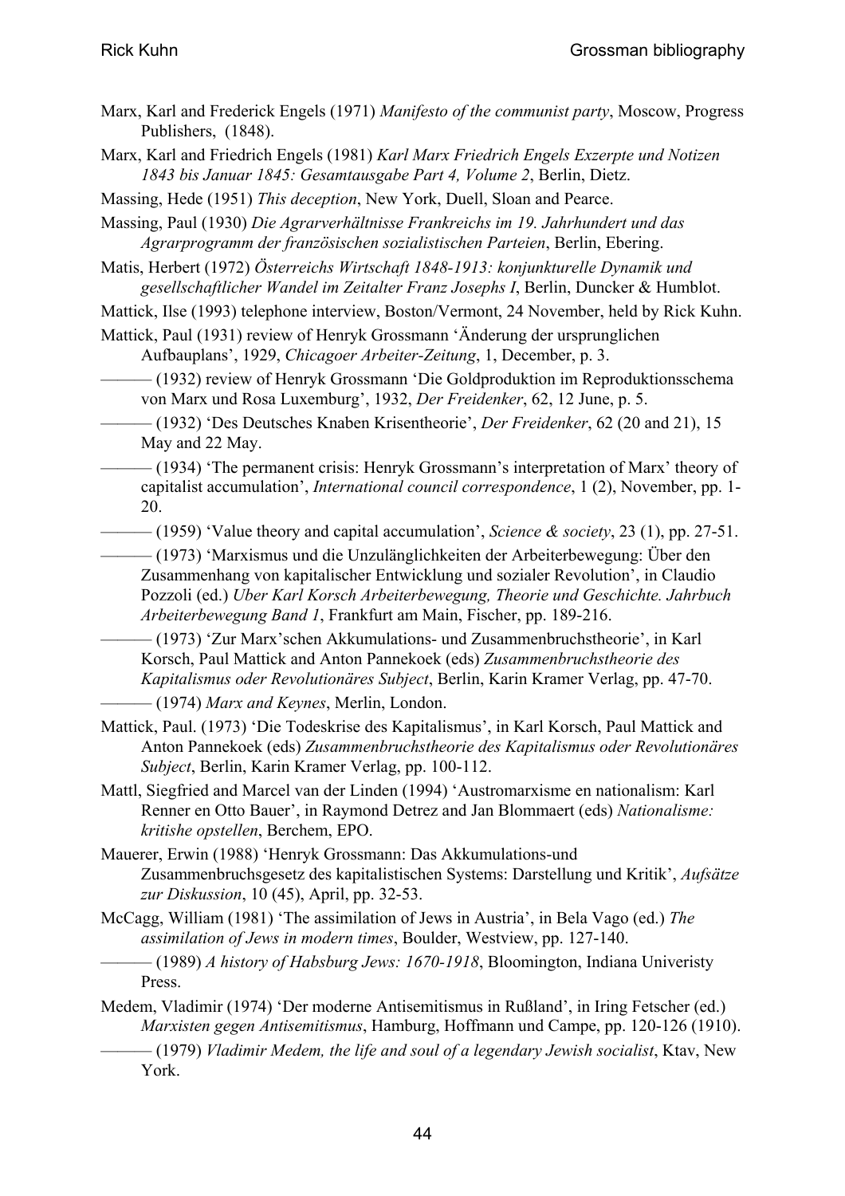Marx, Karl and Frederick Engels (1971) *Manifesto of the communist party*, Moscow, Progress Publishers, (1848).

Marx, Karl and Friedrich Engels (1981) *Karl Marx Friedrich Engels Exzerpte und Notizen 1843 bis Januar 1845: Gesamtausgabe Part 4, Volume 2*, Berlin, Dietz.

Massing, Hede (1951) *This deception*, New York, Duell, Sloan and Pearce.

Massing, Paul (1930) *Die Agrarverhältnisse Frankreichs im 19. Jahrhundert und das Agrarprogramm der französischen sozialistischen Parteien*, Berlin, Ebering.

Matis, Herbert (1972) *Österreichs Wirtschaft 1848-1913: konjunkturelle Dynamik und gesellschaftlicher Wandel im Zeitalter Franz Josephs I*, Berlin, Duncker & Humblot.

Mattick, Ilse (1993) telephone interview, Boston/Vermont, 24 November, held by Rick Kuhn.

Mattick, Paul (1931) review of Henryk Grossmann 'Änderung der ursprunglichen Aufbauplans', 1929, *Chicagoer Arbeiter-Zeitung*, 1, December, p. 3.

——— (1932) review of Henryk Grossmann 'Die Goldproduktion im Reproduktionsschema von Marx und Rosa Luxemburg', 1932, *Der Freidenker*, 62, 12 June, p. 5.

——— (1932) 'Des Deutsches Knaben Krisentheorie', *Der Freidenker*, 62 (20 and 21), 15 May and 22 May.

——— (1934) 'The permanent crisis: Henryk Grossmann's interpretation of Marx' theory of capitalist accumulation', *International council correspondence*, 1 (2), November, pp. 1-20.

——— (1959) 'Value theory and capital accumulation', *Science & society*, 23 (1), pp. 27-51.

——— (1973) 'Marxismus und die Unzulänglichkeiten der Arbeiterbewegung: Über den Zusammenhang von kapitalischer Entwicklung und sozialer Revolution', in Claudio Pozzoli (ed.) *Uber Karl Korsch Arbeiterbewegung, Theorie und Geschichte. Jahrbuch Arbeiterbewegung Band 1*, Frankfurt am Main, Fischer, pp. 189-216.

——— (1973) 'Zur Marx'schen Akkumulations- und Zusammenbruchstheorie', in Karl Korsch, Paul Mattick and Anton Pannekoek (eds) *Zusammenbruchstheorie des Kapitalismus oder Revolutionäres Subject*, Berlin, Karin Kramer Verlag, pp. 47-70.

——— (1974) *Marx and Keynes*, Merlin, London.

Mattick, Paul. (1973) 'Die Todeskrise des Kapitalismus', in Karl Korsch, Paul Mattick and Anton Pannekoek (eds) *Zusammenbruchstheorie des Kapitalismus oder Revolutionäres Subject*, Berlin, Karin Kramer Verlag, pp. 100-112.

Mattl, Siegfried and Marcel van der Linden (1994) 'Austromarxisme en nationalism: Karl Renner en Otto Bauer', in Raymond Detrez and Jan Blommaert (eds) *Nationalisme: kritishe opstellen*, Berchem, EPO.

Mauerer, Erwin (1988) 'Henryk Grossmann: Das Akkumulations-und Zusammenbruchsgesetz des kapitalistischen Systems: Darstellung und Kritik', *Aufsätze zur Diskussion*, 10 (45), April, pp. 32-53.

McCagg, William (1981) 'The assimilation of Jews in Austria', in Bela Vago (ed.) *The assimilation of Jews in modern times*, Boulder, Westview, pp. 127-140.

——— (1989) *A history of Habsburg Jews: 1670-1918*, Bloomington, Indiana Univeristy Press.

Medem, Vladimir (1974) 'Der moderne Antisemitismus in Rußland', in Iring Fetscher (ed.) *Marxisten gegen Antisemitismus*, Hamburg, Hoffmann und Campe, pp. 120-126 (1910).

——— (1979) *Vladimir Medem, the life and soul of a legendary Jewish socialist*, Ktav, New York.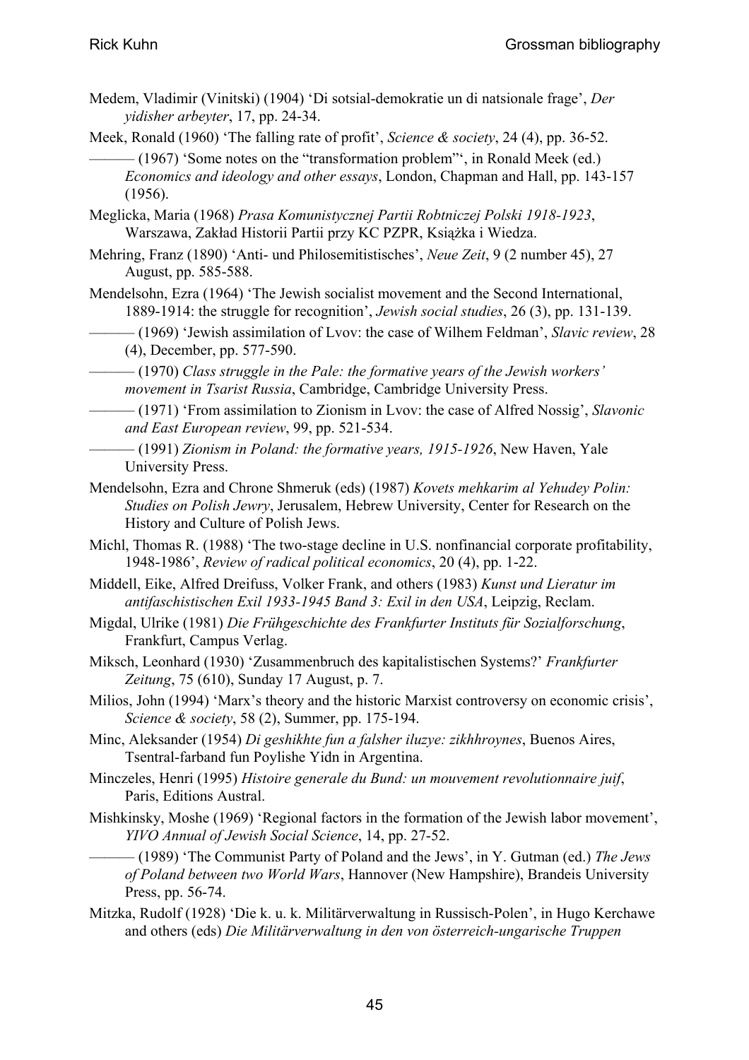Medem, Vladimir (Vinitski) (1904) 'Di sotsial-demokratie un di natsionale frage', *Der yidisher arbeyter*, 17, pp. 24-34.

Meek, Ronald (1960) 'The falling rate of profit', *Science & society*, 24 (4), pp. 36-52.

——— (1967) 'Some notes on the "transformation problem"', in Ronald Meek (ed.) *Economics and ideology and other essays*, London, Chapman and Hall, pp. 143-157 (1956).

Meglicka, Maria (1968) *Prasa Komunistycznej Partii Robtniczej Polski 1918-1923*, Warszawa, Zakład Historii Partii przy KC PZPR, Książka i Wiedza.

Mehring, Franz (1890) 'Anti- und Philosemitistisches', *Neue Zeit*, 9 (2 number 45), 27 August, pp. 585-588.

Mendelsohn, Ezra (1964) 'The Jewish socialist movement and the Second International, 1889-1914: the struggle for recognition', *Jewish social studies*, 26 (3), pp. 131-139.

——— (1969) 'Jewish assimilation of Lvov: the case of Wilhem Feldman', *Slavic review*, 28 (4), December, pp. 577-590.

——— (1970) *Class struggle in the Pale: the formative years of the Jewish workers' movement in Tsarist Russia*, Cambridge, Cambridge University Press.

——— (1971) 'From assimilation to Zionism in Lvov: the case of Alfred Nossig', *Slavonic and East European review*, 99, pp. 521-534.

——— (1991) *Zionism in Poland: the formative years, 1915-1926*, New Haven, Yale University Press.

Mendelsohn, Ezra and Chrone Shmeruk (eds) (1987) *Kovets mehkarim al Yehudey Polin: Studies on Polish Jewry*, Jerusalem, Hebrew University, Center for Research on the History and Culture of Polish Jews.

Michl, Thomas R. (1988) 'The two-stage decline in U.S. nonfinancial corporate profitability, 1948-1986', *Review of radical political economics*, 20 (4), pp. 1-22.

Middell, Eike, Alfred Dreifuss, Volker Frank, and others (1983) *Kunst und Lieratur im antifaschistischen Exil 1933-1945 Band 3: Exil in den USA*, Leipzig, Reclam.

Migdal, Ulrike (1981) *Die Frühgeschichte des Frankfurter Instituts für Sozialforschung*, Frankfurt, Campus Verlag.

Miksch, Leonhard (1930) 'Zusammenbruch des kapitalistischen Systems?' *Frankfurter Zeitung*, 75 (610), Sunday 17 August, p. 7.

Milios, John (1994) 'Marx's theory and the historic Marxist controversy on economic crisis', *Science & society*, 58 (2), Summer, pp. 175-194.

Minc, Aleksander (1954) *Di geshikhte fun a falsher iluzye: zikhhroynes*, Buenos Aires, Tsentral-farband fun Poylishe Yidn in Argentina.

Minczeles, Henri (1995) *Histoire generale du Bund: un mouvement revolutionnaire juif*, Paris, Editions Austral.

Mishkinsky, Moshe (1969) 'Regional factors in the formation of the Jewish labor movement', *YIVO Annual of Jewish Social Science*, 14, pp. 27-52.

——— (1989) 'The Communist Party of Poland and the Jews', in Y. Gutman (ed.) *The Jews of Poland between two World Wars*, Hannover (New Hampshire), Brandeis University Press, pp. 56-74.

Mitzka, Rudolf (1928) 'Die k. u. k. Militärverwaltung in Russisch-Polen', in Hugo Kerchawe and others (eds) *Die Militärverwaltung in den von österreich-ungarische Truppen*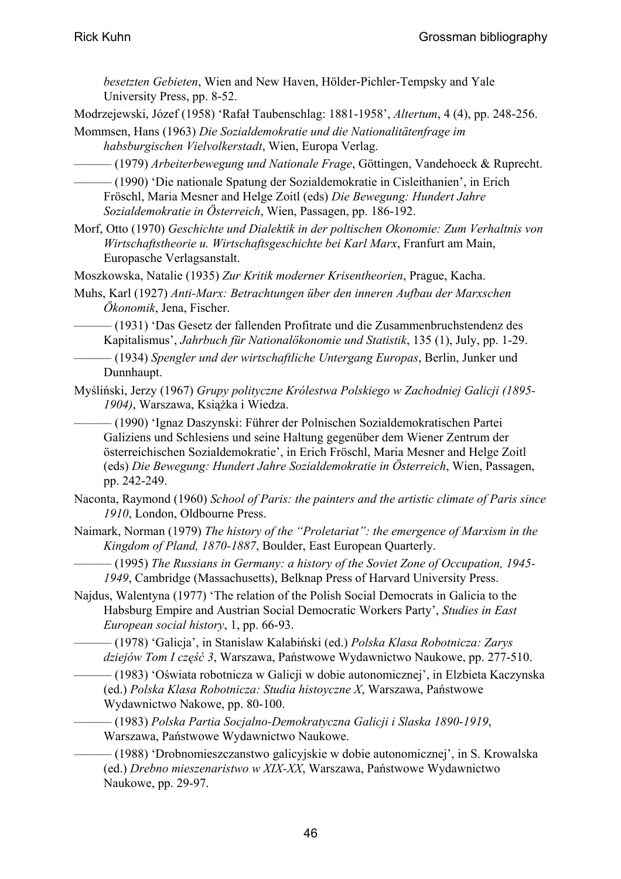*besetzten Gebieten*, Wien and New Haven, Hölder-Pichler-Tempsky and Yale University Press, pp. 8-52.

Modrzejewski, Józef (1958) 'Rafał Taubenschlag: 1881-1958', *Altertum*, 4 (4), pp. 248-256.

Mommsen, Hans (1963) *Die Sozialdemokratie und die Nationalitätenfrage im habsburgischen Vielvolkerstadt*, Wien, Europa Verlag.

——— (1979) *Arbeiterbewegung und Nationale Frage*, Göttingen, Vandehoeck & Ruprecht.

——— (1990) 'Die nationale Spatung der Sozialdemokratie in Cisleithanien', in Erich Fröschl, Maria Mesner and Helge Zoitl (eds) *Die Bewegung: Hundert Jahre Sozialdemokratie in Österreich*, Wien, Passagen, pp. 186-192.

Morf, Otto (1970) *Geschichte und Dialektik in der poltischen Okonomie: Zum Verhaltnis von Wirtschaftstheorie u. Wirtschaftsgeschichte bei Karl Marx*, Franfurt am Main, Europasche Verlagsanstalt.

Moszkowska, Natalie (1935) *Zur Kritik moderner Krisentheorien*, Prague, Kacha.

Muhs, Karl (1927) *Anti-Marx: Betrachtungen über den inneren Aufbau der Marxschen Ökonomik*, Jena, Fischer.

——— (1931) 'Das Gesetz der fallenden Profitrate und die Zusammenbruchstendenz des Kapitalismus', *Jahrbuch für Nationalökonomie und Statistik*, 135 (1), July, pp. 1-29.

——— (1934) *Spengler und der wirtschaftliche Untergang Europas*, Berlin, Junker und Dunnhaupt.

Myśliński, Jerzy (1967) *Grupy polityczne Królestwa Polskiego w Zachodniej Galicji (1895-1904)*, Warszawa, Książka i Wiedza.

——— (1990) 'Ignaz Daszynski: Führer der Polnischen Sozialdemokratischen Partei Galiziens und Schlesiens und seine Haltung gegenüber dem Wiener Zentrum der österreichischen Sozialdemokratie', in Erich Fröschl, Maria Mesner and Helge Zoitl (eds) *Die Bewegung: Hundert Jahre Sozialdemokratie in Österreich*, Wien, Passagen, pp. 242-249.

Naconta, Raymond (1960) *School of Paris: the painters and the artistic climate of Paris since 1910*, London, Oldbourne Press.

Naimark, Norman (1979) *The history of the "Proletariat": the emergence of Marxism in the Kingdom of Pland, 1870-1887*, Boulder, East European Quarterly.

——— (1995) *The Russians in Germany: a history of the Soviet Zone of Occupation, 1945-1949*, Cambridge (Massachusetts), Belknap Press of Harvard University Press.

Najdus, Walentyna (1977) 'The relation of the Polish Social Democrats in Galicia to the Habsburg Empire and Austrian Social Democratic Workers Party', *Studies in East European social history*, 1, pp. 66-93.

——— (1978) 'Galicja', in Stanislaw Kalabiński (ed.) *Polska Klasa Robotnicza: Zarys dziejów Tom I część 3*, Warszawa, Państwowe Wydawnictwo Naukowe, pp. 277-510.

——— (1983) 'Oświata robotnicza w Galicji w dobie autonomicznej', in Elzbieta Kaczynska (ed.) *Polska Klasa Robotnicza: Studia histoyczne X*, Warszawa, Państwowe Wydawnictwo Nakowe, pp. 80-100.

——— (1983) *Polska Partia Socjalno-Demokratyczna Galicji i Slaska 1890-1919*, Warszawa, Państwowe Wydawnictwo Naukowe.

——— (1988) 'Drobnomieszczanstwo galicyjskie w dobie autonomicznej', in S. Krowalska (ed.) *Drebno mieszenaristwo w XIX-XX*, Warszawa, Państwowe Wydawnictwo Naukowe, pp. 29-97.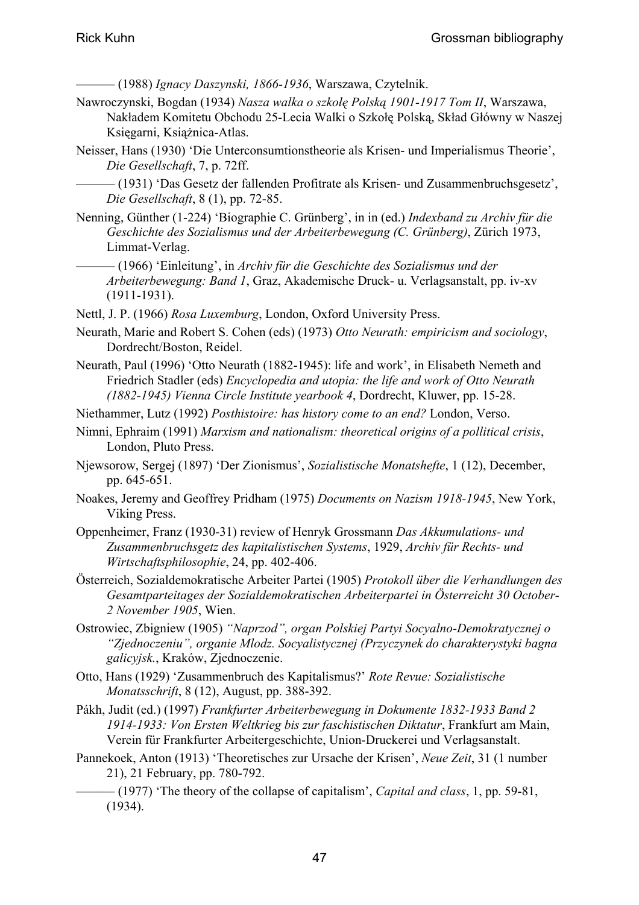——— (1988) *Ignacy Daszynski, 1866-1936*, Warszawa, Czytelnik.

Nawroczynski, Bogdan (1934) *Nasza walka o szkołę Polską 1901-1917 Tom II*, Warszawa, Nakładem Komitetu Obchodu 25-Lecia Walki o Szkołę Polską, Skład Główny w Naszej Księgarni, Książnica-Atlas.

Neisser, Hans (1930) 'Die Unterconsumtionstheorie als Krisen- und Imperialismus Theorie', *Die Gesellschaft*, 7, p. 72ff.

——— (1931) 'Das Gesetz der fallenden Profitrate als Krisen- und Zusammenbruchsgesetz', *Die Gesellschaft*, 8 (1), pp. 72-85.

Nenning, Günther (1-224) 'Biographie C. Grünberg', in in (ed.) *Indexband zu Archiv für die Geschichte des Sozialismus und der Arbeiterbewegung (C. Grünberg)*, Zürich 1973, Limmat-Verlag.

——— (1966) 'Einleitung', in *Archiv für die Geschichte des Sozialismus und der Arbeiterbewegung: Band 1*, Graz, Akademische Druck- u. Verlagsanstalt, pp. iv-xv (1911-1931).

Nettl, J. P. (1966) *Rosa Luxemburg*, London, Oxford University Press.

Neurath, Marie and Robert S. Cohen (eds) (1973) *Otto Neurath: empiricism and sociology*, Dordrecht/Boston, Reidel.

Neurath, Paul (1996) 'Otto Neurath (1882-1945): life and work', in Elisabeth Nemeth and Friedrich Stadler (eds) *Encyclopedia and utopia: the life and work of Otto Neurath (1882-1945) Vienna Circle Institute yearbook 4*, Dordrecht, Kluwer, pp. 15-28.

Niethammer, Lutz (1992) *Posthistoire: has history come to an end?* London, Verso.

Nimni, Ephraim (1991) *Marxism and nationalism: theoretical origins of a pollitical crisis*, London, Pluto Press.

Njewsorow, Sergej (1897) 'Der Zionismus', *Sozialistische Monatshefte*, 1 (12), December, pp. 645-651.

Noakes, Jeremy and Geoffrey Pridham (1975) *Documents on Nazism 1918-1945*, New York, Viking Press.

Oppenheimer, Franz (1930-31) review of Henryk Grossmann *Das Akkumulations- und Zusammenbruchsgetz des kapitalistischen Systems*, 1929, *Archiv für Rechts- und Wirtschaftsphilosophie*, 24, pp. 402-406.

Österreich, Sozialdemokratische Arbeiter Partei (1905) *Protokoll über die Verhandlungen des Gesamtparteitages der Sozialdemokratischen Arbeiterpartei in Österreicht 30 October-2 November 1905*, Wien.

Ostrowiec, Zbigniew (1905) *"Naprzod", organ Polskiej Partyi Socyalno-Demokratycznej o "Zjednoczeniu", organie Mlodz. Socyalistycznej (Przycznek do charakterystyki bagna galicyjsk.*, Kraków, Zjednoczenie.

Otto, Hans (1929) 'Zusammenbruch des Kapitalismus?' *Rote Revue: Sozialistische Monatsschrift*, 8 (12), August, pp. 388-392.

Pákh, Judit (ed.) (1997) *Frankfurter Arbeiterbewegung in Dokumente 1832-1933 Band 2 1914-1933: Von Ersten Weltkrieg bis zur faschistischen Diktatur*, Frankfurt am Main, Verein für Frankfurter Arbeitergeschichte, Union-Druckerei und Verlagsanstalt.

Pannekoek, Anton (1913) 'Theoretisches zur Ursache der Krisen', *Neue Zeit*, 31 (1 number 21), 21 February, pp. 780-792.

——— (1977) 'The theory of the collapse of capitalism', *Capital and class*, 1, pp. 59-81, (1934).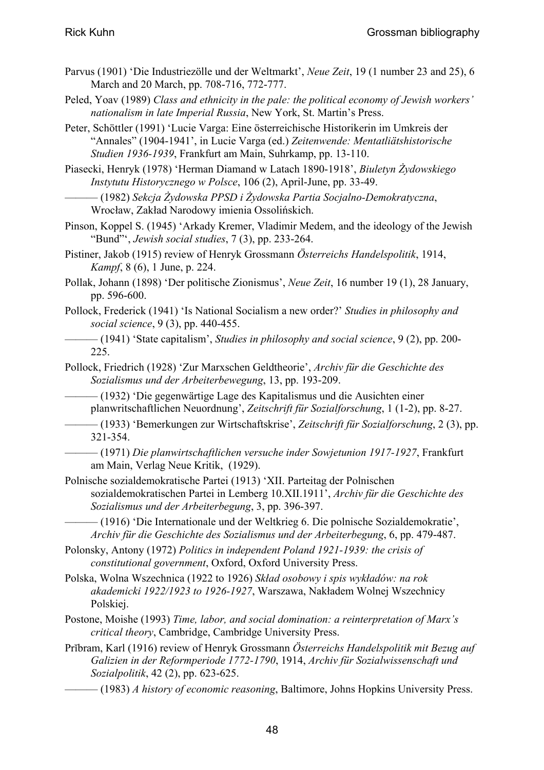Parvus (1901) 'Die Industriezölle und der Weltmarkt', *Neue Zeit*, 19 (1 number 23 and 25), 6 March and 20 March, pp. 708-716, 772-777.

Peled, Yoav (1989) *Class and ethnicity in the pale: the political economy of Jewish workers' nationalism in late Imperial Russia*, New York, St. Martin's Press.

Peter, Schöttler (1991) 'Lucie Varga: Eine österreichische Historikerin im Umkreis der "Annales" (1904-1941', in Lucie Varga (ed.) *Zeitenwende: Mentatliätshistorische Studien 1936-1939*, Frankfurt am Main, Suhrkamp, pp. 13-110.

Piasecki, Henryk (1978) 'Herman Diamand w Latach 1890-1918', *Biuletyn Żydowskiego Instytutu Historycznego w Polsce*, 106 (2), April-June, pp. 33-49.

——— (1982) *Sekcja Żydowska PPSD i Żydowska Partia Socjalno-Demokratyczna*, Wrocław, Zakład Narodowy imienia Ossolińskich.

Pinson, Koppel S. (1945) 'Arkady Kremer, Vladimir Medem, and the ideology of the Jewish "Bund"', *Jewish social studies*, 7 (3), pp. 233-264.

Pistiner, Jakob (1915) review of Henryk Grossmann *Österreichs Handelspolitik*, 1914, *Kampf*, 8 (6), 1 June, p. 224.

Pollak, Johann (1898) 'Der politische Zionismus', *Neue Zeit*, 16 number 19 (1), 28 January, pp. 596-600.

Pollock, Frederick (1941) 'Is National Socialism a new order?' *Studies in philosophy and social science*, 9 (3), pp. 440-455.

——— (1941) 'State capitalism', *Studies in philosophy and social science*, 9 (2), pp. 200-225.

Pollock, Friedrich (1928) 'Zur Marxschen Geldtheorie', *Archiv für die Geschichte des Sozialismus und der Arbeiterbewegung*, 13, pp. 193-209.

——— (1932) 'Die gegenwärtige Lage des Kapitalismus und die Ausichten einer planwritschaftlichen Neuordnung', *Zeitschrift für Sozialforschung*, 1 (1-2), pp. 8-27.

——— (1933) 'Bemerkungen zur Wirtschaftskrise', *Zeitschrift für Sozialforschung*, 2 (3), pp. 321-354.

——— (1971) *Die planwirtschaftlichen versuche inder Sowjetunion 1917-1927*, Frankfurt am Main, Verlag Neue Kritik, (1929).

Polnische sozialdemokratische Partei (1913) 'XII. Parteitag der Polnischen sozialdemokratischen Partei in Lemberg 10.XII.1911', *Archiv für die Geschichte des Sozialismus und der Arbeiterbegung*, 3, pp. 396-397.

——— (1916) 'Die Internationale und der Weltkrieg 6. Die polnische Sozialdemokratie', *Archiv für die Geschichte des Sozialismus und der Arbeiterbegung*, 6, pp. 479-487.

Polonsky, Antony (1972) *Politics in independent Poland 1921-1939: the crisis of constitutional government*, Oxford, Oxford University Press.

Polska, Wolna Wszechnica (1922 to 1926) *Skład osobowy i spis wykładów: na rok akademicki 1922/1923 to 1926-1927*, Warszawa, Nakładem Wolnej Wszechnicy Polskiej.

Postone, Moishe (1993) *Time, labor, and social domination: a reinterpretation of Marx's critical theory*, Cambridge, Cambridge University Press.

Prībram, Karl (1916) review of Henryk Grossmann *Österreichs Handelspolitik mit Bezug auf Galizien in der Reformperiode 1772-1790*, 1914, *Archiv für Sozialwissenschaft und Sozialpolitik*, 42 (2), pp. 623-625.

——— (1983) *A history of economic reasoning*, Baltimore, Johns Hopkins University Press.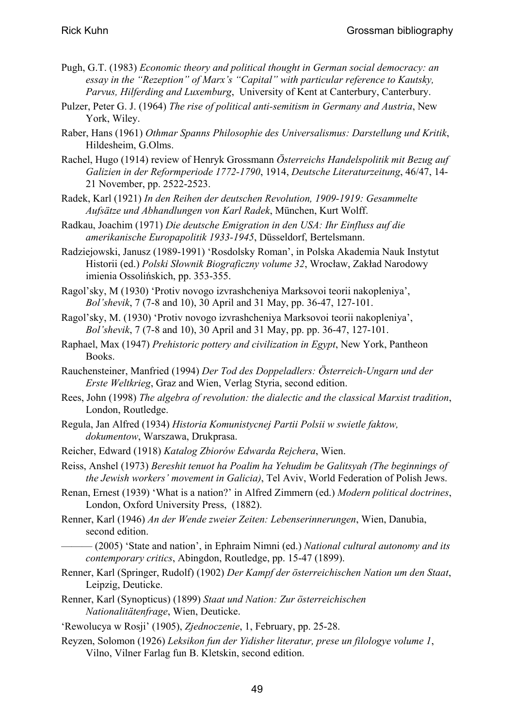Pugh, G.T. (1983) *Economic theory and political thought in German social democracy: an essay in the "Rezeption" of Marx's "Capital" with particular reference to Kautsky, Parvus, Hilferding and Luxemburg*, University of Kent at Canterbury, Canterbury.

Pulzer, Peter G. J. (1964) *The rise of political anti-semitism in Germany and Austria*, New York, Wiley.

Raber, Hans (1961) *Othmar Spanns Philosophie des Universalismus: Darstellung und Kritik*, Hildesheim, G.Olms.

Rachel, Hugo (1914) review of Henryk Grossmann *Österreichs Handelspolitik mit Bezug auf Galizien in der Reformperiode 1772-1790*, 1914, *Deutsche Literaturzeitung*, 46/47, 14-21 November, pp. 2522-2523.

Radek, Karl (1921) *In den Reihen der deutschen Revolution, 1909-1919: Gesammelte Aufsätze und Abhandlungen von Karl Radek*, München, Kurt Wolff.

Radkau, Joachim (1971) *Die deutsche Emigration in den USA: Ihr Einfluss auf die amerikanische Europapolitik 1933-1945*, Düsseldorf, Bertelsmann.

Radziejowski, Janusz (1989-1991) 'Rosdolsky Roman', in Polska Akademia Nauk Instytut Historii (ed.) *Polski Słownik Biograficzny volume 32*, Wrocław, Zakład Narodowy imienia Ossolińskich, pp. 353-355.

Ragol'sky, M (1930) 'Protiv novogo izvrashcheniya Marksovoi teorii nakopleniya', *Bol'shevik*, 7 (7-8 and 10), 30 April and 31 May, pp. 36-47, 127-101.

Ragol'sky, M. (1930) 'Protiv novogo izvrashcheniya Marksovoi teorii nakopleniya', *Bol'shevik*, 7 (7-8 and 10), 30 April and 31 May, pp. pp. 36-47, 127-101.

Raphael, Max (1947) *Prehistoric pottery and civilization in Egypt*, New York, Pantheon Books.

Rauchensteiner, Manfried (1994) *Der Tod des Doppeladlers: Österreich-Ungarn und der Erste Weltkrieg*, Graz and Wien, Verlag Styria, second edition.

Rees, John (1998) *The algebra of revolution: the dialectic and the classical Marxist tradition*, London, Routledge.

Regula, Jan Alfred (1934) *Historia Komunistycnej Partii Polsii w swietle faktow, dokumentow*, Warszawa, Drukprasa.

Reicher, Edward (1918) *Katalog Zbiorów Edwarda Rejchera*, Wien.

Reiss, Anshel (1973) *Bereshit tenuot ha Poalim ha Yehudim be Galitsyah (The beginnings of the Jewish workers' movement in Galicia)*, Tel Aviv, World Federation of Polish Jews.

Renan, Ernest (1939) 'What is a nation?' in Alfred Zimmern (ed.) *Modern political doctrines*, London, Oxford University Press, (1882).

Renner, Karl (1946) *An der Wende zweier Zeiten: Lebenserinnerungen*, Wien, Danubia, second edition.

——— (2005) 'State and nation', in Ephraim Nimni (ed.) *National cultural autonomy and its contemporary critics*, Abingdon, Routledge, pp. 15-47 (1899).

Renner, Karl (Springer, Rudolf) (1902) *Der Kampf der österreichischen Nation um den Staat*, Leipzig, Deuticke.

Renner, Karl (Synopticus) (1899) *Staat und Nation: Zur österreichischen Nationalitätenfrage*, Wien, Deuticke.

'Rewolucya w Rosji' (1905), *Zjednoczenie*, 1, February, pp. 25-28.

Reyzen, Solomon (1926) *Leksikon fun der Yidisher literatur, prese un filologye volume 1*, Vilno, Vilner Farlag fun B. Kletskin, second edition.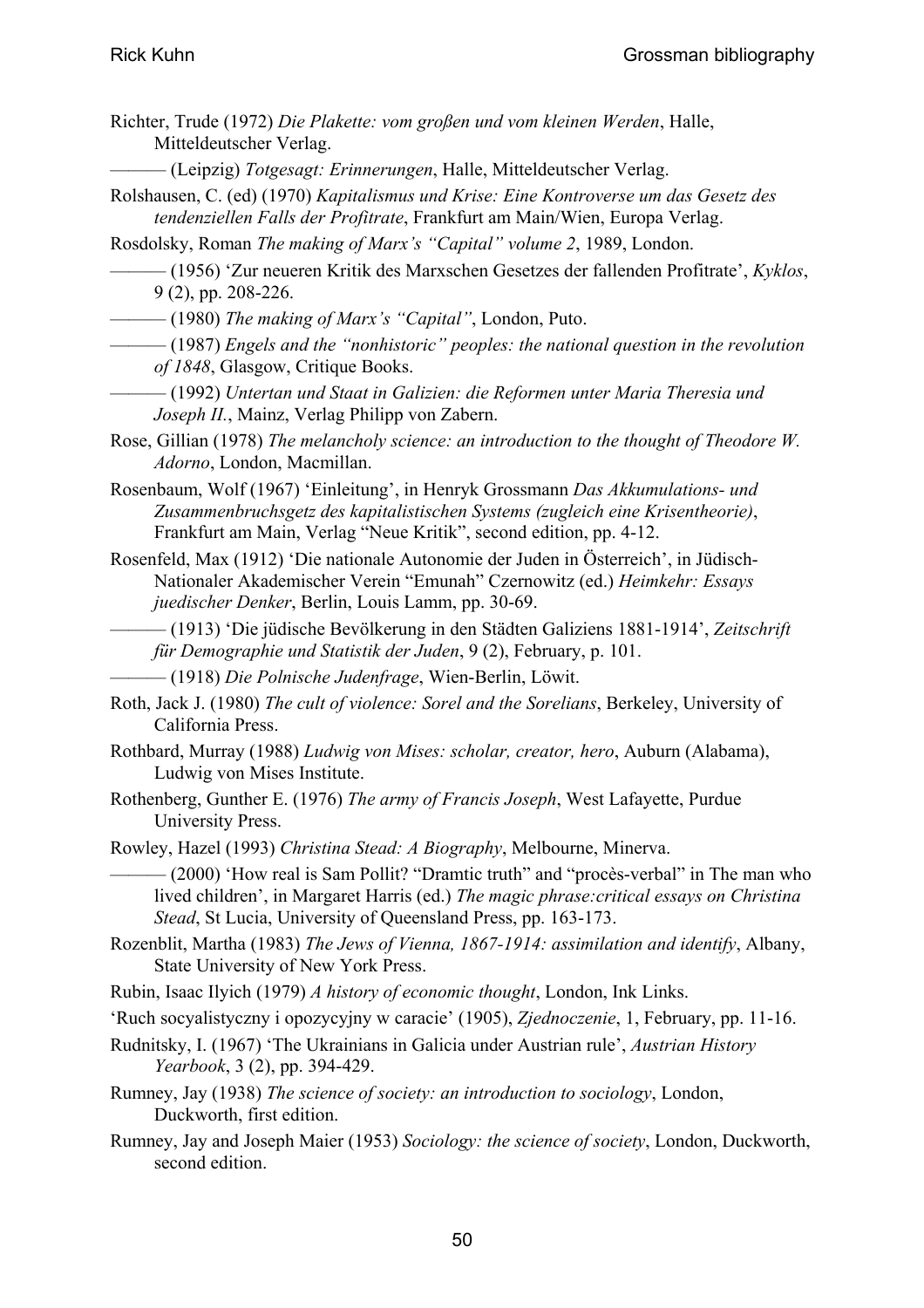Richter, Trude (1972) *Die Plakette: vom großen und vom kleinen Werden*, Halle, Mitteldeutscher Verlag.

——— (Leipzig) *Totgesagt: Erinnerungen*, Halle, Mitteldeutscher Verlag.

Rolshausen, C. (ed) (1970) *Kapitalismus und Krise: Eine Kontroverse um das Gesetz des tendenziellen Falls der Profitrate*, Frankfurt am Main/Wien, Europa Verlag.

Rosdolsky, Roman *The making of Marx's "Capital" volume 2*, 1989, London.

——— (1956) 'Zur neueren Kritik des Marxschen Gesetzes der fallenden Profitrate', *Kyklos*, 9 (2), pp. 208-226.

——— (1980) *The making of Marx's "Capital"*, London, Puto.

——— (1987) *Engels and the "nonhistoric" peoples: the national question in the revolution of 1848*, Glasgow, Critique Books.

——— (1992) *Untertan und Staat in Galizien: die Reformen unter Maria Theresia und Joseph II.*, Mainz, Verlag Philipp von Zabern.

Rose, Gillian (1978) *The melancholy science: an introduction to the thought of Theodore W. Adorno*, London, Macmillan.

Rosenbaum, Wolf (1967) 'Einleitung', in Henryk Grossmann *Das Akkumulations- und Zusammenbruchsgetz des kapitalistischen Systems (zugleich eine Krisentheorie)*, Frankfurt am Main, Verlag "Neue Kritik", second edition, pp. 4-12.

Rosenfeld, Max (1912) 'Die nationale Autonomie der Juden in Österreich', in Jüdisch-Nationaler Akademischer Verein "Emunah" Czernowitz (ed.) *Heimkehr: Essays juedischer Denker*, Berlin, Louis Lamm, pp. 30-69.

——— (1913) 'Die jüdische Bevölkerung in den Städten Galiziens 1881-1914', *Zeitschrift für Demographie und Statistik der Juden*, 9 (2), February, p. 101.

——— (1918) *Die Polnische Judenfrage*, Wien-Berlin, Löwit.

Roth, Jack J. (1980) *The cult of violence: Sorel and the Sorelians*, Berkeley, University of California Press.

Rothbard, Murray (1988) *Ludwig von Mises: scholar, creator, hero*, Auburn (Alabama), Ludwig von Mises Institute.

Rothenberg, Gunther E. (1976) *The army of Francis Joseph*, West Lafayette, Purdue University Press.

Rowley, Hazel (1993) *Christina Stead: A Biography*, Melbourne, Minerva.

——— (2000) 'How real is Sam Pollit? "Dramtic truth" and "procès-verbal" in The man who lived children', in Margaret Harris (ed.) *The magic phrase:critical essays on Christina Stead*, St Lucia, University of Queensland Press, pp. 163-173.

Rozenblit, Martha (1983) *The Jews of Vienna, 1867-1914: assimilation and identify*, Albany, State University of New York Press.

Rubin, Isaac Ilyich (1979) *A history of economic thought*, London, Ink Links.

'Ruch socyalistyczny i opozycyjny w caracie' (1905), *Zjednoczenie*, 1, February, pp. 11-16.

Rudnitsky, I. (1967) 'The Ukrainians in Galicia under Austrian rule', *Austrian History Yearbook*, 3 (2), pp. 394-429.

Rumney, Jay (1938) *The science of society: an introduction to sociology*, London, Duckworth, first edition.

Rumney, Jay and Joseph Maier (1953) *Sociology: the science of society*, London, Duckworth, second edition.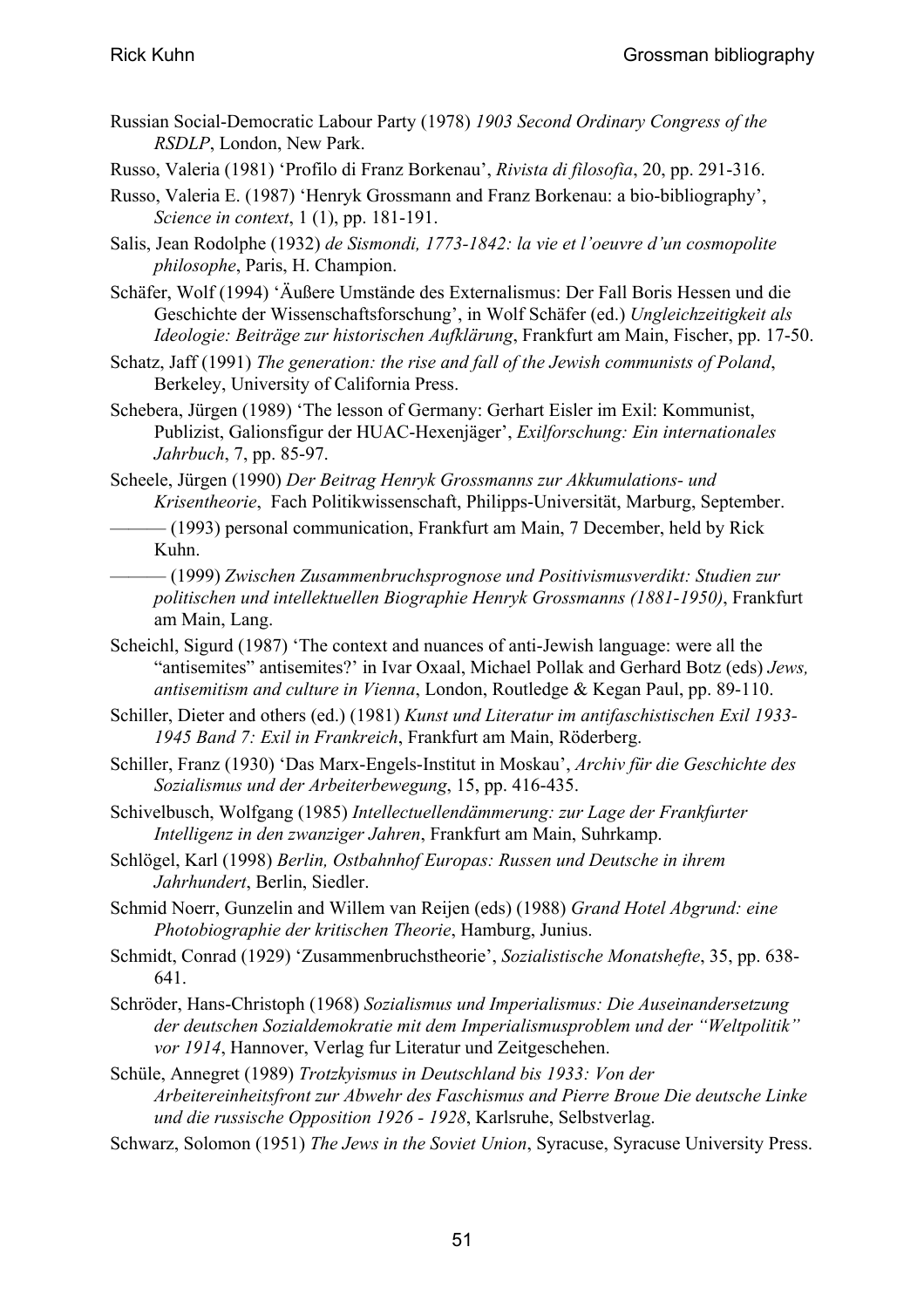Russian Social-Democratic Labour Party (1978) *1903 Second Ordinary Congress of the RSDLP*, London, New Park.

Russo, Valeria (1981) 'Profilo di Franz Borkenau', *Rivista di filosofia*, 20, pp. 291-316.

Russo, Valeria E. (1987) 'Henryk Grossmann and Franz Borkenau: a bio-bibliography', *Science in context*, 1 (1), pp. 181-191.

Salis, Jean Rodolphe (1932) *de Sismondi, 1773-1842: la vie et l'oeuvre d'un cosmopolite philosophe*, Paris, H. Champion.

Schäfer, Wolf (1994) 'Äußere Umstände des Externalismus: Der Fall Boris Hessen und die Geschichte der Wissenschaftsforschung', in Wolf Schäfer (ed.) *Ungleichzeitigkeit als Ideologie: Beiträge zur historischen Aufklärung*, Frankfurt am Main, Fischer, pp. 17-50.

Schatz, Jaff (1991) *The generation: the rise and fall of the Jewish communists of Poland*, Berkeley, University of California Press.

Schebera, Jürgen (1989) 'The lesson of Germany: Gerhart Eisler im Exil: Kommunist, Publizist, Galionsfigur der HUAC-Hexenjäger', *Exilforschung: Ein internationales Jahrbuch*, 7, pp. 85-97.

Scheele, Jürgen (1990) *Der Beitrag Henryk Grossmanns zur Akkumulations- und Krisentheorie*, Fach Politikwissenschaft, Philipps-Universität, Marburg, September.

——— (1993) personal communication, Frankfurt am Main, 7 December, held by Rick Kuhn.

——— (1999) *Zwischen Zusammenbruchsprognose und Positivismusverdikt: Studien zur politischen und intellektuellen Biographie Henryk Grossmanns (1881-1950)*, Frankfurt am Main, Lang.

Scheichl, Sigurd (1987) 'The context and nuances of anti-Jewish language: were all the "antisemites" antisemites?' in Ivar Oxaal, Michael Pollak and Gerhard Botz (eds) *Jews, antisemitism and culture in Vienna*, London, Routledge & Kegan Paul, pp. 89-110.

Schiller, Dieter and others (ed.) (1981) *Kunst und Literatur im antifaschistischen Exil 1933-1945 Band 7: Exil in Frankreich*, Frankfurt am Main, Röderberg.

Schiller, Franz (1930) 'Das Marx-Engels-Institut in Moskau', *Archiv für die Geschichte des Sozialismus und der Arbeiterbewegung*, 15, pp. 416-435.

Schivelbusch, Wolfgang (1985) *Intellectuellendämmerung: zur Lage der Frankfurter Intelligenz in den zwanziger Jahren*, Frankfurt am Main, Suhrkamp.

Schlögel, Karl (1998) *Berlin, Ostbahnhof Europas: Russen und Deutsche in ihrem Jahrhundert*, Berlin, Siedler.

Schmid Noerr, Gunzelin and Willem van Reijen (eds) (1988) *Grand Hotel Abgrund: eine Photobiographie der kritischen Theorie*, Hamburg, Junius.

Schmidt, Conrad (1929) 'Zusammenbruchstheorie', *Sozialistische Monatshefte*, 35, pp. 638-641.

Schröder, Hans-Christoph (1968) *Sozialismus und Imperialismus: Die Auseinandersetzung der deutschen Sozialdemokratie mit dem Imperialismusproblem und der "Weltpolitik" vor 1914*, Hannover, Verlag fur Literatur und Zeitgeschehen.

Schüle, Annegret (1989) *Trotzkyismus in Deutschland bis 1933: Von der Arbeitereinheitsfront zur Abwehr des Faschismus and Pierre Broue Die deutsche Linke und die russische Opposition 1926 - 1928*, Karlsruhe, Selbstverlag.

Schwarz, Solomon (1951) *The Jews in the Soviet Union*, Syracuse, Syracuse University Press.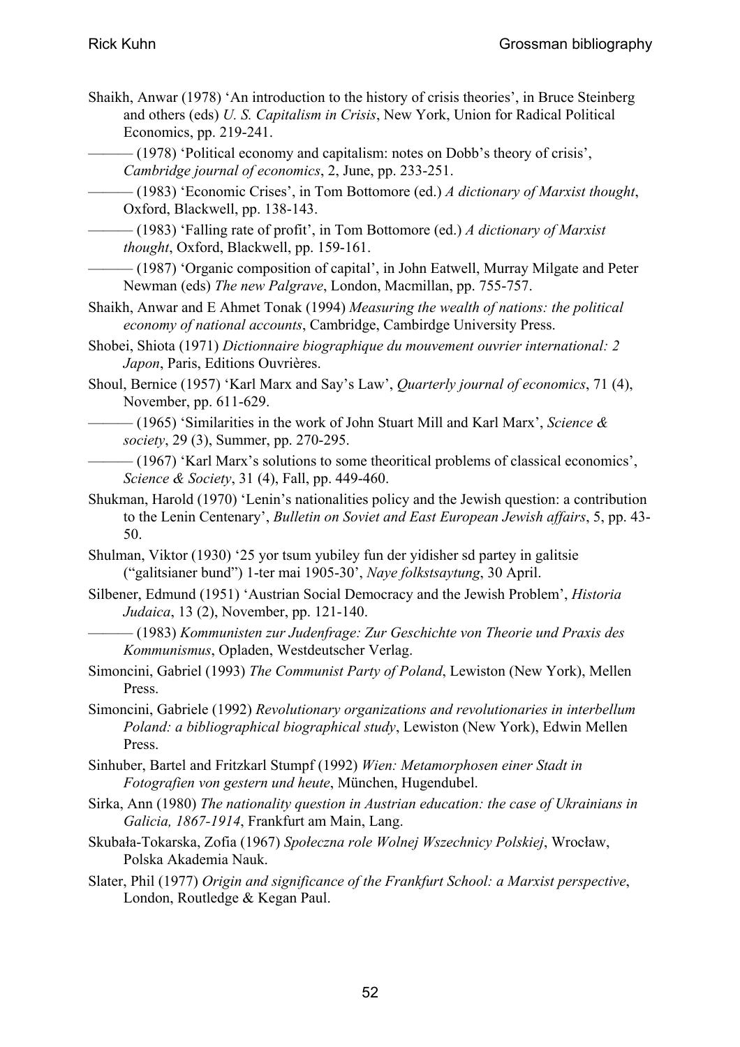Shaikh, Anwar (1978) 'An introduction to the history of crisis theories', in Bruce Steinberg and others (eds) *U. S. Capitalism in Crisis*, New York, Union for Radical Political Economics, pp. 219-241.

——— (1978) 'Political economy and capitalism: notes on Dobb's theory of crisis', *Cambridge journal of economics*, 2, June, pp. 233-251.

——— (1983) 'Economic Crises', in Tom Bottomore (ed.) *A dictionary of Marxist thought*, Oxford, Blackwell, pp. 138-143.

——— (1983) 'Falling rate of profit', in Tom Bottomore (ed.) *A dictionary of Marxist thought*, Oxford, Blackwell, pp. 159-161.

——— (1987) 'Organic composition of capital', in John Eatwell, Murray Milgate and Peter Newman (eds) *The new Palgrave*, London, Macmillan, pp. 755-757.

Shaikh, Anwar and E Ahmet Tonak (1994) *Measuring the wealth of nations: the political economy of national accounts*, Cambridge, Cambirdge University Press.

Shobei, Shiota (1971) *Dictionnaire biographique du mouvement ouvrier international: 2 Japon*, Paris, Editions Ouvrières.

Shoul, Bernice (1957) 'Karl Marx and Say's Law', *Quarterly journal of economics*, 71 (4), November, pp. 611-629.

——— (1965) 'Similarities in the work of John Stuart Mill and Karl Marx', *Science & society*, 29 (3), Summer, pp. 270-295.

——— (1967) 'Karl Marx's solutions to some theoritical problems of classical economics', *Science & Society*, 31 (4), Fall, pp. 449-460.

Shukman, Harold (1970) 'Lenin's nationalities policy and the Jewish question: a contribution to the Lenin Centenary', *Bulletin on Soviet and East European Jewish affairs*, 5, pp. 43-50.

Shulman, Viktor (1930) '25 yor tsum yubiley fun der yidisher sd partey in galitsie ("galitsianer bund") 1-ter mai 1905-30', *Naye folkstsaytung*, 30 April.

Silbener, Edmund (1951) 'Austrian Social Democracy and the Jewish Problem', *Historia Judaica*, 13 (2), November, pp. 121-140.

——— (1983) *Kommunisten zur Judenfrage: Zur Geschichte von Theorie und Praxis des Kommunismus*, Opladen, Westdeutscher Verlag.

Simoncini, Gabriel (1993) *The Communist Party of Poland*, Lewiston (New York), Mellen Press.

Simoncini, Gabriele (1992) *Revolutionary organizations and revolutionaries in interbellum Poland: a bibliographical biographical study*, Lewiston (New York), Edwin Mellen Press.

Sinhuber, Bartel and Fritzkarl Stumpf (1992) *Wien: Metamorphosen einer Stadt in Fotografien von gestern und heute*, München, Hugendubel.

Sirka, Ann (1980) *The nationality question in Austrian education: the case of Ukrainians in Galicia, 1867-1914*, Frankfurt am Main, Lang.

Skubała-Tokarska, Zofia (1967) *Społeczna role Wolnej Wszechnicy Polskiej*, Wrocław, Polska Akademia Nauk.

Slater, Phil (1977) *Origin and significance of the Frankfurt School: a Marxist perspective*, London, Routledge & Kegan Paul.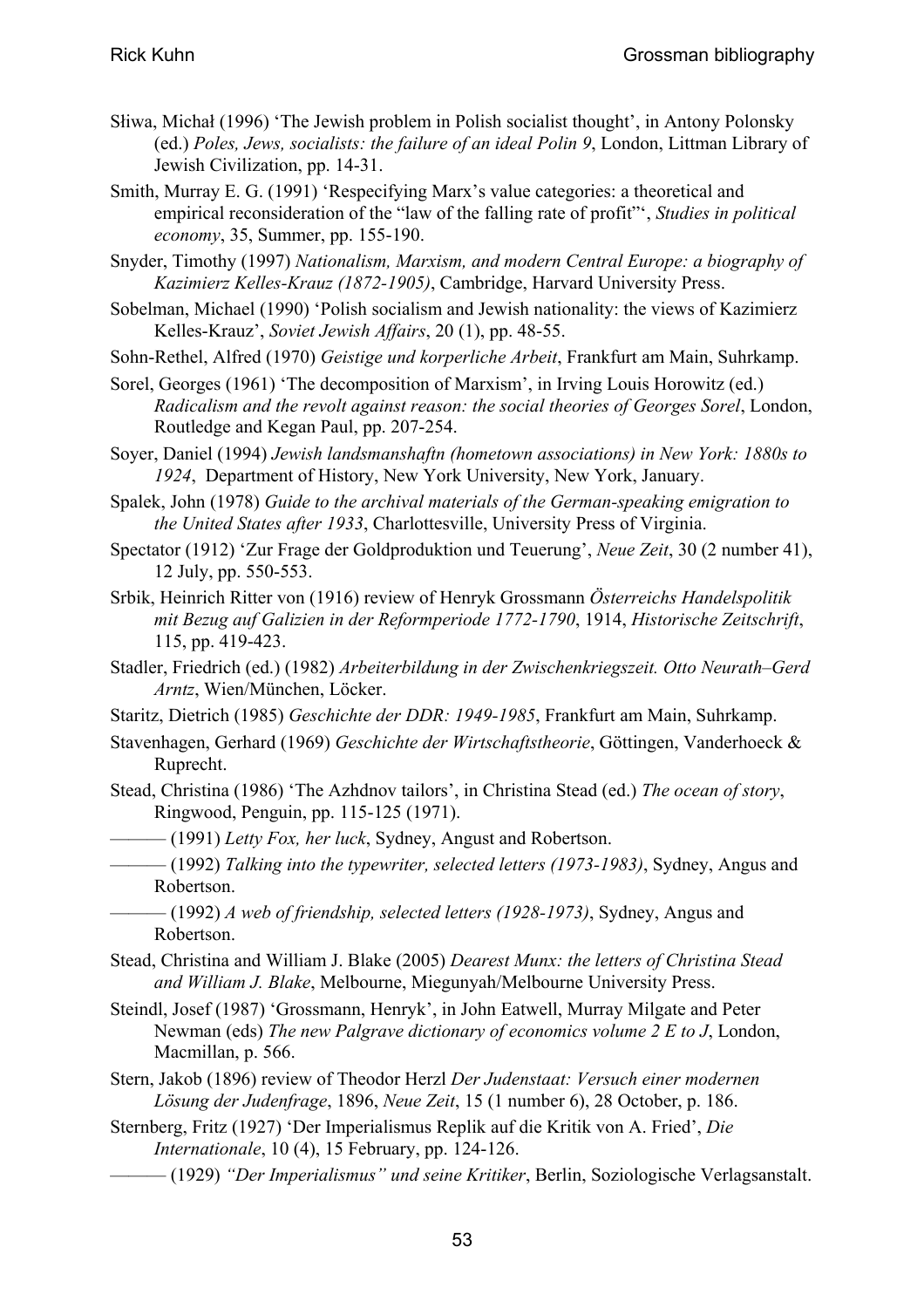Sliwa, Michał (1996) 'The Jewish problem in Polish socialist thought', in Antony Polonsky (ed.) *Poles, Jews, socialists: the failure of an ideal Polin 9*, London, Littman Library of Jewish Civilization, pp. 14-31.

Smith, Murray E. G. (1991) 'Respecifying Marx's value categories: a theoretical and empirical reconsideration of the "law of the falling rate of profit"', *Studies in political economy*, 35, Summer, pp. 155-190.

Snyder, Timothy (1997) *Nationalism, Marxism, and modern Central Europe: a biography of Kazimierz Kelles-Krauz (1872-1905)*, Cambridge, Harvard University Press.

Sobelman, Michael (1990) 'Polish socialism and Jewish nationality: the views of Kazimierz Kelles-Krauz', *Soviet Jewish Affairs*, 20 (1), pp. 48-55.

Sohn-Rethel, Alfred (1970) *Geistige und korperliche Arbeit*, Frankfurt am Main, Suhrkamp.

Sorel, Georges (1961) 'The decomposition of Marxism', in Irving Louis Horowitz (ed.) *Radicalism and the revolt against reason: the social theories of Georges Sorel*, London, Routledge and Kegan Paul, pp. 207-254.

Soyer, Daniel (1994) *Jewish landsmanshaftn (hometown associations) in New York: 1880s to 1924*, Department of History, New York University, New York, January.

Spalek, John (1978) *Guide to the archival materials of the German-speaking emigration to the United States after 1933*, Charlottesville, University Press of Virginia.

Spectator (1912) 'Zur Frage der Goldproduktion und Teuerung', *Neue Zeit*, 30 (2 number 41), 12 July, pp. 550-553.

Srbik, Heinrich Ritter von (1916) review of Henryk Grossmann *Österreichs Handelspolitik mit Bezug auf Galizien in der Reformperiode 1772-1790*, 1914, *Historische Zeitschrift*, 115, pp. 419-423.

Stadler, Friedrich (ed.) (1982) *Arbeiterbildung in der Zwischenkriegszeit. Otto Neurath–Gerd Arntz*, Wien/München, Löcker.

Staritz, Dietrich (1985) *Geschichte der DDR: 1949-1985*, Frankfurt am Main, Suhrkamp.

Stavenhagen, Gerhard (1969) *Geschichte der Wirtschaftstheorie*, Göttingen, Vanderhoeck & Ruprecht.

Stead, Christina (1986) 'The Azhdnov tailors', in Christina Stead (ed.) *The ocean of story*, Ringwood, Penguin, pp. 115-125 (1971).

——— (1991) *Letty Fox, her luck*, Sydney, Angust and Robertson.

——— (1992) *Talking into the typewriter, selected letters (1973-1983)*, Sydney, Angus and Robertson.

——— (1992) *A web of friendship, selected letters (1928-1973)*, Sydney, Angus and Robertson.

Stead, Christina and William J. Blake (2005) *Dearest Munx: the letters of Christina Stead and William J. Blake*, Melbourne, Miegunyah/Melbourne University Press.

Steindl, Josef (1987) 'Grossmann, Henryk', in John Eatwell, Murray Milgate and Peter Newman (eds) *The new Palgrave dictionary of economics volume 2 E to J*, London, Macmillan, p. 566.

Stern, Jakob (1896) review of Theodor Herzl *Der Judenstaat: Versuch einer modernen Lösung der Judenfrage*, 1896, *Neue Zeit*, 15 (1 number 6), 28 October, p. 186.

Sternberg, Fritz (1927) 'Der Imperialismus Replik auf die Kritik von A. Fried', *Die Internationale*, 10 (4), 15 February, pp. 124-126.

——— (1929) *"Der Imperialismus" und seine Kritiker*, Berlin, Soziologische Verlagsanstalt.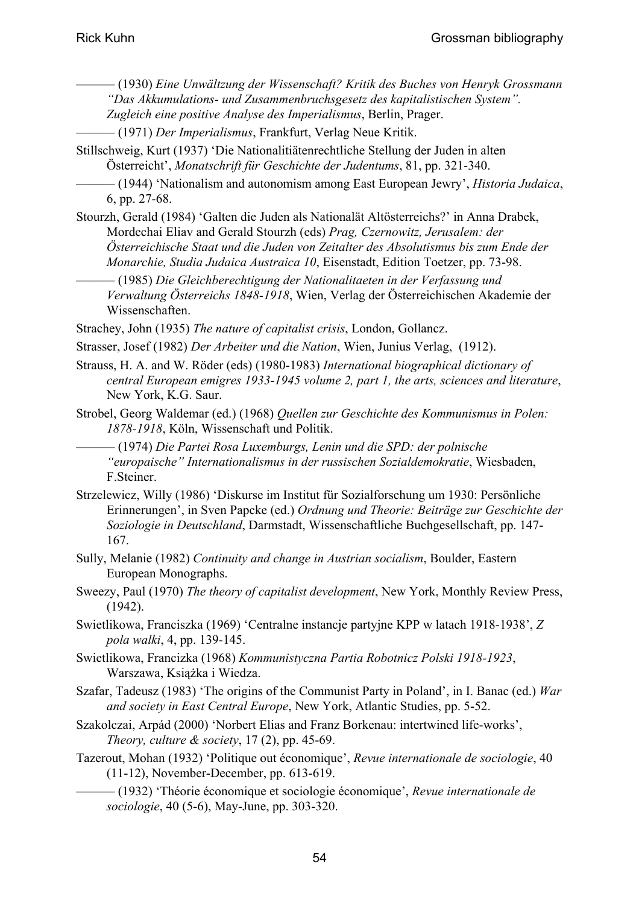——— (1930) *Eine Unwältzung der Wissenschaft? Kritik des Buches von Henryk Grossmann "Das Akkumulations- und Zusammenbruchsgesetz des kapitalistischen System". Zugleich eine positive Analyse des Imperialismus*, Berlin, Prager.

——— (1971) *Der Imperialismus*, Frankfurt, Verlag Neue Kritik.

Stillschweig, Kurt (1937) 'Die Nationalitiätenrechtliche Stellung der Juden in alten Österreicht', *Monatschrift für Geschichte der Judentums*, 81, pp. 321-340.

——— (1944) 'Nationalism and autonomism among East European Jewry', *Historia Judaica*, 6, pp. 27-68.

Stourzh, Gerald (1984) 'Galten die Juden als Nationalät Altösterreichs?' in Anna Drabek, Mordechai Eliav and Gerald Stourzh (eds) *Prag, Czernowitz, Jerusalem: der Österreichische Staat und die Juden von Zeitalter des Absolutismus bis zum Ende der Monarchie, Studia Judaica Austraica 10*, Eisenstadt, Edition Toetzer, pp. 73-98.

——— (1985) *Die Gleichberechtigung der Nationalitaeten in der Verfassung und Verwaltung Österreichs 1848-1918*, Wien, Verlag der Österreichischen Akademie der Wissenschaften.

Strachey, John (1935) *The nature of capitalist crisis*, London, Gollancz.

Strasser, Josef (1982) *Der Arbeiter und die Nation*, Wien, Junius Verlag, (1912).

Strauss, H. A. and W. Röder (eds) (1980-1983) *International biographical dictionary of central European emigres 1933-1945 volume 2, part 1, the arts, sciences and literature*, New York, K.G. Saur.

Strobel, Georg Waldemar (ed.) (1968) *Quellen zur Geschichte des Kommunismus in Polen: 1878-1918*, Köln, Wissenschaft und Politik.

——— (1974) *Die Partei Rosa Luxemburgs, Lenin und die SPD: der polnische "europaische" Internationalismus in der russischen Sozialdemokratie*, Wiesbaden, F.Steiner.

Strzelewicz, Willy (1986) 'Diskurse im Institut für Sozialforschung um 1930: Persönliche Erinnerungen', in Sven Papcke (ed.) *Ordnung und Theorie: Beiträge zur Geschichte der Soziologie in Deutschland*, Darmstadt, Wissenschaftliche Buchgesellschaft, pp. 147-167.

Sully, Melanie (1982) *Continuity and change in Austrian socialism*, Boulder, Eastern European Monographs.

Sweezy, Paul (1970) *The theory of capitalist development*, New York, Monthly Review Press, (1942).

Swietlikowa, Franciszka (1969) 'Centralne instancje partyjne KPP w latach 1918-1938', *Z pola walki*, 4, pp. 139-145.

Swietlikowa, Francizka (1968) *Kommunistyczna Partia Robotnicz Polski 1918-1923*, Warszawa, Książka i Wiedza.

Szafar, Tadeusz (1983) 'The origins of the Communist Party in Poland', in I. Banac (ed.) *War and society in East Central Europe*, New York, Atlantic Studies, pp. 5-52.

Szakolczai, Arpád (2000) 'Norbert Elias and Franz Borkenau: intertwined life-works', *Theory, culture & society*, 17 (2), pp. 45-69.

Tazerout, Mohan (1932) 'Politique out économique', *Revue internationale de sociologie*, 40 (11-12), November-December, pp. 613-619.

——— (1932) 'Théorie économique et sociologie économique', *Revue internationale de sociologie*, 40 (5-6), May-June, pp. 303-320.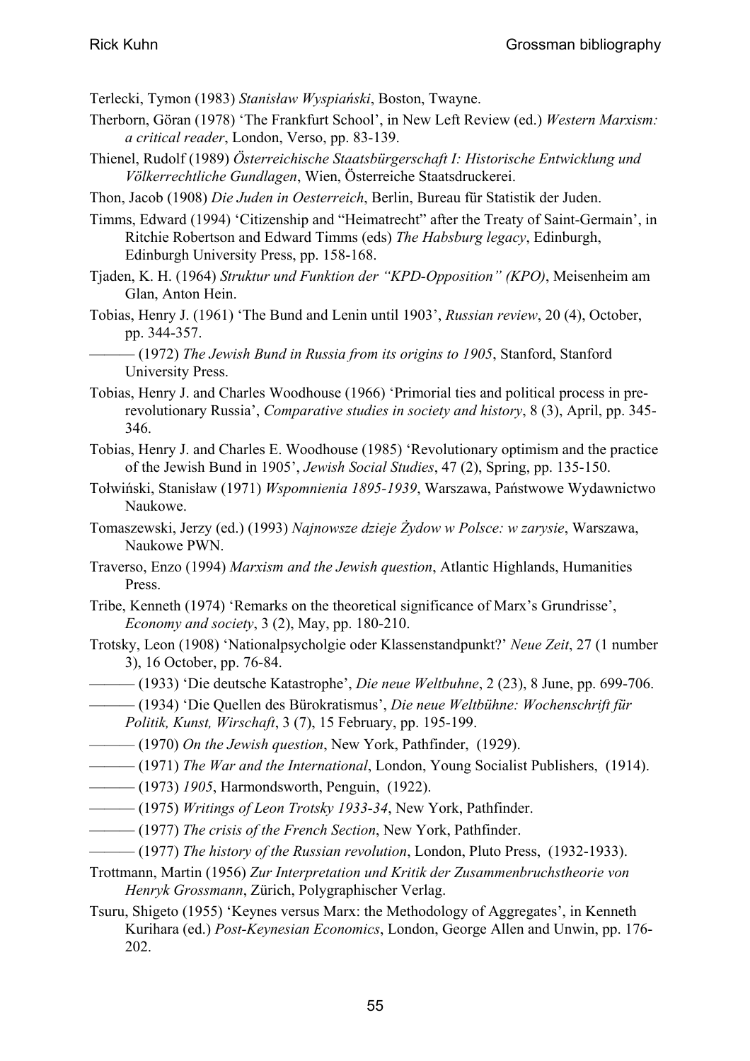Terlecki, Tymon (1983) *Stanisław Wyspiański*, Boston, Twayne.

Therborn, Göran (1978) 'The Frankfurt School', in New Left Review (ed.) *Western Marxism: a critical reader*, London, Verso, pp. 83-139.

Thienel, Rudolf (1989) *Österreichische Staatsbürgerschaft I: Historische Entwicklung und Völkerrechtliche Gundlagen*, Wien, Österreiche Staatsdruckerei.

Thon, Jacob (1908) *Die Juden in Oesterreich*, Berlin, Bureau für Statistik der Juden.

Timms, Edward (1994) 'Citizenship and "Heimatrecht" after the Treaty of Saint-Germain', in Ritchie Robertson and Edward Timms (eds) *The Habsburg legacy*, Edinburgh, Edinburgh University Press, pp. 158-168.

Tjaden, K. H. (1964) *Struktur und Funktion der "KPD-Opposition" (KPO)*, Meisenheim am Glan, Anton Hein.

Tobias, Henry J. (1961) 'The Bund and Lenin until 1903', *Russian review*, 20 (4), October, pp. 344-357.

——— (1972) *The Jewish Bund in Russia from its origins to 1905*, Stanford, Stanford University Press.

Tobias, Henry J. and Charles Woodhouse (1966) 'Primorial ties and political process in pre-revolutionary Russia', *Comparative studies in society and history*, 8 (3), April, pp. 345-346.

Tobias, Henry J. and Charles E. Woodhouse (1985) 'Revolutionary optimism and the practice of the Jewish Bund in 1905', *Jewish Social Studies*, 47 (2), Spring, pp. 135-150.

Tołwiński, Stanisław (1971) *Wspomnienia 1895-1939*, Warszawa, Państwowe Wydawnictwo Naukowe.

Tomaszewski, Jerzy (ed.) (1993) *Najnowsze dzieje Żydow w Polsce: w zarysie*, Warszawa, Naukowe PWN.

Traverso, Enzo (1994) *Marxism and the Jewish question*, Atlantic Highlands, Humanities Press.

Tribe, Kenneth (1974) 'Remarks on the theoretical significance of Marx's Grundrisse', *Economy and society*, 3 (2), May, pp. 180-210.

Trotsky, Leon (1908) 'Nationalpsycholgie oder Klassenstandpunkt?' *Neue Zeit*, 27 (1 number 3), 16 October, pp. 76-84.

——— (1933) 'Die deutsche Katastrophe', *Die neue Weltbuhne*, 2 (23), 8 June, pp. 699-706.

——— (1934) 'Die Quellen des Bürokratismus', *Die neue Weltbühne: Wochenschrift für Politik, Kunst, Wirschaft*, 3 (7), 15 February, pp. 195-199.

——— (1970) *On the Jewish question*, New York, Pathfinder, (1929).

——— (1971) *The War and the International*, London, Young Socialist Publishers, (1914).

——— (1973) *1905*, Harmondsworth, Penguin, (1922).

——— (1975) *Writings of Leon Trotsky 1933-34*, New York, Pathfinder.

——— (1977) *The crisis of the French Section*, New York, Pathfinder.

——— (1977) *The history of the Russian revolution*, London, Pluto Press, (1932-1933).

Trottmann, Martin (1956) *Zur Interpretation und Kritik der Zusammenbruchstheorie von Henryk Grossmann*, Zürich, Polygraphischer Verlag.

Tsuru, Shigeto (1955) 'Keynes versus Marx: the Methodology of Aggregates', in Kenneth Kurihara (ed.) *Post-Keynesian Economics*, London, George Allen and Unwin, pp. 176-202.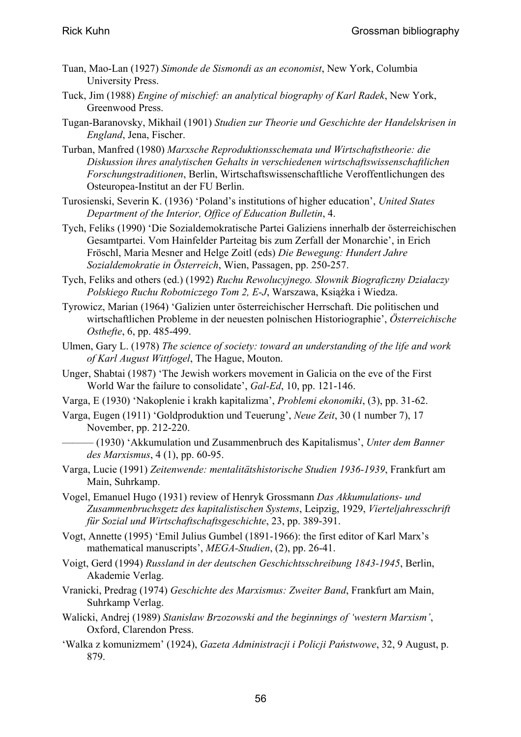Tuan, Mao-Lan (1927) *Simonde de Sismondi as an economist*, New York, Columbia University Press.

Tuck, Jim (1988) *Engine of mischief: an analytical biography of Karl Radek*, New York, Greenwood Press.

Tugan-Baranovsky, Mikhail (1901) *Studien zur Theorie und Geschichte der Handelskrisen in England*, Jena, Fischer.

Turban, Manfred (1980) *Marxsche Reproduktionsschemata und Wirtschaftstheorie: die Diskussion ihres analytischen Gehalts in verschiedenen wirtschaftswissenschaftlichen Forschungstraditionen*, Berlin, Wirtschaftswissenschaftliche Veroffentlichungen des Osteuropea-Institut an der FU Berlin.

Turosienski, Severin K. (1936) 'Poland's institutions of higher education', *United States Department of the Interior, Office of Education Bulletin*, 4.

Tych, Feliks (1990) 'Die Sozialdemokratische Partei Galiziens innerhalb der österreichischen Gesamtpartei. Vom Hainfelder Parteitag bis zum Zerfall der Monarchie', in Erich Fröschl, Maria Mesner and Helge Zoitl (eds) *Die Bewegung: Hundert Jahre Sozialdemokratie in Österreich*, Wien, Passagen, pp. 250-257.

Tych, Feliks and others (ed.) (1992) *Ruchu Rewolucyjnego. Słownik Biograficzny Działaczy Polskiego Ruchu Robotniczego Tom 2, E-J*, Warszawa, Książka i Wiedza.

Tyrowicz, Marian (1964) 'Galizien unter österreichischer Herrschaft. Die politischen und wirtschaftlichen Probleme in der neuesten polnischen Historiographie', *Österreichische Osthefte*, 6, pp. 485-499.

Ulmen, Gary L. (1978) *The science of society: toward an understanding of the life and work of Karl August Wittfogel*, The Hague, Mouton.

Unger, Shabtai (1987) 'The Jewish workers movement in Galicia on the eve of the First World War the failure to consolidate', *Gal-Ed*, 10, pp. 121-146.

Varga, E (1930) 'Nakoplenie i krakh kapitalizma', *Problemi ekonomiki*, (3), pp. 31-62.

Varga, Eugen (1911) 'Goldproduktion und Teuerung', *Neue Zeit*, 30 (1 number 7), 17 November, pp. 212-220.

——— (1930) 'Akkumulation und Zusammenbruch des Kapitalismus', *Unter dem Banner des Marxismus*, 4 (1), pp. 60-95.

Varga, Lucie (1991) *Zeitenwende: mentalitätshistorische Studien 1936-1939*, Frankfurt am Main, Suhrkamp.

Vogel, Emanuel Hugo (1931) review of Henryk Grossmann *Das Akkumulations- und Zusammenbruchsgetz des kapitalistischen Systems*, Leipzig, 1929, *Vierteljahresschrift für Sozial und Wirtschaftschaftsgeschichte*, 23, pp. 389-391.

Vogt, Annette (1995) 'Emil Julius Gumbel (1891-1966): the first editor of Karl Marx's mathematical manuscripts', *MEGA-Studien*, (2), pp. 26-41.

Voigt, Gerd (1994) *Russland in der deutschen Geschichtsschreibung 1843-1945*, Berlin, Akademie Verlag.

Vranicki, Predrag (1974) *Geschichte des Marxismus: Zweiter Band*, Frankfurt am Main, Suhrkamp Verlag.

Walicki, Andrej (1989) *Stanisław Brzozowski and the beginnings of 'western Marxism'*, Oxford, Clarendon Press.

'Walka z komunizmem' (1924), *Gazeta Administracji i Policji Państwowe*, 32, 9 August, p. 879.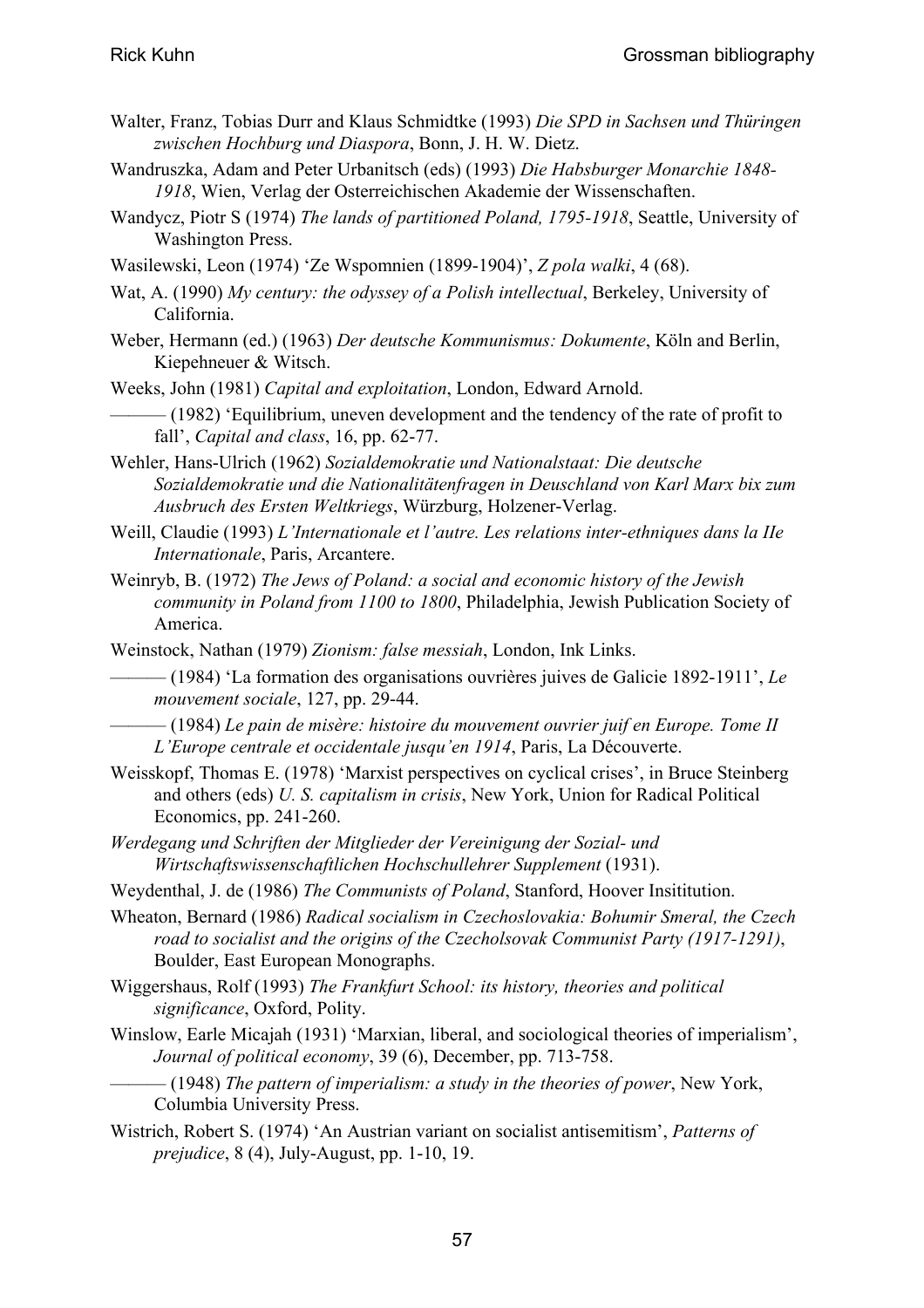Walter, Franz, Tobias Durr and Klaus Schmidtke (1993) *Die SPD in Sachsen und Thüringen zwischen Hochburg und Diaspora*, Bonn, J. H. W. Dietz.

Wandruszka, Adam and Peter Urbanitsch (eds) (1993) *Die Habsburger Monarchie 1848-1918*, Wien, Verlag der Osterreichischen Akademie der Wissenschaften.

Wandycz, Piotr S (1974) *The lands of partitioned Poland, 1795-1918*, Seattle, University of Washington Press.

Wasilewski, Leon (1974) 'Ze Wspomnien (1899-1904)', *Z pola walki*, 4 (68).

Wat, A. (1990) *My century: the odyssey of a Polish intellectual*, Berkeley, University of California.

Weber, Hermann (ed.) (1963) *Der deutsche Kommunismus: Dokumente*, Köln and Berlin, Kiepehneuer & Witsch.

Weeks, John (1981) *Capital and exploitation*, London, Edward Arnold.

——— (1982) 'Equilibrium, uneven development and the tendency of the rate of profit to fall', *Capital and class*, 16, pp. 62-77.

Wehler, Hans-Ulrich (1962) *Sozialdemokratie und Nationalstaat: Die deutsche Sozialdemokratie und die Nationalitätenfragen in Deuschland von Karl Marx bix zum Ausbruch des Ersten Weltkriegs*, Würzburg, Holzener-Verlag.

Weill, Claudie (1993) *L'Internationale et l'autre. Les relations inter-ethniques dans la IIe Internationale*, Paris, Arcantere.

Weinryb, B. (1972) *The Jews of Poland: a social and economic history of the Jewish community in Poland from 1100 to 1800*, Philadelphia, Jewish Publication Society of America.

Weinstock, Nathan (1979) *Zionism: false messiah*, London, Ink Links.

——— (1984) 'La formation des organisations ouvrières juives de Galicie 1892-1911', *Le mouvement sociale*, 127, pp. 29-44.

——— (1984) *Le pain de misère: histoire du mouvement ouvrier juif en Europe. Tome II L'Europe centrale et occidentale jusqu'en 1914*, Paris, La Découverte.

Weisskopf, Thomas E. (1978) 'Marxist perspectives on cyclical crises', in Bruce Steinberg and others (eds) *U. S. capitalism in crisis*, New York, Union for Radical Political Economics, pp. 241-260.

*Werdegang und Schriften der Mitglieder der Vereinigung der Sozial- und Wirtschaftswissenschaftlichen Hochschullehrer Supplement* (1931).

Weydenthal, J. de (1986) *The Communists of Poland*, Stanford, Hoover Insititution.

Wheaton, Bernard (1986) *Radical socialism in Czechoslovakia: Bohumir Smeral, the Czech road to socialist and the origins of the Czecholsovak Communist Party (1917-1291)*, Boulder, East European Monographs.

Wiggershaus, Rolf (1993) *The Frankfurt School: its history, theories and political significance*, Oxford, Polity.

Winslow, Earle Micajah (1931) 'Marxian, liberal, and sociological theories of imperialism', *Journal of political economy*, 39 (6), December, pp. 713-758.

——— (1948) *The pattern of imperialism: a study in the theories of power*, New York, Columbia University Press.

Wistrich, Robert S. (1974) 'An Austrian variant on socialist antisemitism', *Patterns of prejudice*, 8 (4), July-August, pp. 1-10, 19.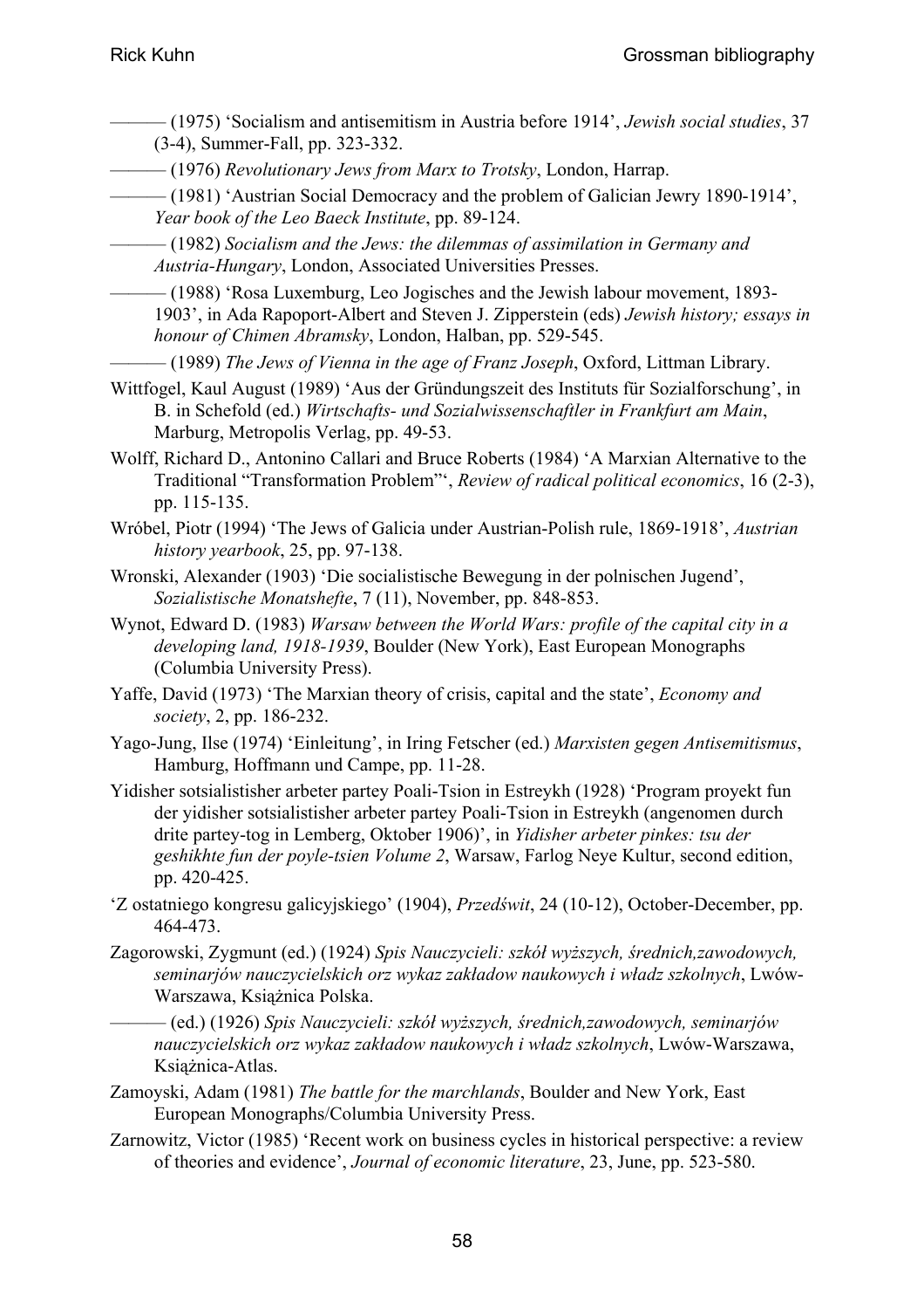——— (1975) 'Socialism and antisemitism in Austria before 1914', *Jewish social studies*, 37 (3-4), Summer-Fall, pp. 323-332.

——— (1976) *Revolutionary Jews from Marx to Trotsky*, London, Harrap.

——— (1981) 'Austrian Social Democracy and the problem of Galician Jewry 1890-1914', *Year book of the Leo Baeck Institute*, pp. 89-124.

——— (1982) *Socialism and the Jews: the dilemmas of assimilation in Germany and Austria-Hungary*, London, Associated Universities Presses.

——— (1988) 'Rosa Luxemburg, Leo Jogisches and the Jewish labour movement, 1893-1903', in Ada Rapoport-Albert and Steven J. Zipperstein (eds) *Jewish history; essays in honour of Chimen Abramsky*, London, Halban, pp. 529-545.

——— (1989) *The Jews of Vienna in the age of Franz Joseph*, Oxford, Littman Library.

Wittfogel, Kaul August (1989) 'Aus der Gründungszeit des Instituts für Sozialforschung', in B. in Schefold (ed.) *Wirtschafts- und Sozialwissenschaftler in Frankfurt am Main*, Marburg, Metropolis Verlag, pp. 49-53.

Wolff, Richard D., Antonino Callari and Bruce Roberts (1984) 'A Marxian Alternative to the Traditional "Transformation Problem"', *Review of radical political economics*, 16 (2-3), pp. 115-135.

Wróbel, Piotr (1994) 'The Jews of Galicia under Austrian-Polish rule, 1869-1918', *Austrian history yearbook*, 25, pp. 97-138.

Wronski, Alexander (1903) 'Die socialistische Bewegung in der polnischen Jugend', *Sozialistische Monatshefte*, 7 (11), November, pp. 848-853.

Wynot, Edward D. (1983) *Warsaw between the World Wars: profile of the capital city in a developing land, 1918-1939*, Boulder (New York), East European Monographs (Columbia University Press).

Yaffe, David (1973) 'The Marxian theory of crisis, capital and the state', *Economy and society*, 2, pp. 186-232.

Yago-Jung, Ilse (1974) 'Einleitung', in Iring Fetscher (ed.) *Marxisten gegen Antisemitismus*, Hamburg, Hoffmann und Campe, pp. 11-28.

Yidisher sotsialistisher arbeter partey Poali-Tsion in Estreykh (1928) 'Program proyekt fun der yidisher sotsialistisher arbeter partey Poali-Tsion in Estreykh (angenomen durch drite partey-tog in Lemberg, Oktober 1906)', in *Yidisher arbeter pinkes: tsu der geshikhte fun der poyle-tsien Volume 2*, Warsaw, Farlog Neye Kultur, second edition, pp. 420-425.

'Z ostatniego kongresu galicyjskiego' (1904), *Przedświt*, 24 (10-12), October-December, pp. 464-473.

Zagorowski, Zygmunt (ed.) (1924) *Spis Nauczycieli: szkół wyższych, średnich,zawodowych, seminarjów nauczycielskich orz wykaz zakładow naukowych i władz szkolnych*, Lwów-Warszawa, Książnica Polska.

——— (ed.) (1926) *Spis Nauczycieli: szkół wyższych, średnich,zawodowych, seminarjów nauczycielskich orz wykaz zakładow naukowych i władz szkolnych*, Lwów-Warszawa, Książnica-Atlas.

Zamoyski, Adam (1981) *The battle for the marchlands*, Boulder and New York, East European Monographs/Columbia University Press.

Zarnowitz, Victor (1985) 'Recent work on business cycles in historical perspective: a review of theories and evidence', *Journal of economic literature*, 23, June, pp. 523-580.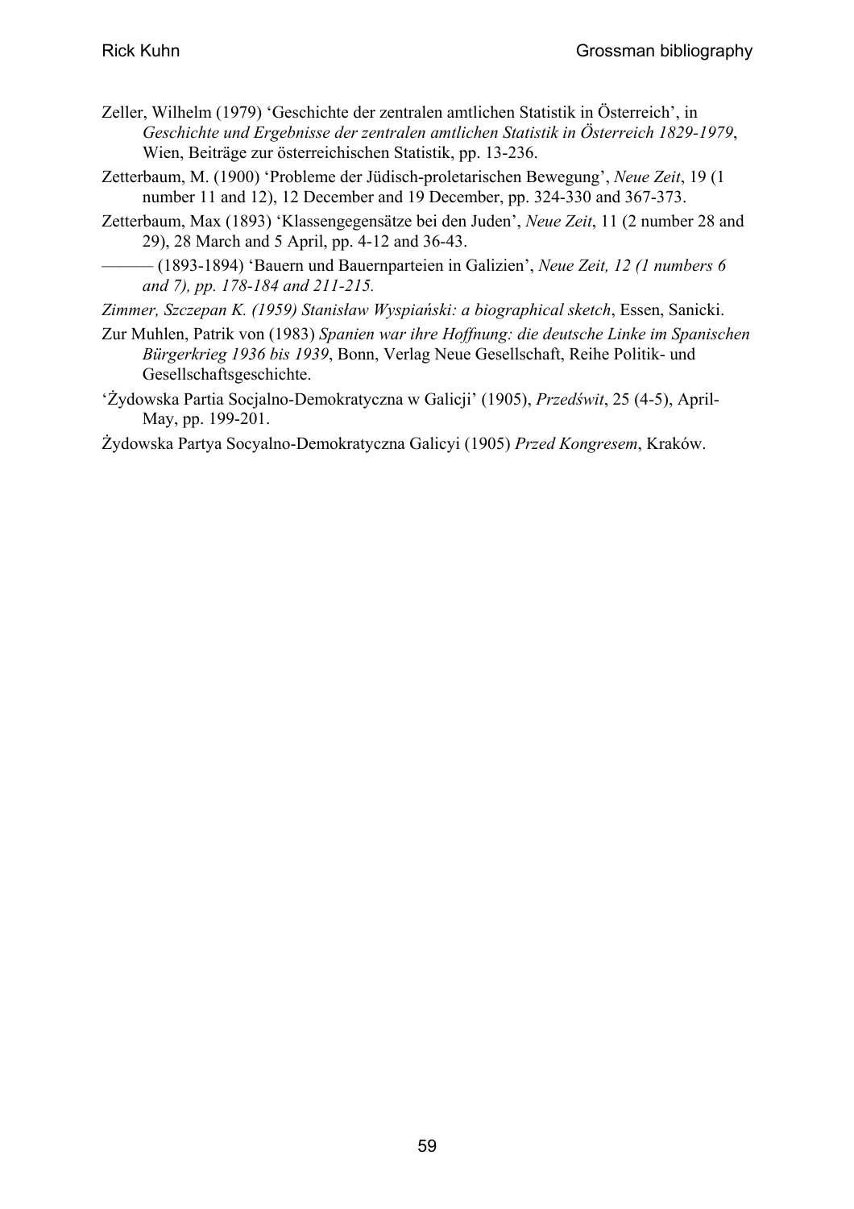Zeller, Wilhelm (1979) 'Geschichte der zentralen amtlichen Statistik in Österreich', in *Geschichte und Ergebnisse der zentralen amtlichen Statistik in Österreich 1829-1979*, Wien, Beiträge zur österreichischen Statistik, pp. 13-236.

Zetterbaum, M. (1900) 'Probleme der Jüdisch-proletarischen Bewegung', *Neue Zeit*, 19 (1 number 11 and 12), 12 December and 19 December, pp. 324-330 and 367-373.

Zetterbaum, Max (1893) 'Klassengegensätze bei den Juden', *Neue Zeit*, 11 (2 number 28 and 29), 28 March and 5 April, pp. 4-12 and 36-43.

——— (1893-1894) 'Bauern und Bauernparteien in Galizien', *Neue Zeit, 12 (1 numbers 6 and 7), pp. 178-184 and 211-215.*

*Zimmer, Szczepan K. (1959) Stanisław Wyspiański: a biographical sketch*, Essen, Sanicki.

Zur Muhlen, Patrik von (1983) *Spanien war ihre Hoffnung: die deutsche Linke im Spanischen Bürgerkrieg 1936 bis 1939*, Bonn, Verlag Neue Gesellschaft, Reihe Politik- und Gesellschaftsgeschichte.

'Żydowska Partia Socjalno-Demokratyczna w Galicji' (1905), *Przedświt*, 25 (4-5), April-May, pp. 199-201.

Żydowska Partya Socyalno-Demokratyczna Galicyi (1905) *Przed Kongresem*, Kraków.